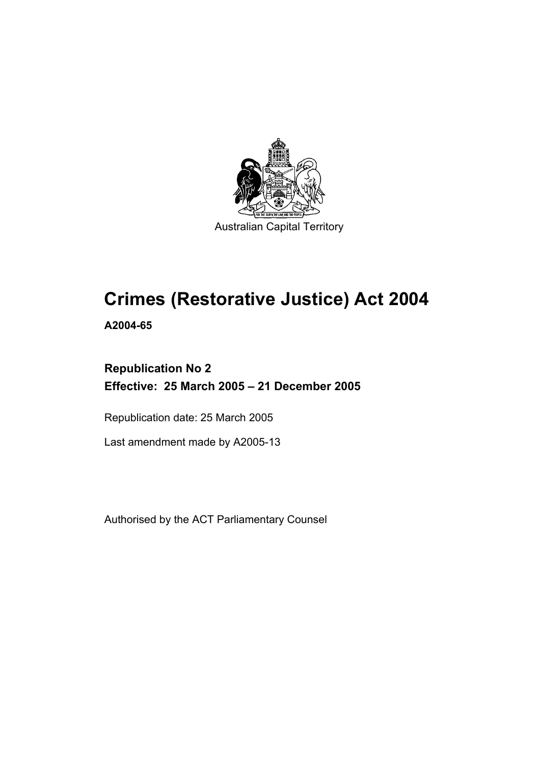Australian Capital Territory

# Crimes (Restorative Justice) Act 2004

**A2004-65**

**Republication No 2**
**Effective: 25 March 2005 – 21 December 2005**

Republication date: 25 March 2005

Last amendment made by A2005-13

Authorised by the ACT Parliamentary Counsel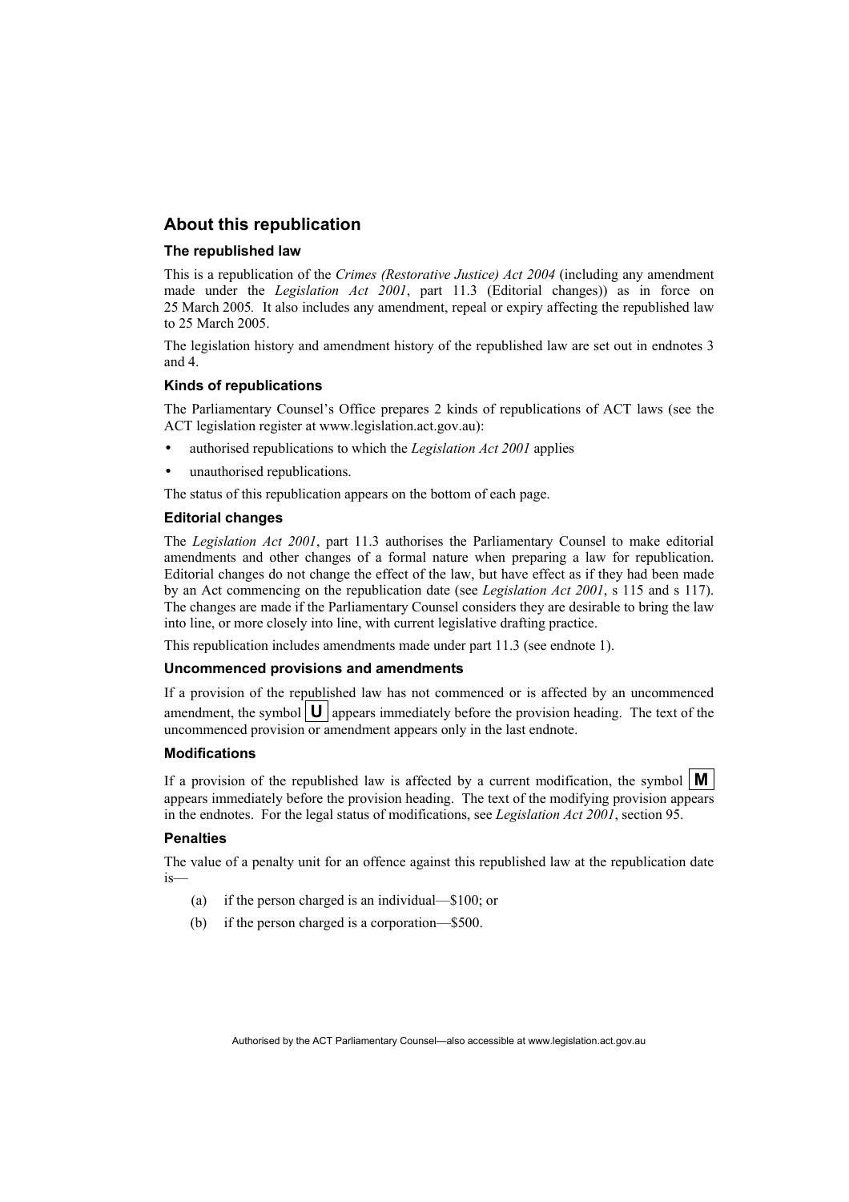## About this republication

### The republished law

This is a republication of the *Crimes (Restorative Justice) Act 2004* (including any amendment made under the *Legislation Act 2001*, part 11.3 (Editorial changes)) as in force on 25 March 2005. It also includes any amendment, repeal or expiry affecting the republished law to 25 March 2005.

The legislation history and amendment history of the republished law are set out in endnotes 3 and 4.

### Kinds of republications

The Parliamentary Counsel's Office prepares 2 kinds of republications of ACT laws (see the ACT legislation register at www.legislation.act.gov.au):

- authorised republications to which the *Legislation Act 2001* applies
- unauthorised republications.

The status of this republication appears on the bottom of each page.

### Editorial changes

The *Legislation Act 2001*, part 11.3 authorises the Parliamentary Counsel to make editorial amendments and other changes of a formal nature when preparing a law for republication. Editorial changes do not change the effect of the law, but have effect as if they had been made by an Act commencing on the republication date (see *Legislation Act 2001*, s 115 and s 117). The changes are made if the Parliamentary Counsel considers they are desirable to bring the law into line, or more closely into line, with current legislative drafting practice.

This republication includes amendments made under part 11.3 (see endnote 1).

### Uncommenced provisions and amendments

If a provision of the republished law has not commenced or is affected by an uncommenced amendment, the symbol **U** appears immediately before the provision heading. The text of the uncommenced provision or amendment appears only in the last endnote.

### Modifications

If a provision of the republished law is affected by a current modification, the symbol **M** appears immediately before the provision heading. The text of the modifying provision appears in the endnotes. For the legal status of modifications, see *Legislation Act 2001*, section 95.

### Penalties

The value of a penalty unit for an offence against this republished law at the republication date is—

(a) if the person charged is an individual—$100; or

(b) if the person charged is a corporation—$500.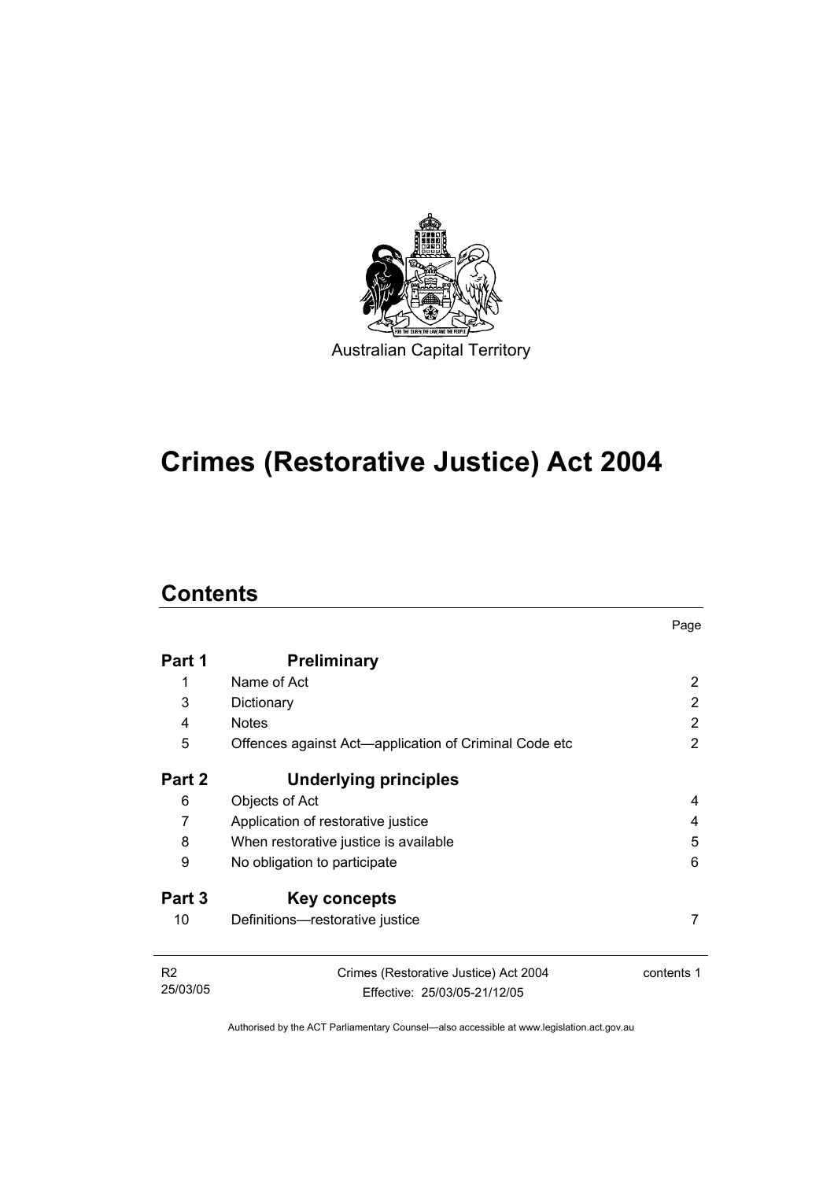Australian Capital Territory

# Crimes (Restorative Justice) Act 2004

## Contents

| | | Page |
|---|---|---|
| **Part 1** | **Preliminary** | |
| 1 | Name of Act | 2 |
| 3 | Dictionary | 2 |
| 4 | Notes | 2 |
| 5 | Offences against Act—application of Criminal Code etc | 2 |
| **Part 2** | **Underlying principles** | |
| 6 | Objects of Act | 4 |
| 7 | Application of restorative justice | 4 |
| 8 | When restorative justice is available | 5 |
| 9 | No obligation to participate | 6 |
| **Part 3** | **Key concepts** | |
| 10 | Definitions—restorative justice | 7 |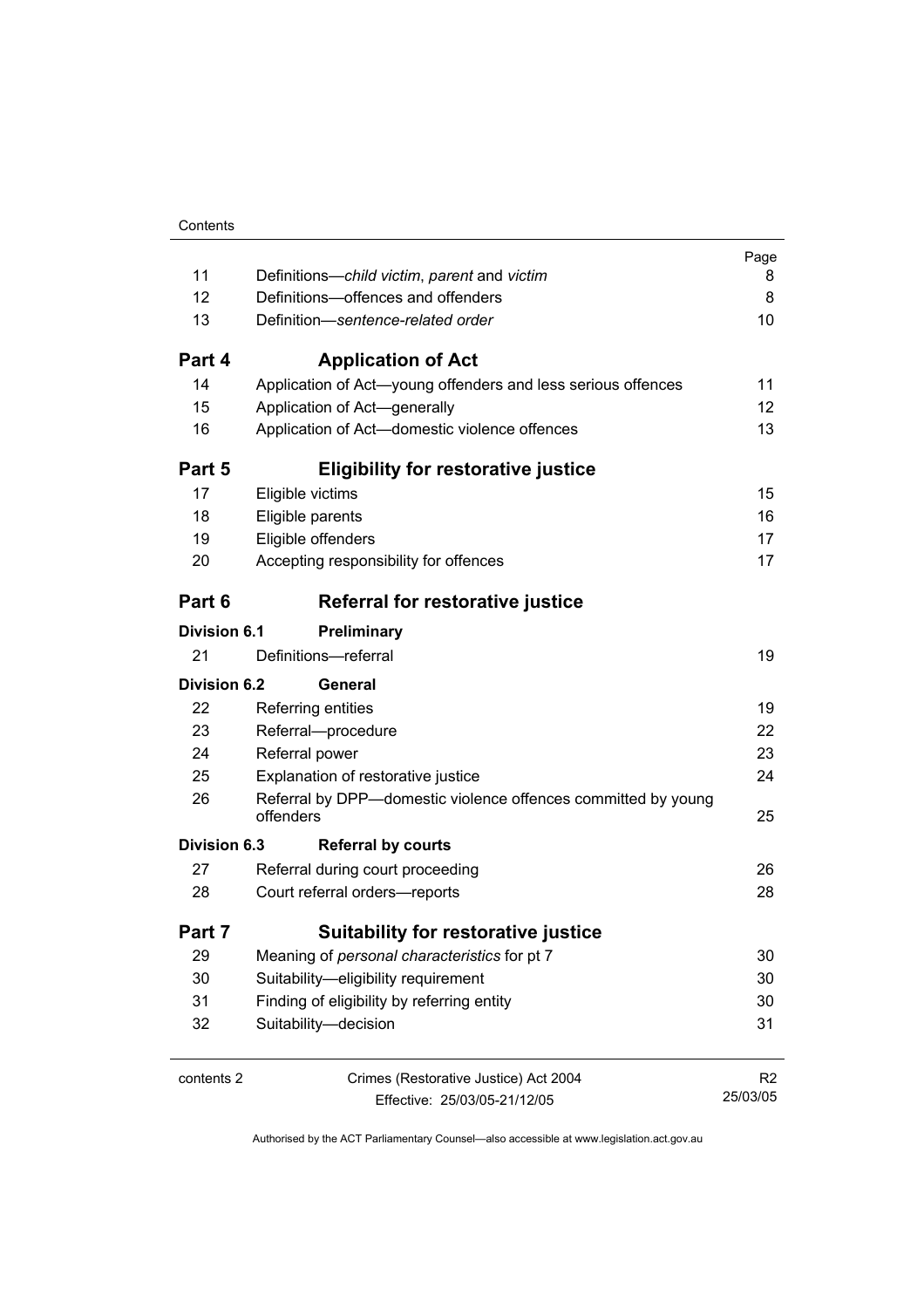| | | Page |
|---|---|---|
| 11 | Definitions—*child victim*, *parent* and *victim* | 8 |
| 12 | Definitions—offences and offenders | 8 |
| 13 | Definition—*sentence-related order* | 10 |
| **Part 4** | **Application of Act** | |
| 14 | Application of Act—young offenders and less serious offences | 11 |
| 15 | Application of Act—generally | 12 |
| 16 | Application of Act—domestic violence offences | 13 |
| **Part 5** | **Eligibility for restorative justice** | |
| 17 | Eligible victims | 15 |
| 18 | Eligible parents | 16 |
| 19 | Eligible offenders | 17 |
| 20 | Accepting responsibility for offences | 17 |
| **Part 6** | **Referral for restorative justice** | |
| **Division 6.1** | **Preliminary** | |
| 21 | Definitions—referral | 19 |
| **Division 6.2** | **General** | |
| 22 | Referring entities | 19 |
| 23 | Referral—procedure | 22 |
| 24 | Referral power | 23 |
| 25 | Explanation of restorative justice | 24 |
| 26 | Referral by DPP—domestic violence offences committed by young offenders | 25 |
| **Division 6.3** | **Referral by courts** | |
| 27 | Referral during court proceeding | 26 |
| 28 | Court referral orders—reports | 28 |
| **Part 7** | **Suitability for restorative justice** | |
| 29 | Meaning of *personal characteristics* for pt 7 | 30 |
| 30 | Suitability—eligibility requirement | 30 |
| 31 | Finding of eligibility by referring entity | 30 |
| 32 | Suitability—decision | 31 |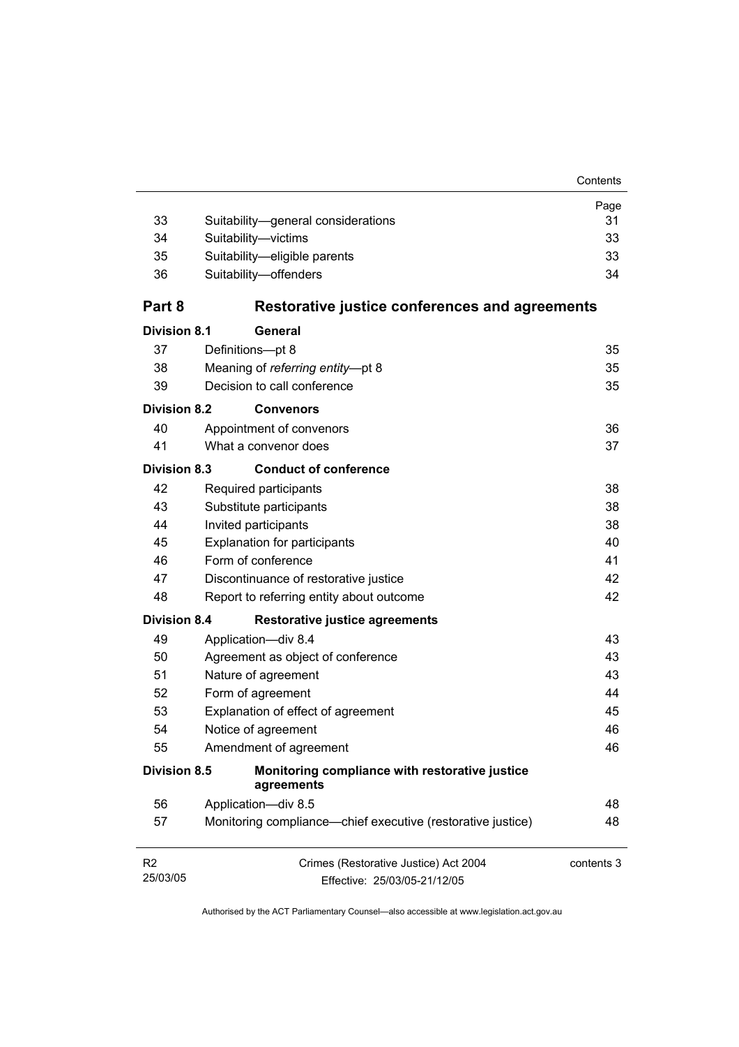| | | Page |
|---|---|---|
| 33 | Suitability—general considerations | 31 |
| 34 | Suitability—victims | 33 |
| 35 | Suitability—eligible parents | 33 |
| 36 | Suitability—offenders | 34 |

## Part 8 Restorative justice conferences and agreements

### Division 8.1 General

| | | |
|---|---|---|
| 37 | Definitions—pt 8 | 35 |
| 38 | Meaning of *referring entity*—pt 8 | 35 |
| 39 | Decision to call conference | 35 |

### Division 8.2 Convenors

| | | |
|---|---|---|
| 40 | Appointment of convenors | 36 |
| 41 | What a convenor does | 37 |

### Division 8.3 Conduct of conference

| | | |
|---|---|---|
| 42 | Required participants | 38 |
| 43 | Substitute participants | 38 |
| 44 | Invited participants | 38 |
| 45 | Explanation for participants | 40 |
| 46 | Form of conference | 41 |
| 47 | Discontinuance of restorative justice | 42 |
| 48 | Report to referring entity about outcome | 42 |

### Division 8.4 Restorative justice agreements

| | | |
|---|---|---|
| 49 | Application—div 8.4 | 43 |
| 50 | Agreement as object of conference | 43 |
| 51 | Nature of agreement | 43 |
| 52 | Form of agreement | 44 |
| 53 | Explanation of effect of agreement | 45 |
| 54 | Notice of agreement | 46 |
| 55 | Amendment of agreement | 46 |

### Division 8.5 Monitoring compliance with restorative justice agreements

| | | |
|---|---|---|
| 56 | Application—div 8.5 | 48 |
| 57 | Monitoring compliance—chief executive (restorative justice) | 48 |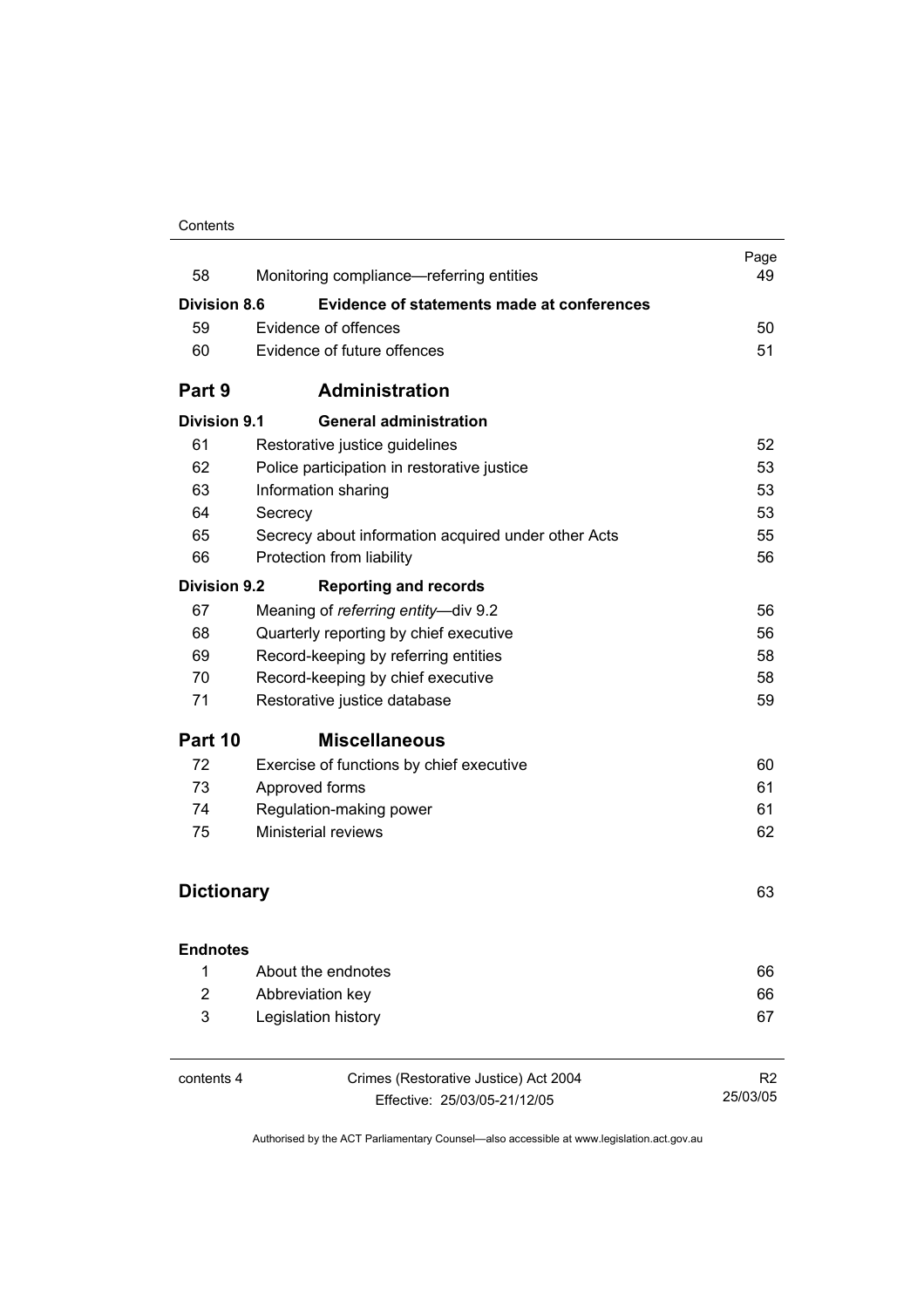| | | Page |
|---|---|---|
| 58 | Monitoring compliance—referring entities | 49 |
| **Division 8.6** | **Evidence of statements made at conferences** | |
| 59 | Evidence of offences | 50 |
| 60 | Evidence of future offences | 51 |
| **Part 9** | **Administration** | |
| **Division 9.1** | **General administration** | |
| 61 | Restorative justice guidelines | 52 |
| 62 | Police participation in restorative justice | 53 |
| 63 | Information sharing | 53 |
| 64 | Secrecy | 53 |
| 65 | Secrecy about information acquired under other Acts | 55 |
| 66 | Protection from liability | 56 |
| **Division 9.2** | **Reporting and records** | |
| 67 | Meaning of *referring entity*—div 9.2 | 56 |
| 68 | Quarterly reporting by chief executive | 56 |
| 69 | Record-keeping by referring entities | 58 |
| 70 | Record-keeping by chief executive | 58 |
| 71 | Restorative justice database | 59 |
| **Part 10** | **Miscellaneous** | |
| 72 | Exercise of functions by chief executive | 60 |
| 73 | Approved forms | 61 |
| 74 | Regulation-making power | 61 |
| 75 | Ministerial reviews | 62 |
| **Dictionary** | | 63 |
| **Endnotes** | | |
| 1 | About the endnotes | 66 |
| 2 | Abbreviation key | 66 |
| 3 | Legislation history | 67 |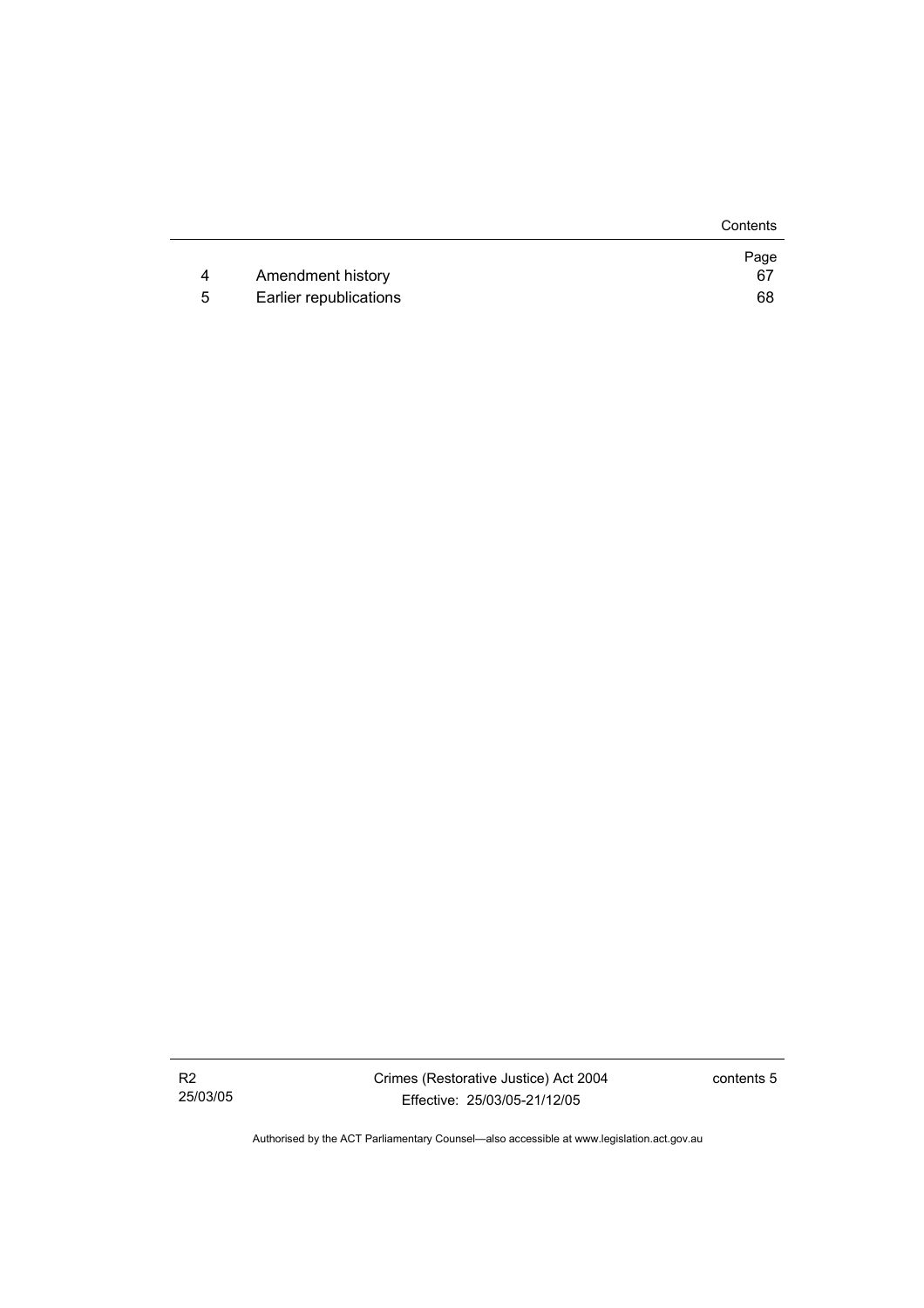| | | Page |
|---|---|---|
| 4 | Amendment history | 67 |
| 5 | Earlier republications | 68 |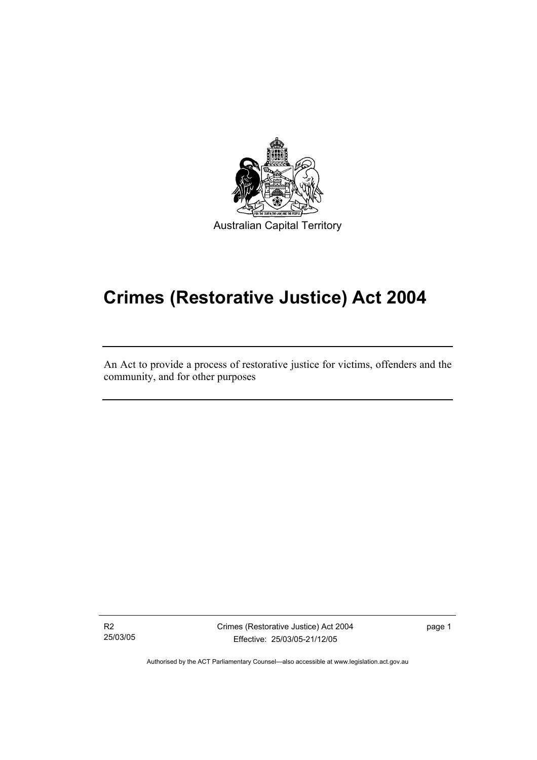Australian Capital Territory

# Crimes (Restorative Justice) Act 2004

An Act to provide a process of restorative justice for victims, offenders and the community, and for other purposes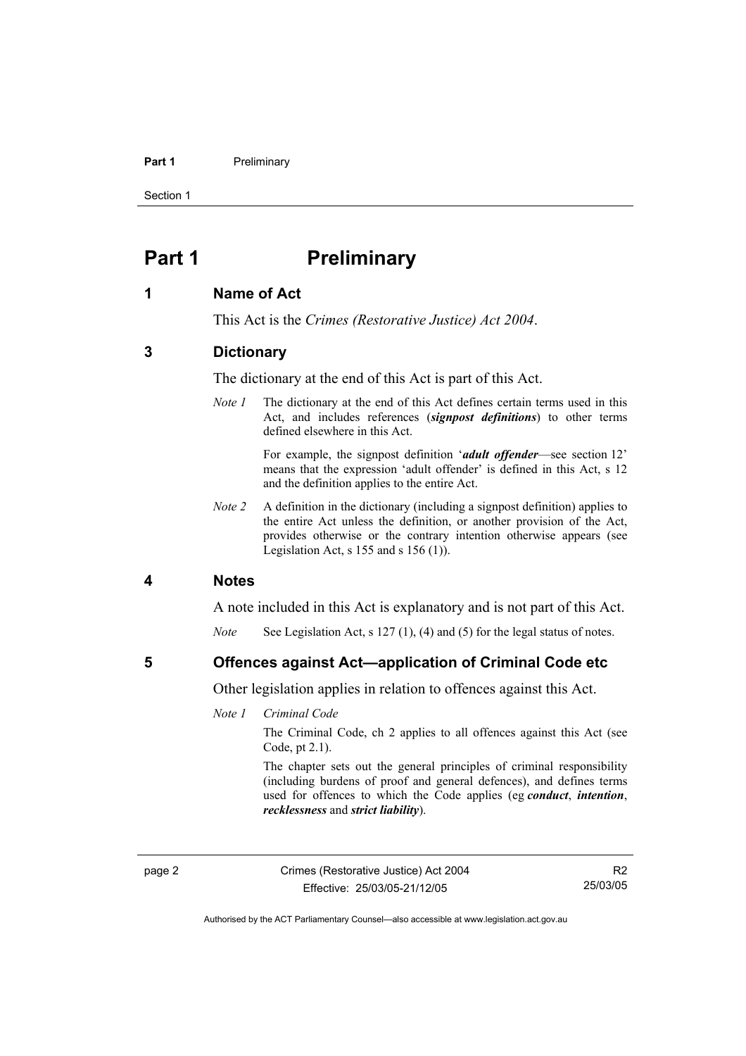# Part 1 Preliminary

## 1 Name of Act

This Act is the *Crimes (Restorative Justice) Act 2004*.

## 3 Dictionary

The dictionary at the end of this Act is part of this Act.

*Note 1* The dictionary at the end of this Act defines certain terms used in this Act, and includes references (***signpost definitions***) to other terms defined elsewhere in this Act.

For example, the signpost definition '***adult offender***—see section 12' means that the expression 'adult offender' is defined in this Act, s 12 and the definition applies to the entire Act.

*Note 2* A definition in the dictionary (including a signpost definition) applies to the entire Act unless the definition, or another provision of the Act, provides otherwise or the contrary intention otherwise appears (see Legislation Act, s 155 and s 156 (1)).

## 4 Notes

A note included in this Act is explanatory and is not part of this Act.

*Note* See Legislation Act, s 127 (1), (4) and (5) for the legal status of notes.

## 5 Offences against Act—application of Criminal Code etc

Other legislation applies in relation to offences against this Act.

*Note 1 Criminal Code*

The Criminal Code, ch 2 applies to all offences against this Act (see Code, pt 2.1).

The chapter sets out the general principles of criminal responsibility (including burdens of proof and general defences), and defines terms used for offences to which the Code applies (eg ***conduct***, ***intention***, ***recklessness*** and ***strict liability***).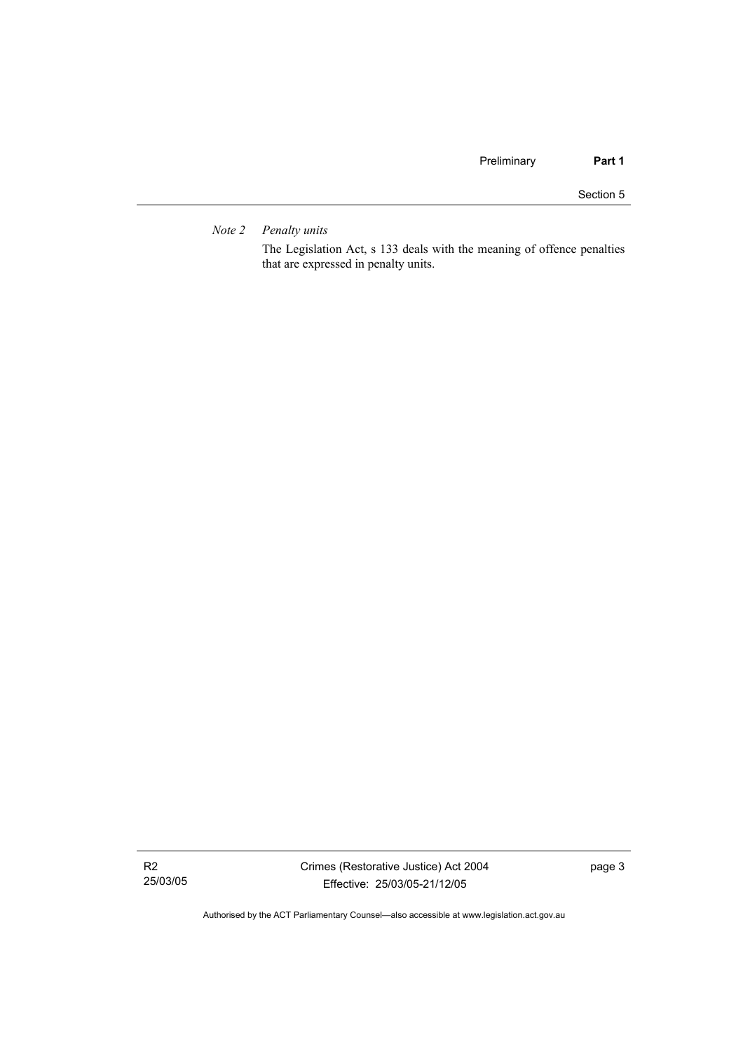*Note 2 Penalty units*

The Legislation Act, s 133 deals with the meaning of offence penalties that are expressed in penalty units.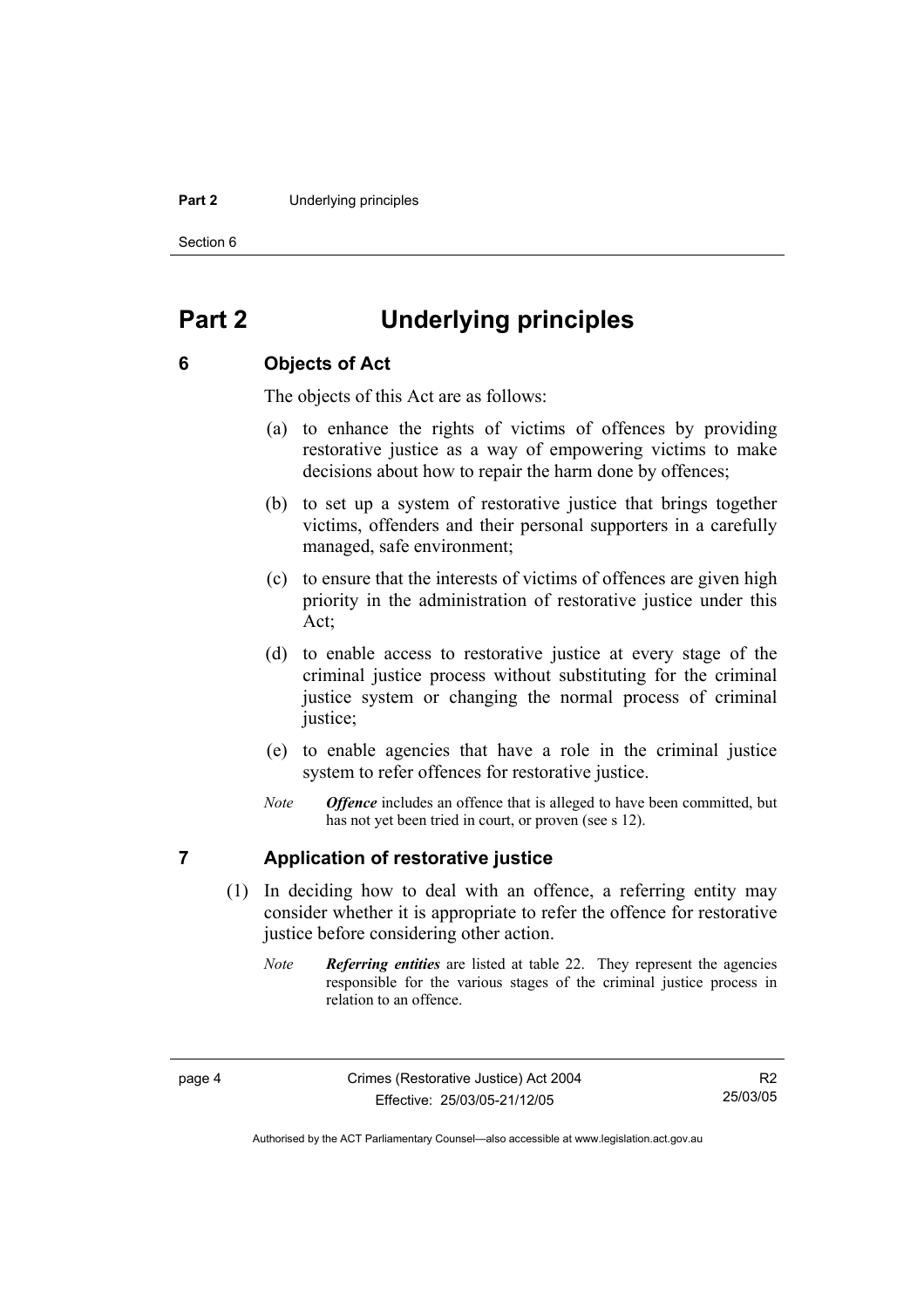# Part 2 Underlying principles

## 6 Objects of Act

The objects of this Act are as follows:

(a) to enhance the rights of victims of offences by providing restorative justice as a way of empowering victims to make decisions about how to repair the harm done by offences;

(b) to set up a system of restorative justice that brings together victims, offenders and their personal supporters in a carefully managed, safe environment;

(c) to ensure that the interests of victims of offences are given high priority in the administration of restorative justice under this Act;

(d) to enable access to restorative justice at every stage of the criminal justice process without substituting for the criminal justice system or changing the normal process of criminal justice;

(e) to enable agencies that have a role in the criminal justice system to refer offences for restorative justice.

*Note* ***Offence*** includes an offence that is alleged to have been committed, but has not yet been tried in court, or proven (see s 12).

## 7 Application of restorative justice

(1) In deciding how to deal with an offence, a referring entity may consider whether it is appropriate to refer the offence for restorative justice before considering other action.

*Note* ***Referring entities*** are listed at table 22. They represent the agencies responsible for the various stages of the criminal justice process in relation to an offence.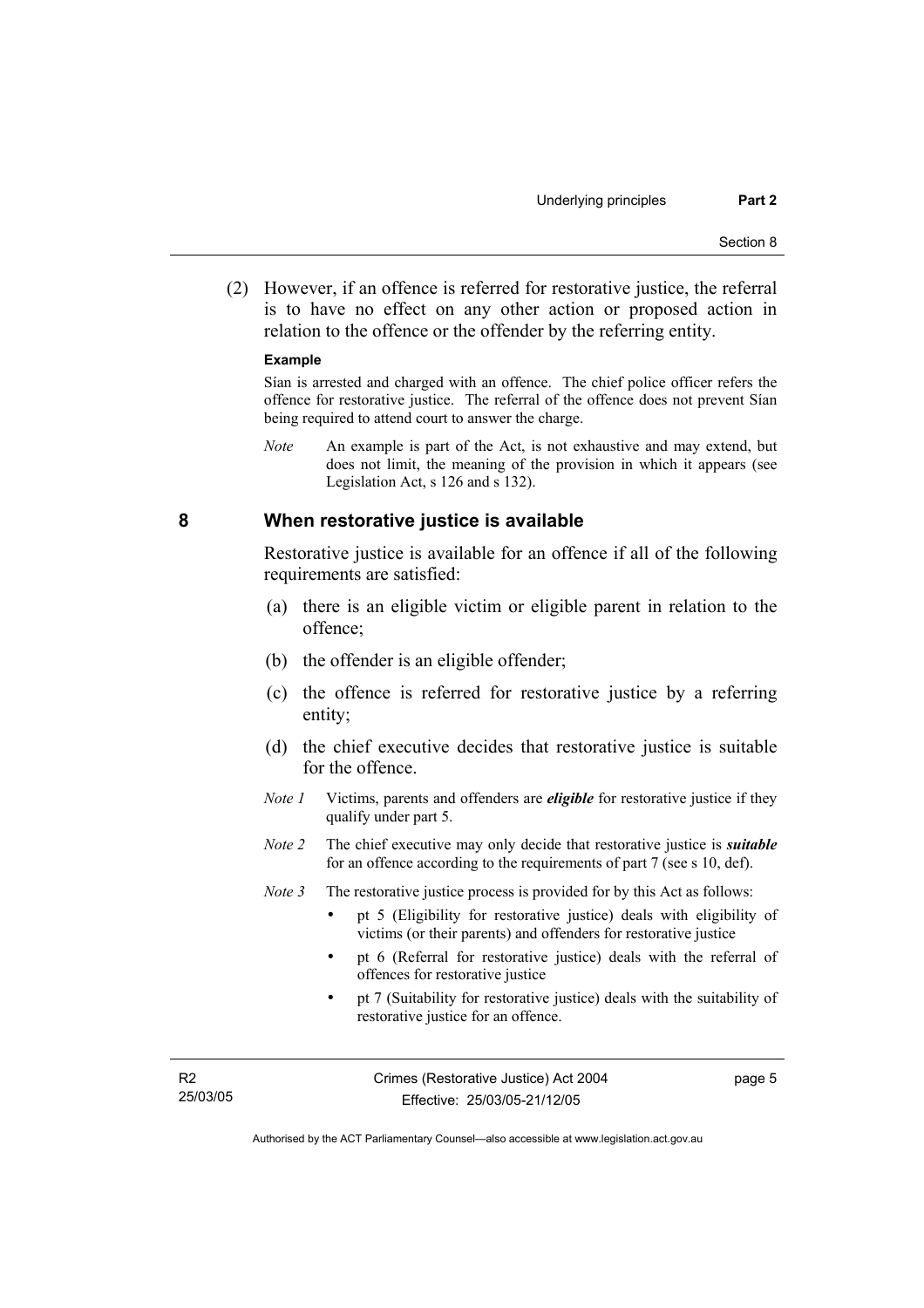(2) However, if an offence is referred for restorative justice, the referral is to have no effect on any other action or proposed action in relation to the offence or the offender by the referring entity.

**Example**

Sían is arrested and charged with an offence. The chief police officer refers the offence for restorative justice. The referral of the offence does not prevent Sían being required to attend court to answer the charge.

*Note* An example is part of the Act, is not exhaustive and may extend, but does not limit, the meaning of the provision in which it appears (see Legislation Act, s 126 and s 132).

## 8 When restorative justice is available

Restorative justice is available for an offence if all of the following requirements are satisfied:

(a) there is an eligible victim or eligible parent in relation to the offence;

(b) the offender is an eligible offender;

(c) the offence is referred for restorative justice by a referring entity;

(d) the chief executive decides that restorative justice is suitable for the offence.

*Note 1* Victims, parents and offenders are ***eligible*** for restorative justice if they qualify under part 5.

*Note 2* The chief executive may only decide that restorative justice is ***suitable*** for an offence according to the requirements of part 7 (see s 10, def).

*Note 3* The restorative justice process is provided for by this Act as follows:

- pt 5 (Eligibility for restorative justice) deals with eligibility of victims (or their parents) and offenders for restorative justice
- pt 6 (Referral for restorative justice) deals with the referral of offences for restorative justice
- pt 7 (Suitability for restorative justice) deals with the suitability of restorative justice for an offence.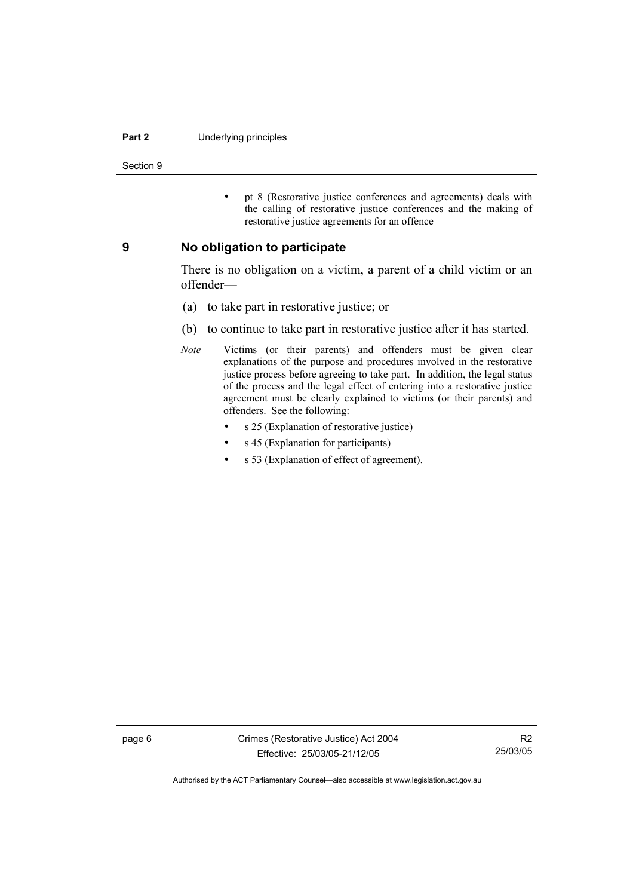- pt 8 (Restorative justice conferences and agreements) deals with the calling of restorative justice conferences and the making of restorative justice agreements for an offence

## 9 No obligation to participate

There is no obligation on a victim, a parent of a child victim or an offender—

(a) to take part in restorative justice; or

(b) to continue to take part in restorative justice after it has started.

*Note* Victims (or their parents) and offenders must be given clear explanations of the purpose and procedures involved in the restorative justice process before agreeing to take part. In addition, the legal status of the process and the legal effect of entering into a restorative justice agreement must be clearly explained to victims (or their parents) and offenders. See the following:

- s 25 (Explanation of restorative justice)
- s 45 (Explanation for participants)
- s 53 (Explanation of effect of agreement).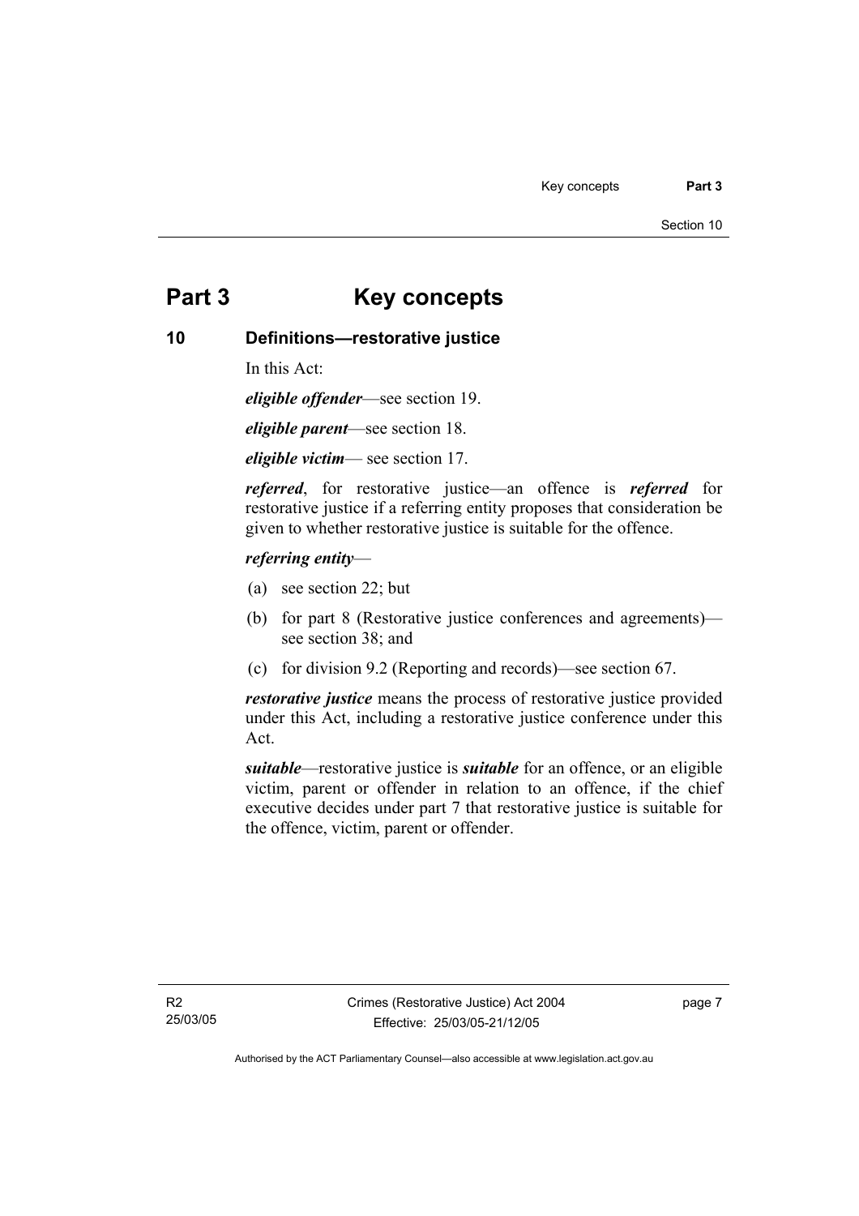# Part 3 Key concepts

## 10 Definitions—restorative justice

In this Act:

***eligible offender***—see section 19.

***eligible parent***—see section 18.

***eligible victim***— see section 17.

***referred***, for restorative justice—an offence is ***referred*** for restorative justice if a referring entity proposes that consideration be given to whether restorative justice is suitable for the offence.

***referring entity***—

(a) see section 22; but

(b) for part 8 (Restorative justice conferences and agreements)—see section 38; and

(c) for division 9.2 (Reporting and records)—see section 67.

***restorative justice*** means the process of restorative justice provided under this Act, including a restorative justice conference under this Act.

***suitable***—restorative justice is ***suitable*** for an offence, or an eligible victim, parent or offender in relation to an offence, if the chief executive decides under part 7 that restorative justice is suitable for the offence, victim, parent or offender.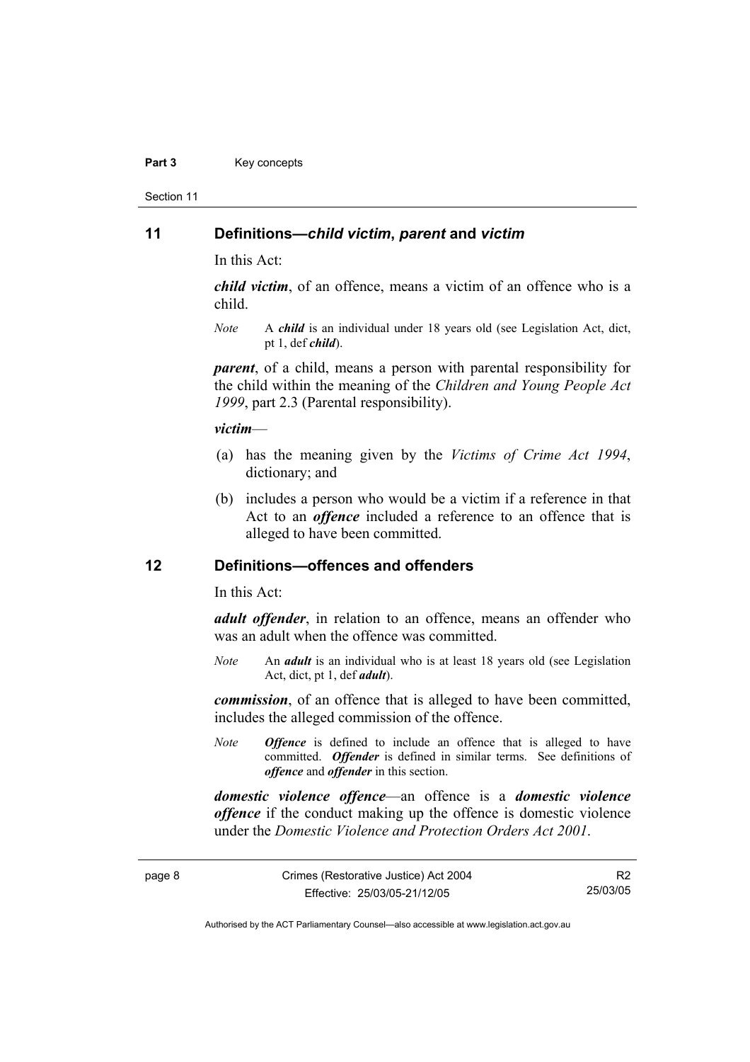## 11 Definitions—*child victim*, *parent* and *victim*

In this Act:

***child victim***, of an offence, means a victim of an offence who is a child.

*Note* A ***child*** is an individual under 18 years old (see Legislation Act, dict, pt 1, def ***child***).

***parent***, of a child, means a person with parental responsibility for the child within the meaning of the *Children and Young People Act 1999*, part 2.3 (Parental responsibility).

***victim***—

(a) has the meaning given by the *Victims of Crime Act 1994*, dictionary; and

(b) includes a person who would be a victim if a reference in that Act to an ***offence*** included a reference to an offence that is alleged to have been committed.

## 12 Definitions—offences and offenders

In this Act:

***adult offender***, in relation to an offence, means an offender who was an adult when the offence was committed.

*Note* An ***adult*** is an individual who is at least 18 years old (see Legislation Act, dict, pt 1, def ***adult***).

***commission***, of an offence that is alleged to have been committed, includes the alleged commission of the offence.

*Note* ***Offence*** is defined to include an offence that is alleged to have committed. ***Offender*** is defined in similar terms. See definitions of ***offence*** and ***offender*** in this section.

***domestic violence offence***—an offence is a ***domestic violence offence*** if the conduct making up the offence is domestic violence under the *Domestic Violence and Protection Orders Act 2001*.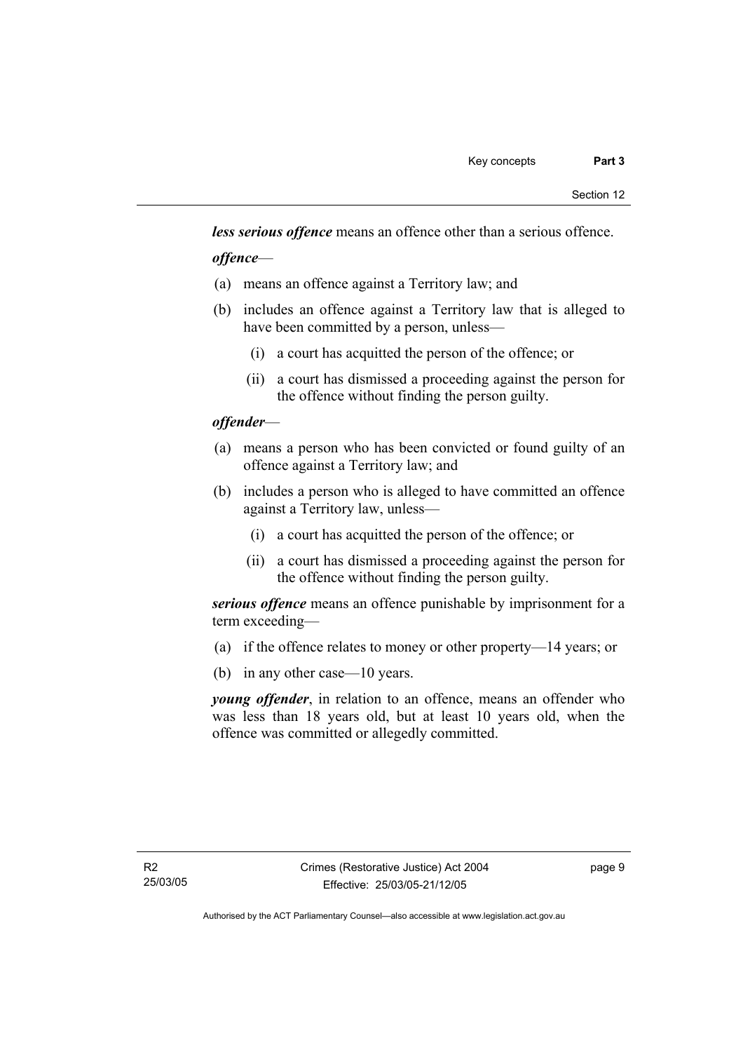***less serious offence*** means an offence other than a serious offence.

***offence***—

(a) means an offence against a Territory law; and

(b) includes an offence against a Territory law that is alleged to have been committed by a person, unless—

  (i) a court has acquitted the person of the offence; or

  (ii) a court has dismissed a proceeding against the person for the offence without finding the person guilty.

***offender***—

(a) means a person who has been convicted or found guilty of an offence against a Territory law; and

(b) includes a person who is alleged to have committed an offence against a Territory law, unless—

  (i) a court has acquitted the person of the offence; or

  (ii) a court has dismissed a proceeding against the person for the offence without finding the person guilty.

***serious offence*** means an offence punishable by imprisonment for a term exceeding—

(a) if the offence relates to money or other property—14 years; or

(b) in any other case—10 years.

***young offender***, in relation to an offence, means an offender who was less than 18 years old, but at least 10 years old, when the offence was committed or allegedly committed.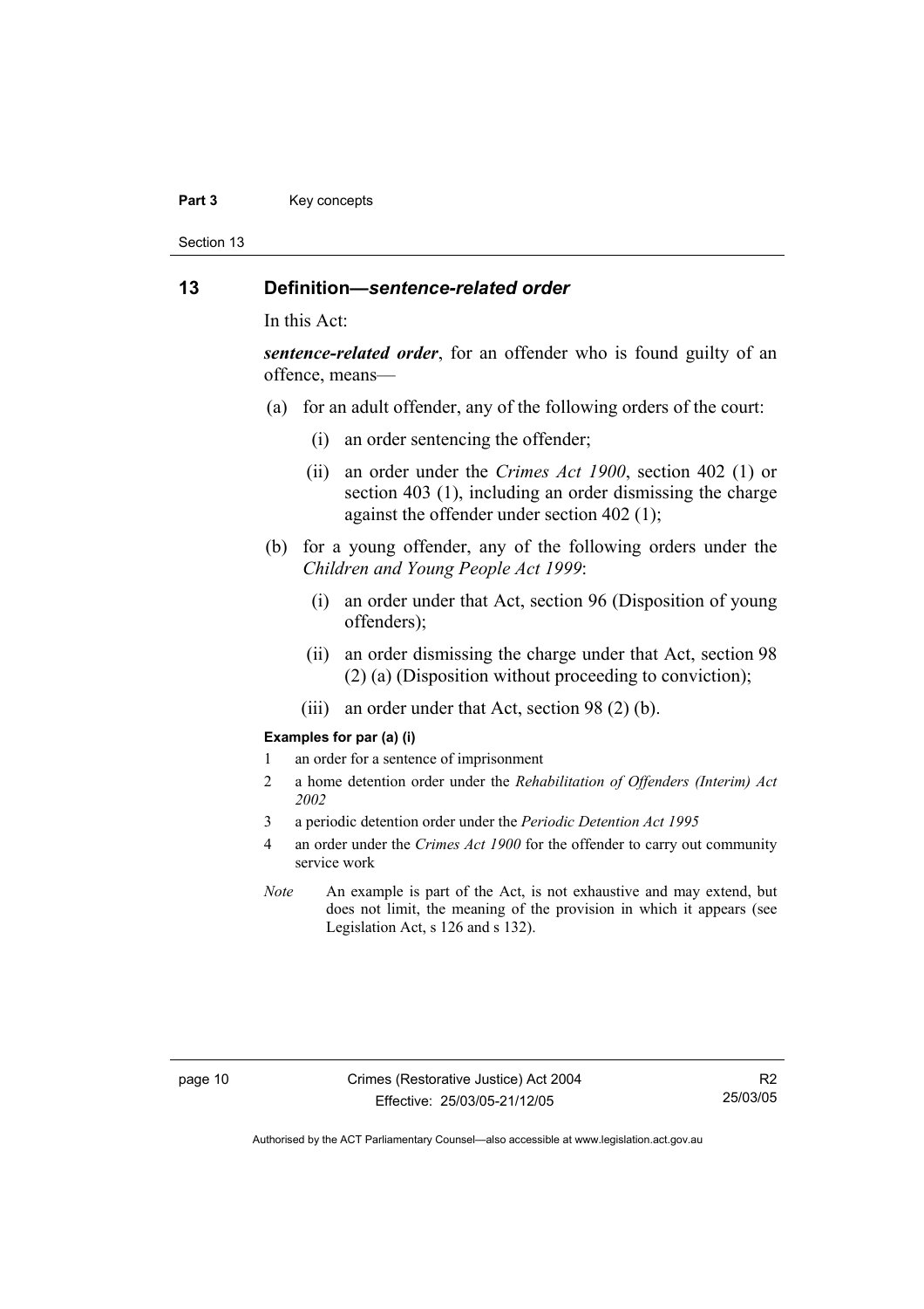## 13 Definition—*sentence-related order*

In this Act:

***sentence-related order***, for an offender who is found guilty of an offence, means—

(a) for an adult offender, any of the following orders of the court:

(i) an order sentencing the offender;

(ii) an order under the *Crimes Act 1900*, section 402 (1) or section 403 (1), including an order dismissing the charge against the offender under section 402 (1);

(b) for a young offender, any of the following orders under the *Children and Young People Act 1999*:

(i) an order under that Act, section 96 (Disposition of young offenders);

(ii) an order dismissing the charge under that Act, section 98 (2) (a) (Disposition without proceeding to conviction);

(iii) an order under that Act, section 98 (2) (b).

**Examples for par (a) (i)**

1 an order for a sentence of imprisonment

2 a home detention order under the *Rehabilitation of Offenders (Interim) Act 2002*

3 a periodic detention order under the *Periodic Detention Act 1995*

4 an order under the *Crimes Act 1900* for the offender to carry out community service work

*Note* An example is part of the Act, is not exhaustive and may extend, but does not limit, the meaning of the provision in which it appears (see Legislation Act, s 126 and s 132).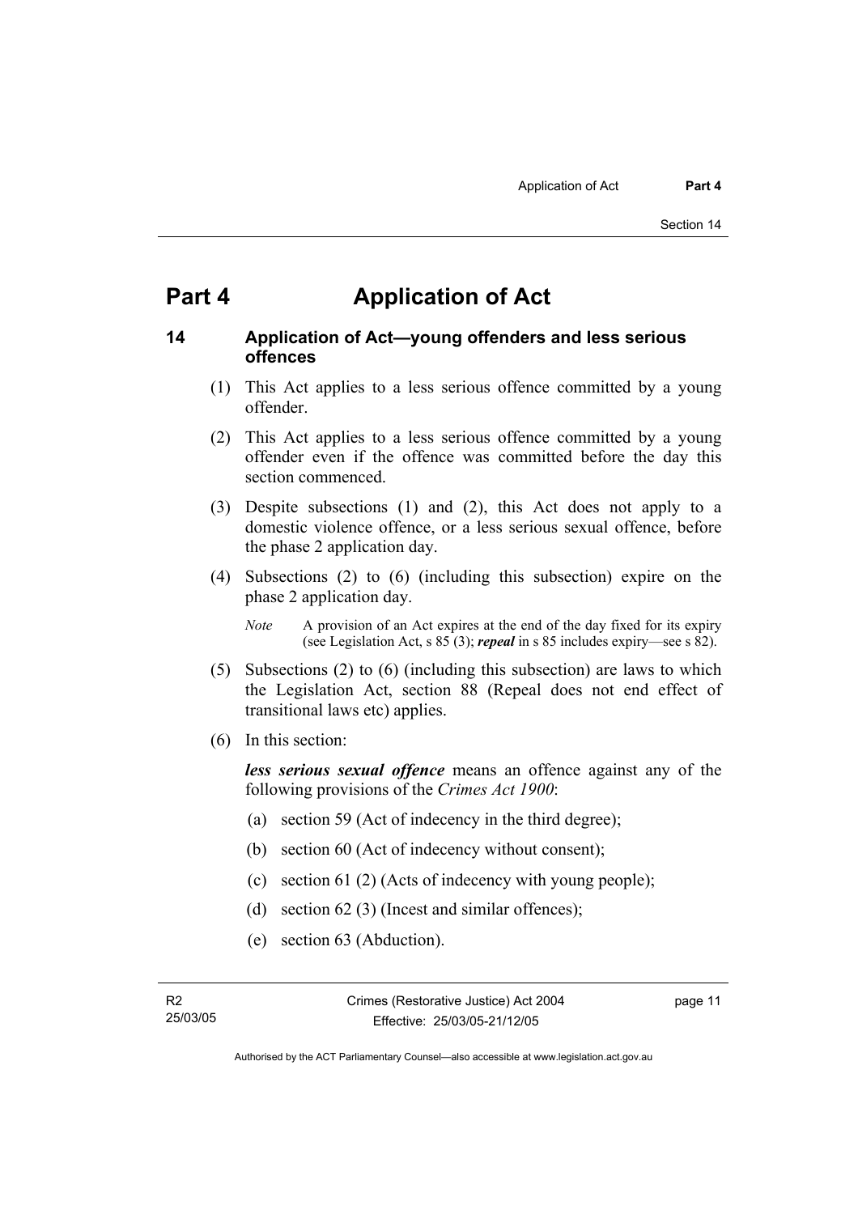# Part 4 Application of Act

## 14 Application of Act—young offenders and less serious offences

(1) This Act applies to a less serious offence committed by a young offender.

(2) This Act applies to a less serious offence committed by a young offender even if the offence was committed before the day this section commenced.

(3) Despite subsections (1) and (2), this Act does not apply to a domestic violence offence, or a less serious sexual offence, before the phase 2 application day.

(4) Subsections (2) to (6) (including this subsection) expire on the phase 2 application day.

*Note* A provision of an Act expires at the end of the day fixed for its expiry (see Legislation Act, s 85 (3); ***repeal*** in s 85 includes expiry—see s 82).

(5) Subsections (2) to (6) (including this subsection) are laws to which the Legislation Act, section 88 (Repeal does not end effect of transitional laws etc) applies.

(6) In this section:

***less serious sexual offence*** means an offence against any of the following provisions of the *Crimes Act 1900*:

(a) section 59 (Act of indecency in the third degree);

(b) section 60 (Act of indecency without consent);

(c) section 61 (2) (Acts of indecency with young people);

(d) section 62 (3) (Incest and similar offences);

(e) section 63 (Abduction).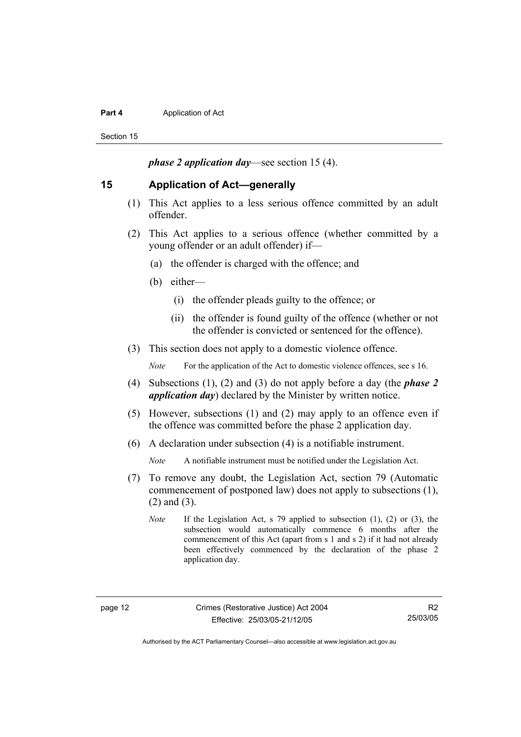***phase 2 application day***—see section 15 (4).

## 15 Application of Act—generally

(1) This Act applies to a less serious offence committed by an adult offender.

(2) This Act applies to a serious offence (whether committed by a young offender or an adult offender) if—

  (a) the offender is charged with the offence; and

  (b) either—

    (i) the offender pleads guilty to the offence; or

    (ii) the offender is found guilty of the offence (whether or not the offender is convicted or sentenced for the offence).

(3) This section does not apply to a domestic violence offence.

*Note* For the application of the Act to domestic violence offences, see s 16.

(4) Subsections (1), (2) and (3) do not apply before a day (the ***phase 2 application day***) declared by the Minister by written notice.

(5) However, subsections (1) and (2) may apply to an offence even if the offence was committed before the phase 2 application day.

(6) A declaration under subsection (4) is a notifiable instrument.

*Note* A notifiable instrument must be notified under the Legislation Act.

(7) To remove any doubt, the Legislation Act, section 79 (Automatic commencement of postponed law) does not apply to subsections (1), (2) and (3).

*Note* If the Legislation Act, s 79 applied to subsection (1), (2) or (3), the subsection would automatically commence 6 months after the commencement of this Act (apart from s 1 and s 2) if it had not already been effectively commenced by the declaration of the phase 2 application day.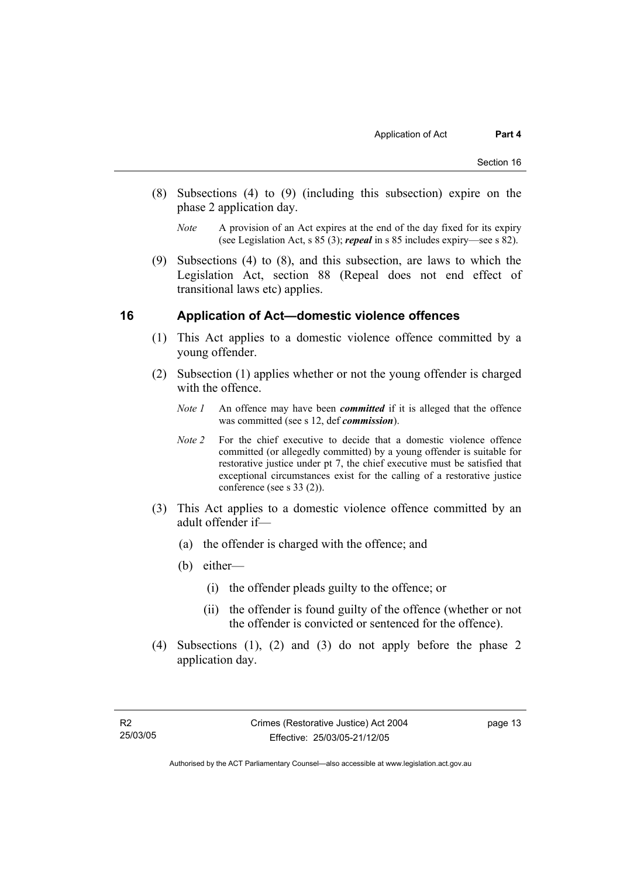(8) Subsections (4) to (9) (including this subsection) expire on the phase 2 application day.

*Note* A provision of an Act expires at the end of the day fixed for its expiry (see Legislation Act, s 85 (3); ***repeal*** in s 85 includes expiry—see s 82).

(9) Subsections (4) to (8), and this subsection, are laws to which the Legislation Act, section 88 (Repeal does not end effect of transitional laws etc) applies.

## 16 Application of Act—domestic violence offences

(1) This Act applies to a domestic violence offence committed by a young offender.

(2) Subsection (1) applies whether or not the young offender is charged with the offence.

*Note 1* An offence may have been ***committed*** if it is alleged that the offence was committed (see s 12, def ***commission***).

*Note 2* For the chief executive to decide that a domestic violence offence committed (or allegedly committed) by a young offender is suitable for restorative justice under pt 7, the chief executive must be satisfied that exceptional circumstances exist for the calling of a restorative justice conference (see s 33 (2)).

(3) This Act applies to a domestic violence offence committed by an adult offender if—

(a) the offender is charged with the offence; and

(b) either—

(i) the offender pleads guilty to the offence; or

(ii) the offender is found guilty of the offence (whether or not the offender is convicted or sentenced for the offence).

(4) Subsections (1), (2) and (3) do not apply before the phase 2 application day.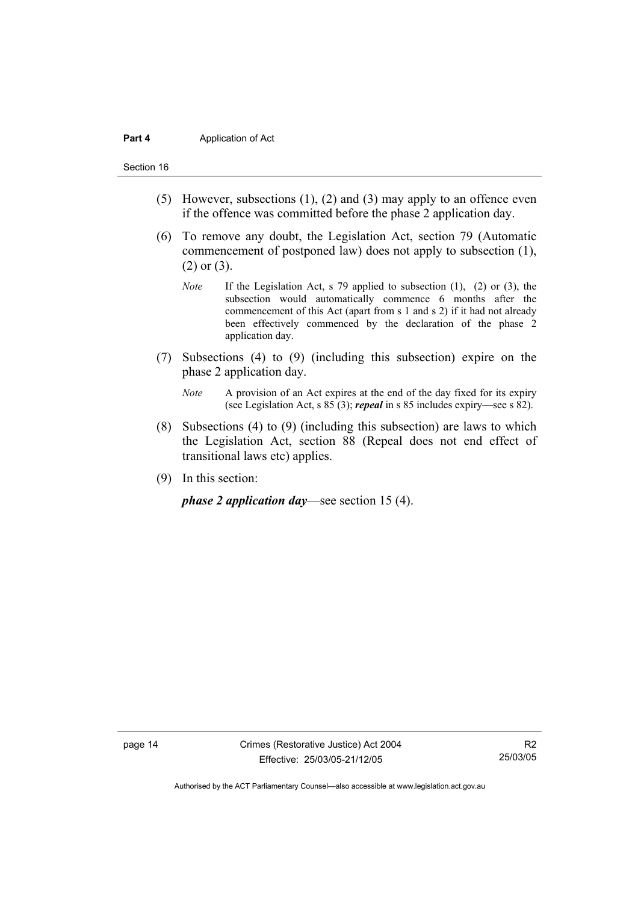(5) However, subsections (1), (2) and (3) may apply to an offence even if the offence was committed before the phase 2 application day.

(6) To remove any doubt, the Legislation Act, section 79 (Automatic commencement of postponed law) does not apply to subsection (1), (2) or (3).

*Note* If the Legislation Act, s 79 applied to subsection (1), (2) or (3), the subsection would automatically commence 6 months after the commencement of this Act (apart from s 1 and s 2) if it had not already been effectively commenced by the declaration of the phase 2 application day.

(7) Subsections (4) to (9) (including this subsection) expire on the phase 2 application day.

*Note* A provision of an Act expires at the end of the day fixed for its expiry (see Legislation Act, s 85 (3); ***repeal*** in s 85 includes expiry—see s 82).

(8) Subsections (4) to (9) (including this subsection) are laws to which the Legislation Act, section 88 (Repeal does not end effect of transitional laws etc) applies.

(9) In this section:

***phase 2 application day***—see section 15 (4).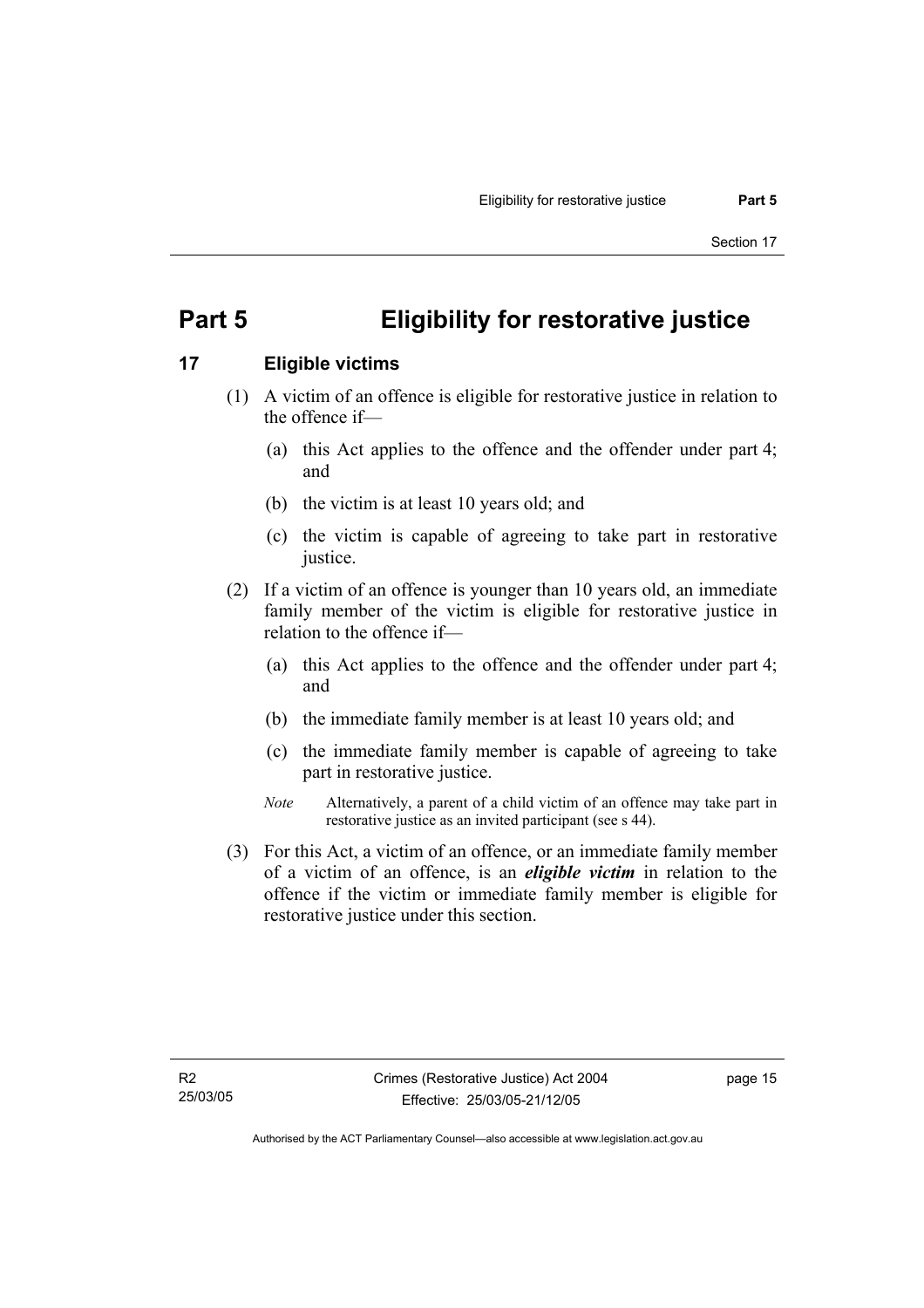# Part 5 Eligibility for restorative justice

## 17 Eligible victims

(1) A victim of an offence is eligible for restorative justice in relation to the offence if—

(a) this Act applies to the offence and the offender under part 4; and

(b) the victim is at least 10 years old; and

(c) the victim is capable of agreeing to take part in restorative justice.

(2) If a victim of an offence is younger than 10 years old, an immediate family member of the victim is eligible for restorative justice in relation to the offence if—

(a) this Act applies to the offence and the offender under part 4; and

(b) the immediate family member is at least 10 years old; and

(c) the immediate family member is capable of agreeing to take part in restorative justice.

*Note* Alternatively, a parent of a child victim of an offence may take part in restorative justice as an invited participant (see s 44).

(3) For this Act, a victim of an offence, or an immediate family member of a victim of an offence, is an ***eligible victim*** in relation to the offence if the victim or immediate family member is eligible for restorative justice under this section.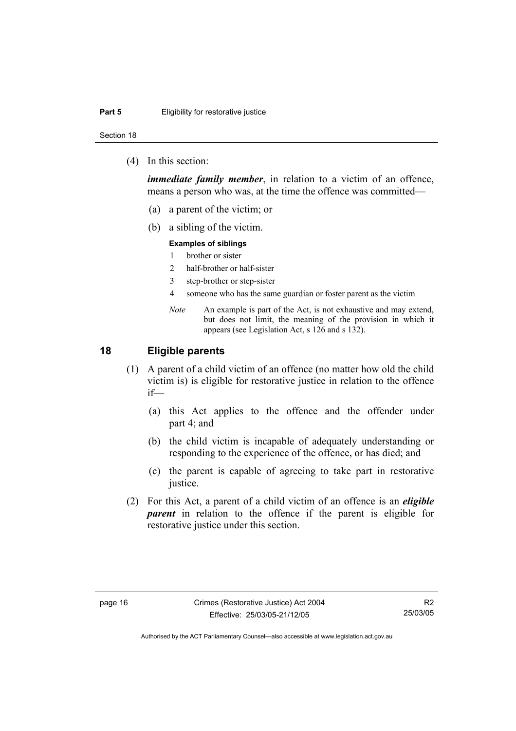(4) In this section:

***immediate family member***, in relation to a victim of an offence, means a person who was, at the time the offence was committed—

(a) a parent of the victim; or

(b) a sibling of the victim.

**Examples of siblings**

1 brother or sister

2 half-brother or half-sister

3 step-brother or step-sister

4 someone who has the same guardian or foster parent as the victim

*Note* An example is part of the Act, is not exhaustive and may extend, but does not limit, the meaning of the provision in which it appears (see Legislation Act, s 126 and s 132).

## 18 Eligible parents

(1) A parent of a child victim of an offence (no matter how old the child victim is) is eligible for restorative justice in relation to the offence if—

(a) this Act applies to the offence and the offender under part 4; and

(b) the child victim is incapable of adequately understanding or responding to the experience of the offence, or has died; and

(c) the parent is capable of agreeing to take part in restorative justice.

(2) For this Act, a parent of a child victim of an offence is an ***eligible parent*** in relation to the offence if the parent is eligible for restorative justice under this section.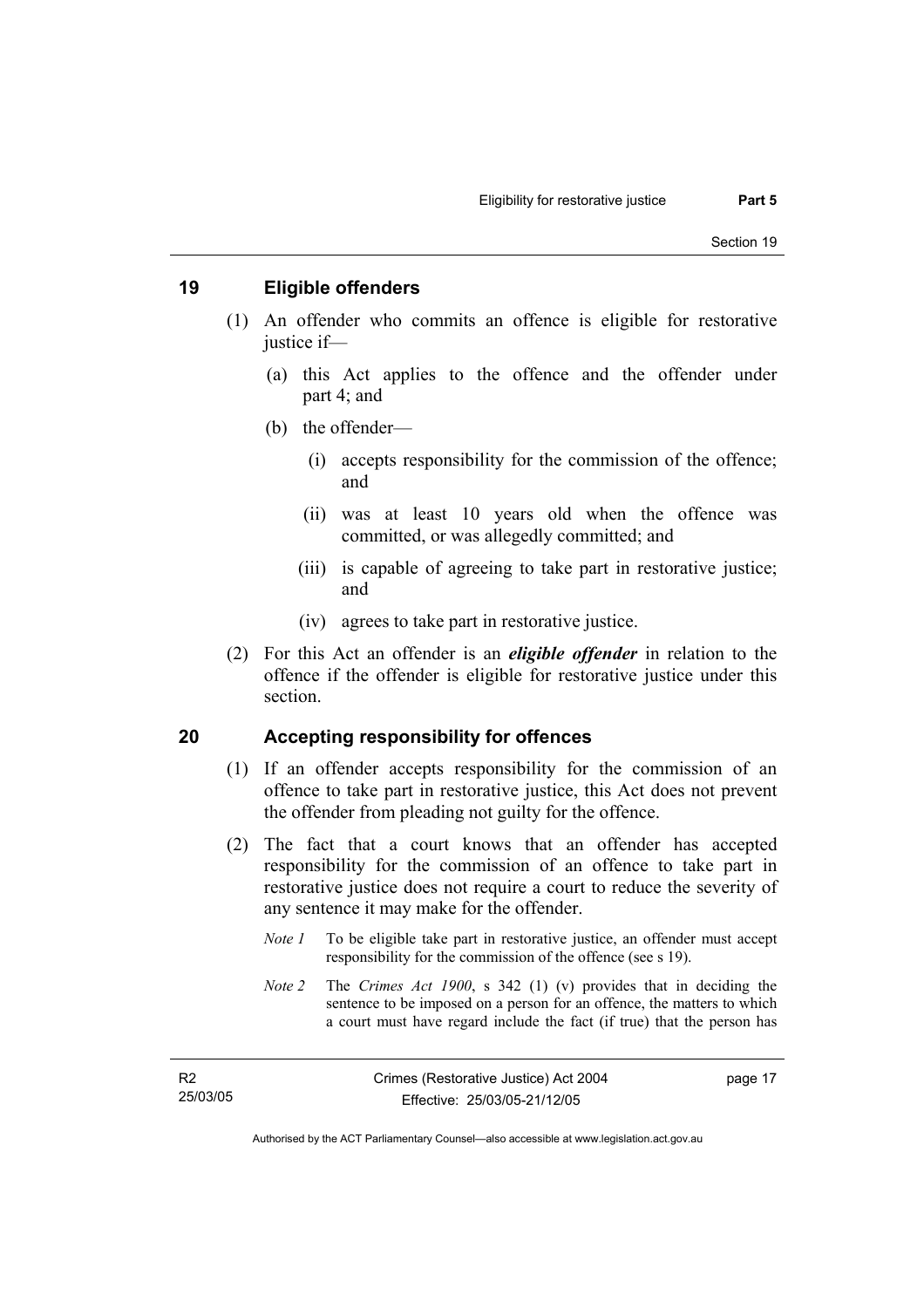## 19 Eligible offenders

(1) An offender who commits an offence is eligible for restorative justice if—

(a) this Act applies to the offence and the offender under part 4; and

(b) the offender—

(i) accepts responsibility for the commission of the offence; and

(ii) was at least 10 years old when the offence was committed, or was allegedly committed; and

(iii) is capable of agreeing to take part in restorative justice; and

(iv) agrees to take part in restorative justice.

(2) For this Act an offender is an ***eligible offender*** in relation to the offence if the offender is eligible for restorative justice under this section.

## 20 Accepting responsibility for offences

(1) If an offender accepts responsibility for the commission of an offence to take part in restorative justice, this Act does not prevent the offender from pleading not guilty for the offence.

(2) The fact that a court knows that an offender has accepted responsibility for the commission of an offence to take part in restorative justice does not require a court to reduce the severity of any sentence it may make for the offender.

*Note 1* To be eligible take part in restorative justice, an offender must accept responsibility for the commission of the offence (see s 19).

*Note 2* The *Crimes Act 1900*, s 342 (1) (v) provides that in deciding the sentence to be imposed on a person for an offence, the matters to which a court must have regard include the fact (if true) that the person has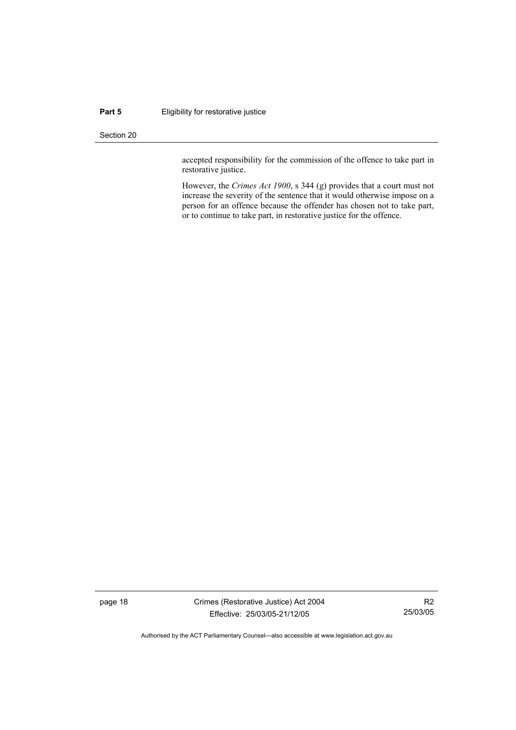accepted responsibility for the commission of the offence to take part in restorative justice.

However, the *Crimes Act 1900*, s 344 (g) provides that a court must not increase the severity of the sentence that it would otherwise impose on a person for an offence because the offender has chosen not to take part, or to continue to take part, in restorative justice for the offence.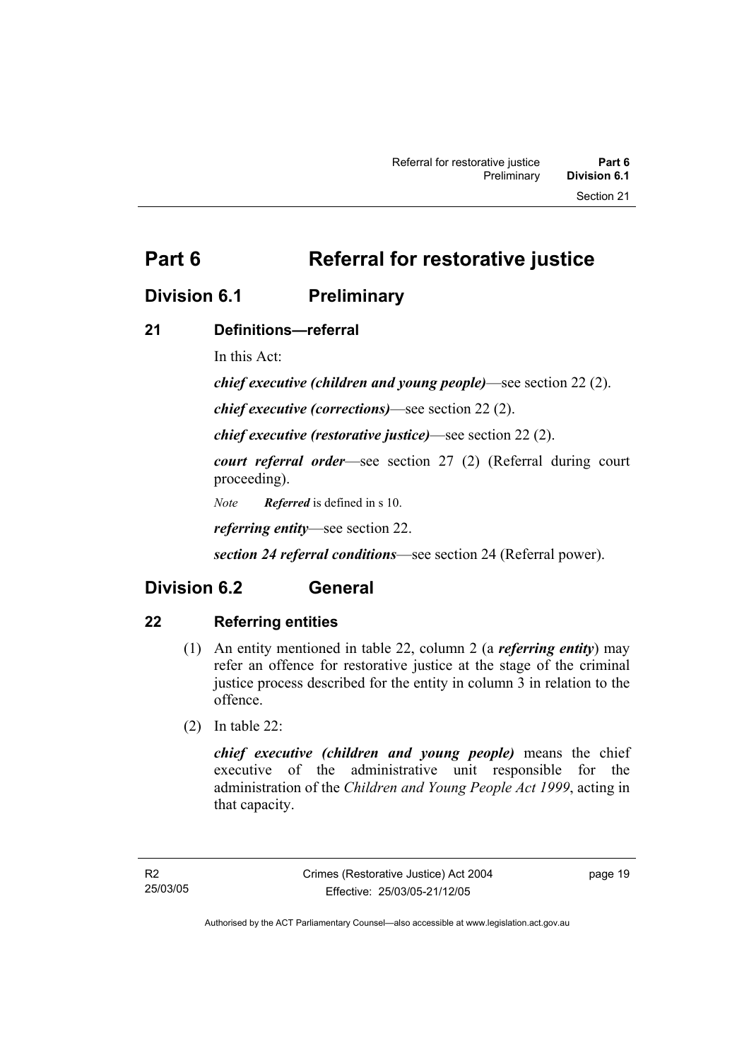# Part 6 Referral for restorative justice

## Division 6.1 Preliminary

### 21 Definitions—referral

In this Act:

***chief executive (children and young people)***—see section 22 (2).

***chief executive (corrections)***—see section 22 (2).

***chief executive (restorative justice)***—see section 22 (2).

***court referral order***—see section 27 (2) (Referral during court proceeding).

*Note* ***Referred*** is defined in s 10.

***referring entity***—see section 22.

***section 24 referral conditions***—see section 24 (Referral power).

## Division 6.2 General

### 22 Referring entities

(1) An entity mentioned in table 22, column 2 (a ***referring entity***) may refer an offence for restorative justice at the stage of the criminal justice process described for the entity in column 3 in relation to the offence.

(2) In table 22:

***chief executive (children and young people)*** means the chief executive of the administrative unit responsible for the administration of the *Children and Young People Act 1999*, acting in that capacity.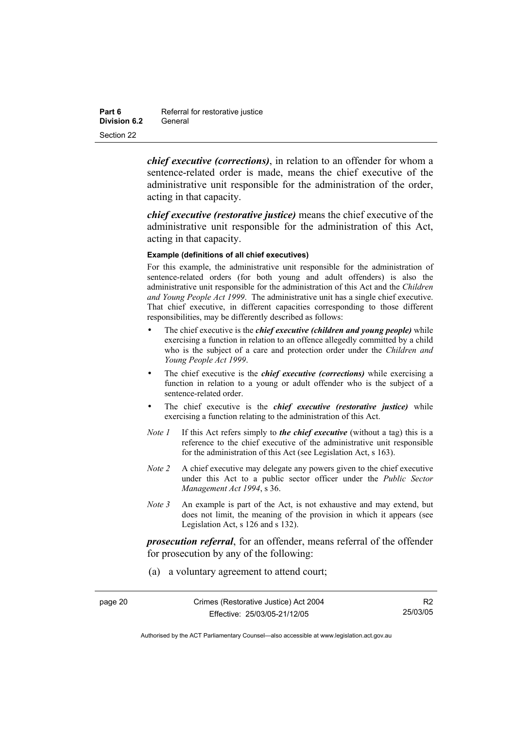***chief executive (corrections)***, in relation to an offender for whom a sentence-related order is made, means the chief executive of the administrative unit responsible for the administration of the order, acting in that capacity.

***chief executive (restorative justice)*** means the chief executive of the administrative unit responsible for the administration of this Act, acting in that capacity.

**Example (definitions of all chief executives)**

For this example, the administrative unit responsible for the administration of sentence-related orders (for both young and adult offenders) is also the administrative unit responsible for the administration of this Act and the *Children and Young People Act 1999*. The administrative unit has a single chief executive. That chief executive, in different capacities corresponding to those different responsibilities, may be differently described as follows:

- The chief executive is the ***chief executive (children and young people)*** while exercising a function in relation to an offence allegedly committed by a child who is the subject of a care and protection order under the *Children and Young People Act 1999*.
- The chief executive is the ***chief executive (corrections)*** while exercising a function in relation to a young or adult offender who is the subject of a sentence-related order.
- The chief executive is the ***chief executive (restorative justice)*** while exercising a function relating to the administration of this Act.

*Note 1* If this Act refers simply to ***the chief executive*** (without a tag) this is a reference to the chief executive of the administrative unit responsible for the administration of this Act (see Legislation Act, s 163).

*Note 2* A chief executive may delegate any powers given to the chief executive under this Act to a public sector officer under the *Public Sector Management Act 1994*, s 36.

*Note 3* An example is part of the Act, is not exhaustive and may extend, but does not limit, the meaning of the provision in which it appears (see Legislation Act, s 126 and s 132).

***prosecution referral***, for an offender, means referral of the offender for prosecution by any of the following:

(a) a voluntary agreement to attend court;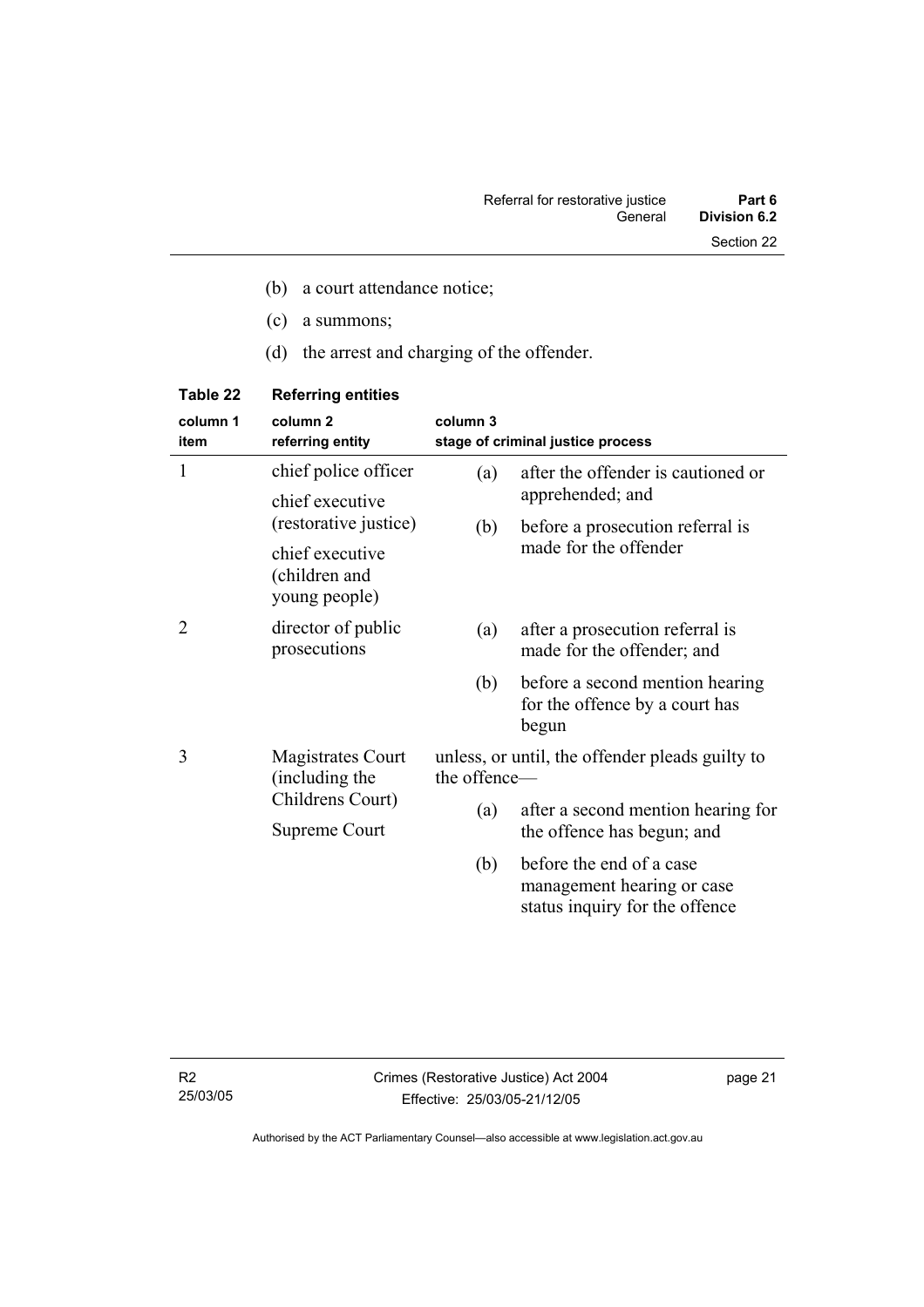(b) a court attendance notice;

(c) a summons;

(d) the arrest and charging of the offender.

**Table 22 Referring entities**

| column 1 item | column 2 referring entity | column 3 stage of criminal justice process |
|---|---|---|
| 1 | chief police officer<br>chief executive (restorative justice)<br>chief executive (children and young people) | (a) after the offender is cautioned or apprehended; and<br>(b) before a prosecution referral is made for the offender |
| 2 | director of public prosecutions | (a) after a prosecution referral is made for the offender; and<br>(b) before a second mention hearing for the offence by a court has begun |
| 3 | Magistrates Court (including the Childrens Court)<br>Supreme Court | unless, or until, the offender pleads guilty to the offence—<br>(a) after a second mention hearing for the offence has begun; and<br>(b) before the end of a case management hearing or case status inquiry for the offence |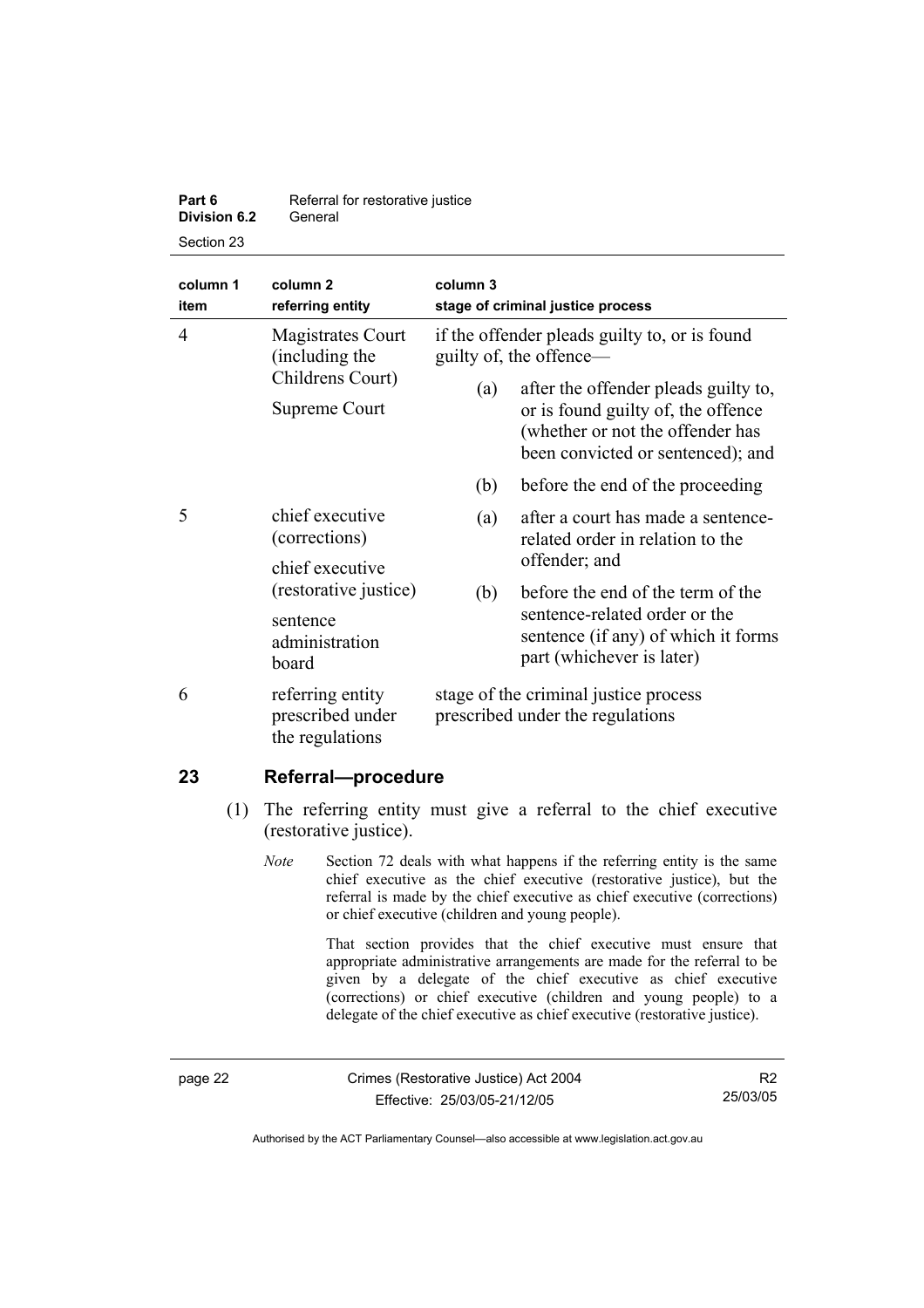| column 1 item | column 2 referring entity | column 3 stage of criminal justice process |
| --- | --- | --- |
| 4 | Magistrates Court (including the Childrens Court)<br>Supreme Court | if the offender pleads guilty to, or is found guilty of, the offence—<br>(a) after the offender pleads guilty to, or is found guilty of, the offence (whether or not the offender has been convicted or sentenced); and<br>(b) before the end of the proceeding |
| 5 | chief executive (corrections)<br>chief executive (restorative justice)<br>sentence administration board | (a) after a court has made a sentence-related order in relation to the offender; and<br>(b) before the end of the term of the sentence-related order or the sentence (if any) of which it forms part (whichever is later) |
| 6 | referring entity prescribed under the regulations | stage of the criminal justice process prescribed under the regulations |

## 23 Referral—procedure

(1) The referring entity must give a referral to the chief executive (restorative justice).

*Note* Section 72 deals with what happens if the referring entity is the same chief executive as the chief executive (restorative justice), but the referral is made by the chief executive as chief executive (corrections) or chief executive (children and young people).

That section provides that the chief executive must ensure that appropriate administrative arrangements are made for the referral to be given by a delegate of the chief executive as chief executive (corrections) or chief executive (children and young people) to a delegate of the chief executive as chief executive (restorative justice).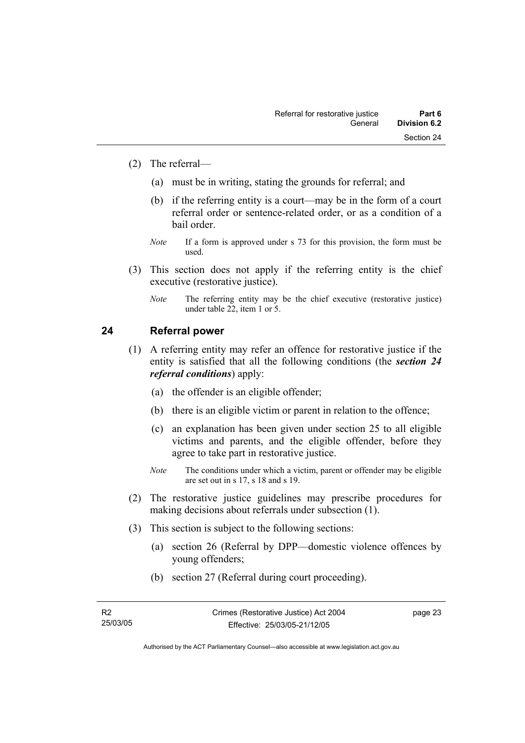(2) The referral—

(a) must be in writing, stating the grounds for referral; and

(b) if the referring entity is a court—may be in the form of a court referral order or sentence-related order, or as a condition of a bail order.

*Note* If a form is approved under s 73 for this provision, the form must be used.

(3) This section does not apply if the referring entity is the chief executive (restorative justice).

*Note* The referring entity may be the chief executive (restorative justice) under table 22, item 1 or 5.

## 24 Referral power

(1) A referring entity may refer an offence for restorative justice if the entity is satisfied that all the following conditions (the ***section 24 referral conditions***) apply:

(a) the offender is an eligible offender;

(b) there is an eligible victim or parent in relation to the offence;

(c) an explanation has been given under section 25 to all eligible victims and parents, and the eligible offender, before they agree to take part in restorative justice.

*Note* The conditions under which a victim, parent or offender may be eligible are set out in s 17, s 18 and s 19.

(2) The restorative justice guidelines may prescribe procedures for making decisions about referrals under subsection (1).

(3) This section is subject to the following sections:

(a) section 26 (Referral by DPP—domestic violence offences by young offenders;

(b) section 27 (Referral during court proceeding).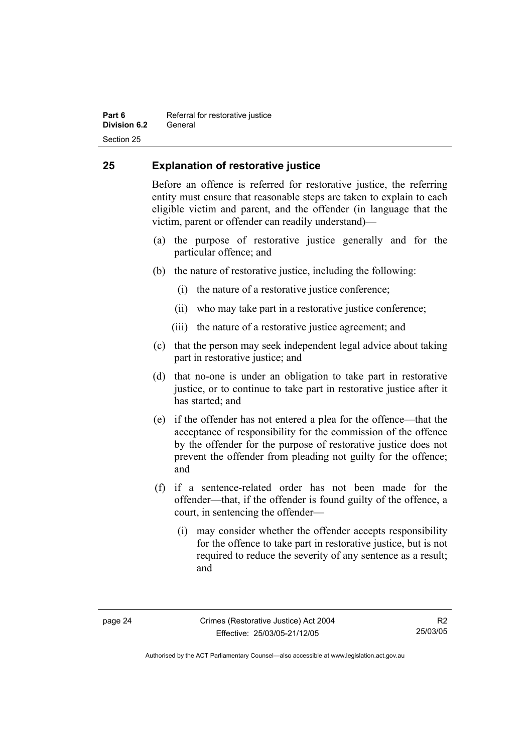## 25 Explanation of restorative justice

Before an offence is referred for restorative justice, the referring entity must ensure that reasonable steps are taken to explain to each eligible victim and parent, and the offender (in language that the victim, parent or offender can readily understand)—

(a) the purpose of restorative justice generally and for the particular offence; and

(b) the nature of restorative justice, including the following:

  (i) the nature of a restorative justice conference;

  (ii) who may take part in a restorative justice conference;

  (iii) the nature of a restorative justice agreement; and

(c) that the person may seek independent legal advice about taking part in restorative justice; and

(d) that no-one is under an obligation to take part in restorative justice, or to continue to take part in restorative justice after it has started; and

(e) if the offender has not entered a plea for the offence—that the acceptance of responsibility for the commission of the offence by the offender for the purpose of restorative justice does not prevent the offender from pleading not guilty for the offence; and

(f) if a sentence-related order has not been made for the offender—that, if the offender is found guilty of the offence, a court, in sentencing the offender—

  (i) may consider whether the offender accepts responsibility for the offence to take part in restorative justice, but is not required to reduce the severity of any sentence as a result; and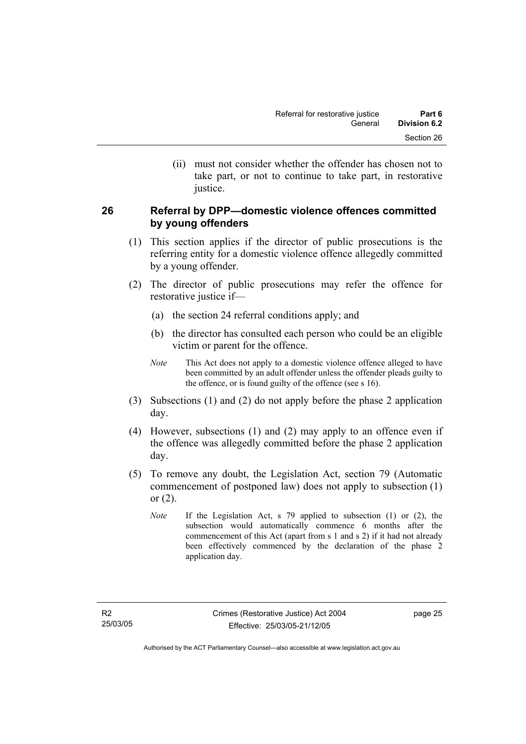(ii) must not consider whether the offender has chosen not to take part, or not to continue to take part, in restorative justice.

### 26 Referral by DPP—domestic violence offences committed by young offenders

(1) This section applies if the director of public prosecutions is the referring entity for a domestic violence offence allegedly committed by a young offender.

(2) The director of public prosecutions may refer the offence for restorative justice if—

(a) the section 24 referral conditions apply; and

(b) the director has consulted each person who could be an eligible victim or parent for the offence.

*Note* This Act does not apply to a domestic violence offence alleged to have been committed by an adult offender unless the offender pleads guilty to the offence, or is found guilty of the offence (see s 16).

(3) Subsections (1) and (2) do not apply before the phase 2 application day.

(4) However, subsections (1) and (2) may apply to an offence even if the offence was allegedly committed before the phase 2 application day.

(5) To remove any doubt, the Legislation Act, section 79 (Automatic commencement of postponed law) does not apply to subsection (1) or (2).

*Note* If the Legislation Act, s 79 applied to subsection (1) or (2), the subsection would automatically commence 6 months after the commencement of this Act (apart from s 1 and s 2) if it had not already been effectively commenced by the declaration of the phase 2 application day.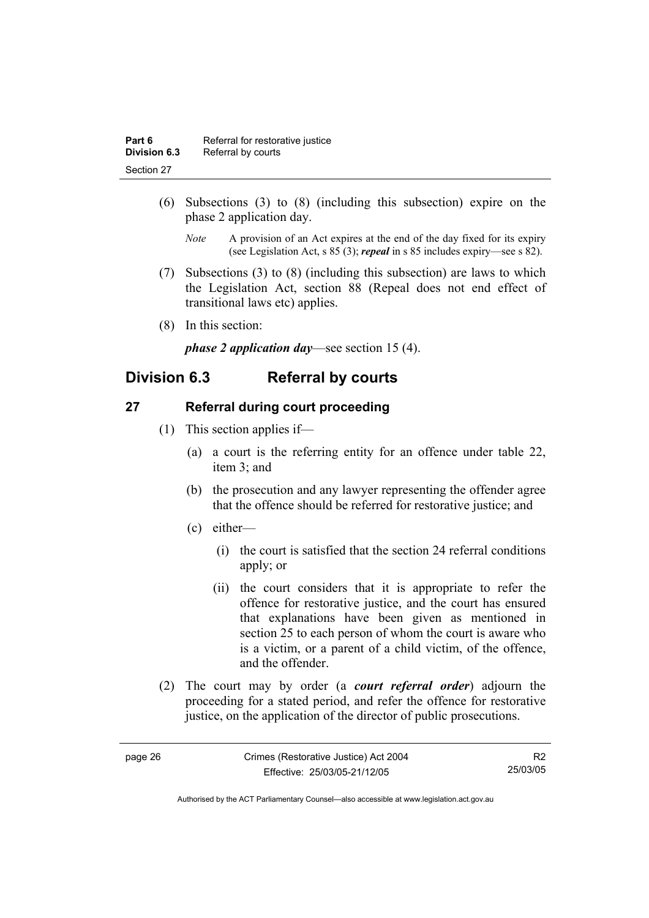(6) Subsections (3) to (8) (including this subsection) expire on the phase 2 application day.

*Note* A provision of an Act expires at the end of the day fixed for its expiry (see Legislation Act, s 85 (3); ***repeal*** in s 85 includes expiry—see s 82).

(7) Subsections (3) to (8) (including this subsection) are laws to which the Legislation Act, section 88 (Repeal does not end effect of transitional laws etc) applies.

(8) In this section:

***phase 2 application day***—see section 15 (4).

## Division 6.3 Referral by courts

### 27 Referral during court proceeding

(1) This section applies if—

(a) a court is the referring entity for an offence under table 22, item 3; and

(b) the prosecution and any lawyer representing the offender agree that the offence should be referred for restorative justice; and

(c) either—

(i) the court is satisfied that the section 24 referral conditions apply; or

(ii) the court considers that it is appropriate to refer the offence for restorative justice, and the court has ensured that explanations have been given as mentioned in section 25 to each person of whom the court is aware who is a victim, or a parent of a child victim, of the offence, and the offender.

(2) The court may by order (a ***court referral order***) adjourn the proceeding for a stated period, and refer the offence for restorative justice, on the application of the director of public prosecutions.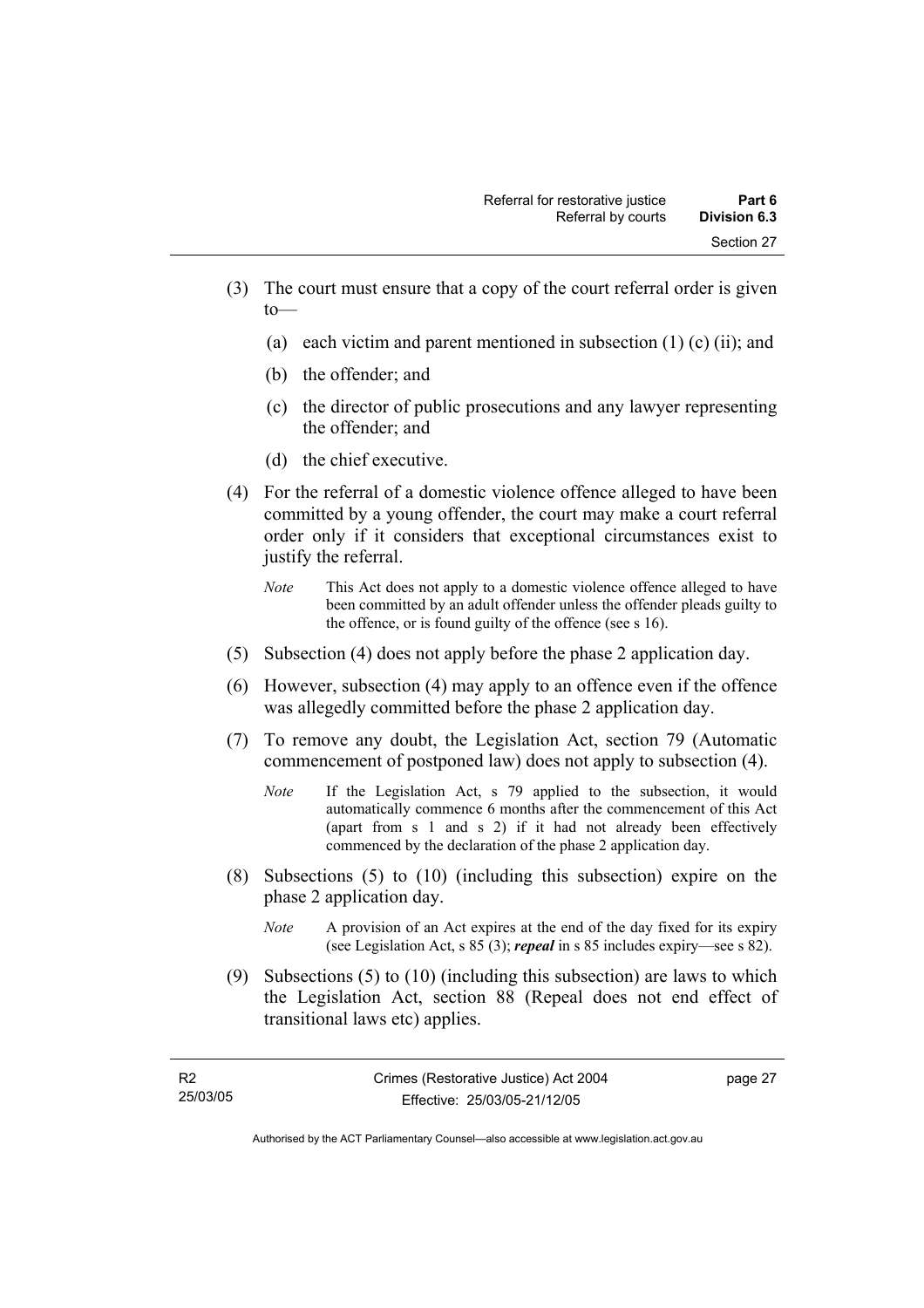(3) The court must ensure that a copy of the court referral order is given to—

(a) each victim and parent mentioned in subsection (1) (c) (ii); and

(b) the offender; and

(c) the director of public prosecutions and any lawyer representing the offender; and

(d) the chief executive.

(4) For the referral of a domestic violence offence alleged to have been committed by a young offender, the court may make a court referral order only if it considers that exceptional circumstances exist to justify the referral.

*Note* This Act does not apply to a domestic violence offence alleged to have been committed by an adult offender unless the offender pleads guilty to the offence, or is found guilty of the offence (see s 16).

(5) Subsection (4) does not apply before the phase 2 application day.

(6) However, subsection (4) may apply to an offence even if the offence was allegedly committed before the phase 2 application day.

(7) To remove any doubt, the Legislation Act, section 79 (Automatic commencement of postponed law) does not apply to subsection (4).

*Note* If the Legislation Act, s 79 applied to the subsection, it would automatically commence 6 months after the commencement of this Act (apart from s 1 and s 2) if it had not already been effectively commenced by the declaration of the phase 2 application day.

(8) Subsections (5) to (10) (including this subsection) expire on the phase 2 application day.

*Note* A provision of an Act expires at the end of the day fixed for its expiry (see Legislation Act, s 85 (3); ***repeal*** in s 85 includes expiry—see s 82).

(9) Subsections (5) to (10) (including this subsection) are laws to which the Legislation Act, section 88 (Repeal does not end effect of transitional laws etc) applies.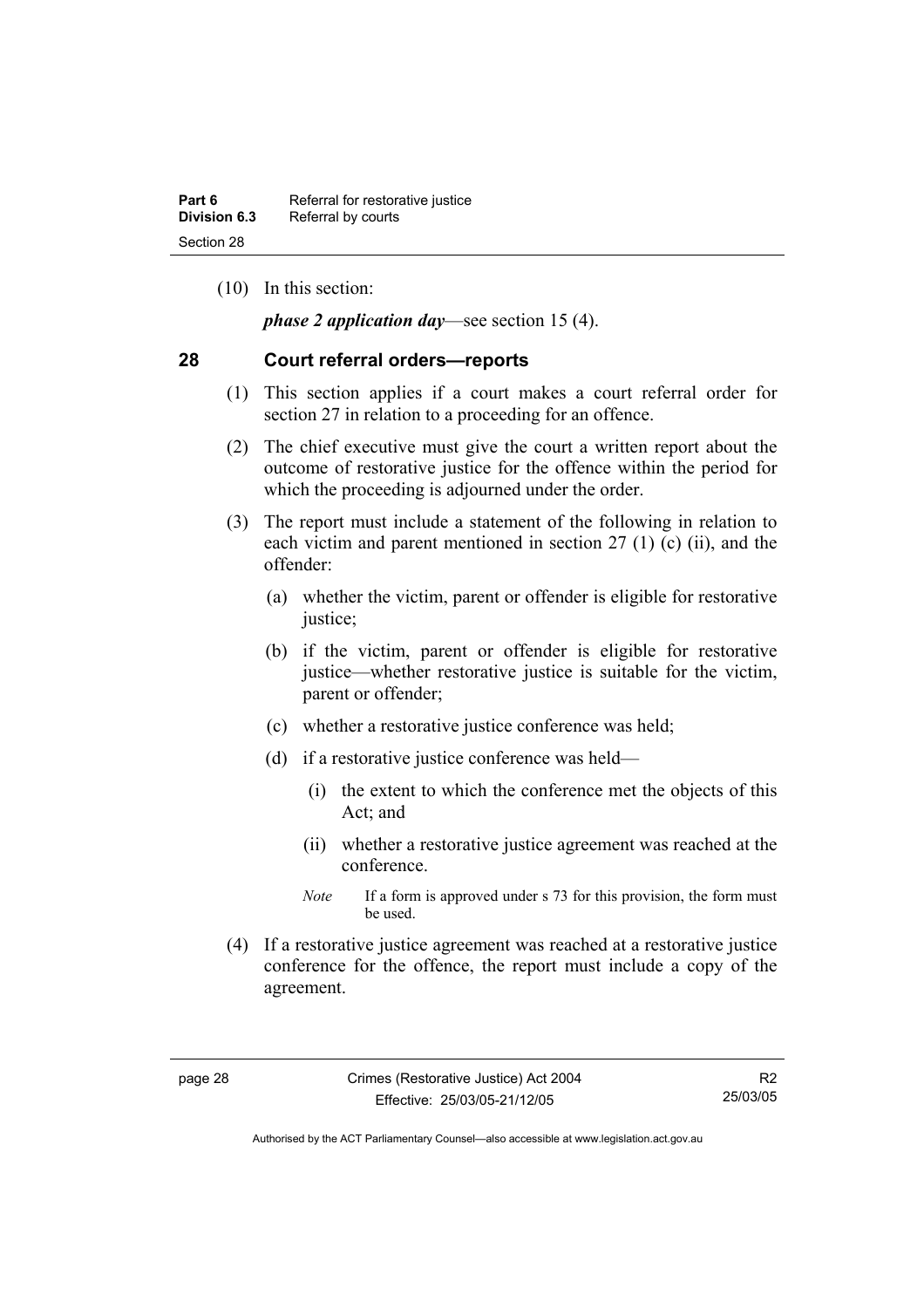(10) In this section:

***phase 2 application day***—see section 15 (4).

## 28 Court referral orders—reports

(1) This section applies if a court makes a court referral order for section 27 in relation to a proceeding for an offence.

(2) The chief executive must give the court a written report about the outcome of restorative justice for the offence within the period for which the proceeding is adjourned under the order.

(3) The report must include a statement of the following in relation to each victim and parent mentioned in section 27 (1) (c) (ii), and the offender:

(a) whether the victim, parent or offender is eligible for restorative justice;

(b) if the victim, parent or offender is eligible for restorative justice—whether restorative justice is suitable for the victim, parent or offender;

(c) whether a restorative justice conference was held;

(d) if a restorative justice conference was held—

(i) the extent to which the conference met the objects of this Act; and

(ii) whether a restorative justice agreement was reached at the conference.

*Note* If a form is approved under s 73 for this provision, the form must be used.

(4) If a restorative justice agreement was reached at a restorative justice conference for the offence, the report must include a copy of the agreement.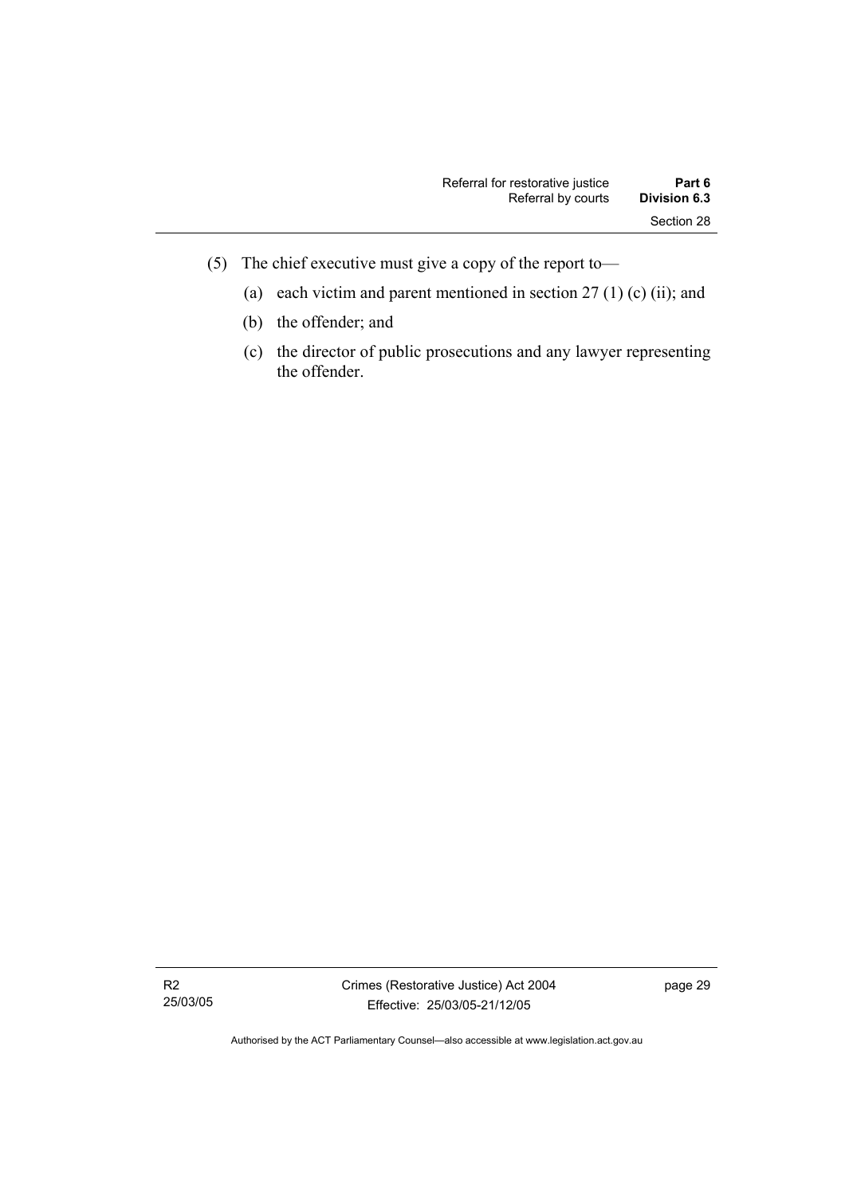(5) The chief executive must give a copy of the report to—

(a) each victim and parent mentioned in section 27 (1) (c) (ii); and

(b) the offender; and

(c) the director of public prosecutions and any lawyer representing the offender.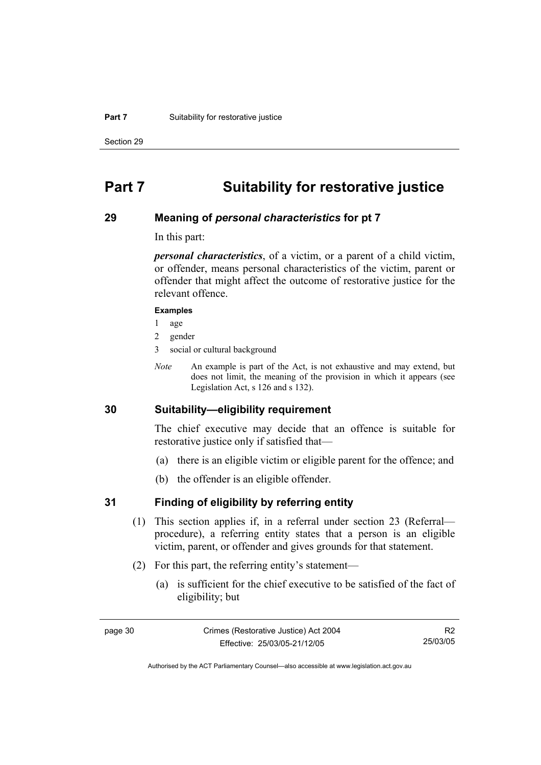# Part 7 Suitability for restorative justice

## 29 Meaning of *personal characteristics* for pt 7

In this part:

***personal characteristics***, of a victim, or a parent of a child victim, or offender, means personal characteristics of the victim, parent or offender that might affect the outcome of restorative justice for the relevant offence.

**Examples**

1 age

2 gender

3 social or cultural background

*Note* An example is part of the Act, is not exhaustive and may extend, but does not limit, the meaning of the provision in which it appears (see Legislation Act, s 126 and s 132).

## 30 Suitability—eligibility requirement

The chief executive may decide that an offence is suitable for restorative justice only if satisfied that—

(a) there is an eligible victim or eligible parent for the offence; and

(b) the offender is an eligible offender.

## 31 Finding of eligibility by referring entity

(1) This section applies if, in a referral under section 23 (Referral—procedure), a referring entity states that a person is an eligible victim, parent, or offender and gives grounds for that statement.

(2) For this part, the referring entity's statement—

(a) is sufficient for the chief executive to be satisfied of the fact of eligibility; but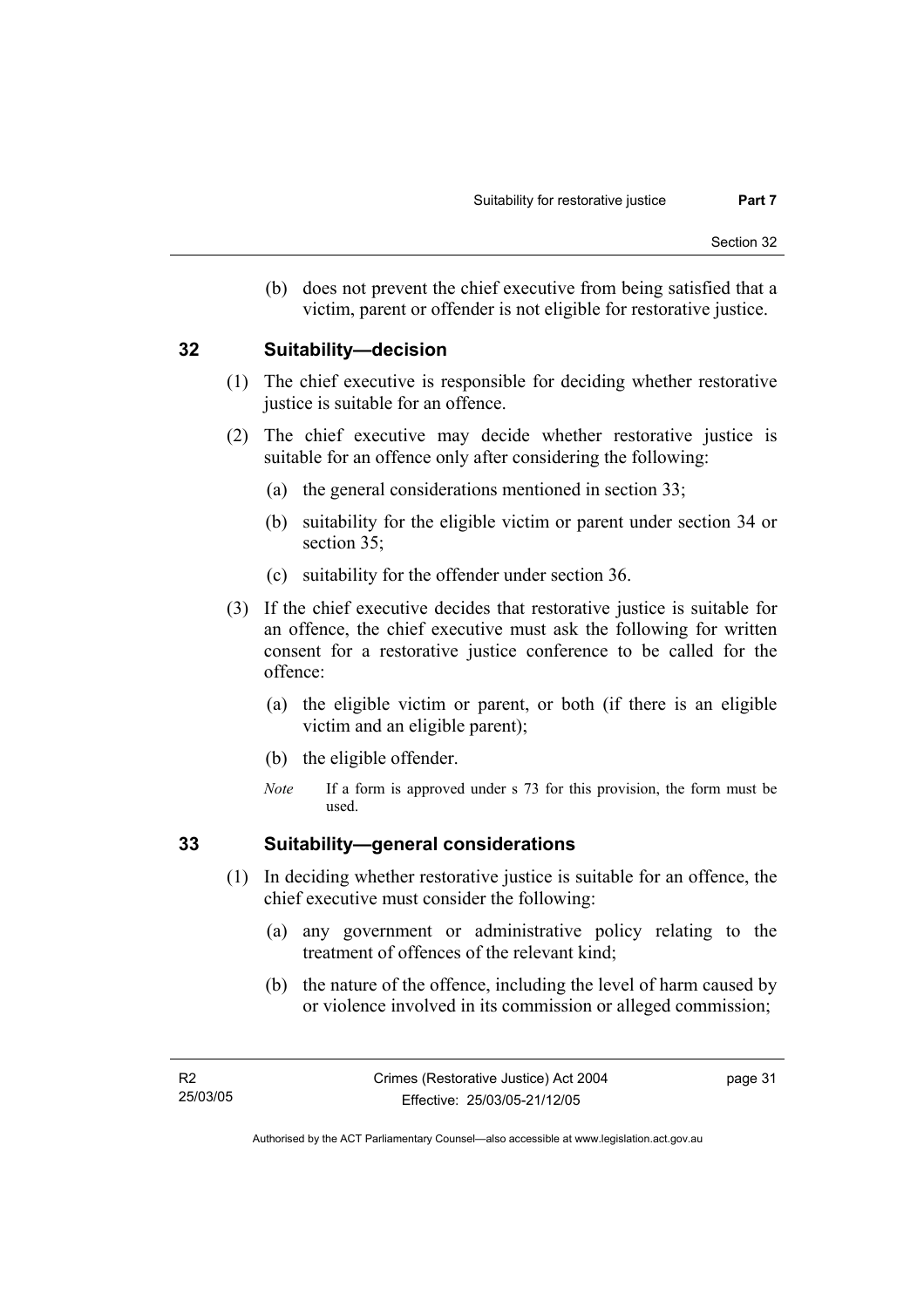(b) does not prevent the chief executive from being satisfied that a victim, parent or offender is not eligible for restorative justice.

## 32 Suitability—decision

(1) The chief executive is responsible for deciding whether restorative justice is suitable for an offence.

(2) The chief executive may decide whether restorative justice is suitable for an offence only after considering the following:

(a) the general considerations mentioned in section 33;

(b) suitability for the eligible victim or parent under section 34 or section 35;

(c) suitability for the offender under section 36.

(3) If the chief executive decides that restorative justice is suitable for an offence, the chief executive must ask the following for written consent for a restorative justice conference to be called for the offence:

(a) the eligible victim or parent, or both (if there is an eligible victim and an eligible parent);

(b) the eligible offender.

*Note* If a form is approved under s 73 for this provision, the form must be used.

## 33 Suitability—general considerations

(1) In deciding whether restorative justice is suitable for an offence, the chief executive must consider the following:

(a) any government or administrative policy relating to the treatment of offences of the relevant kind;

(b) the nature of the offence, including the level of harm caused by or violence involved in its commission or alleged commission;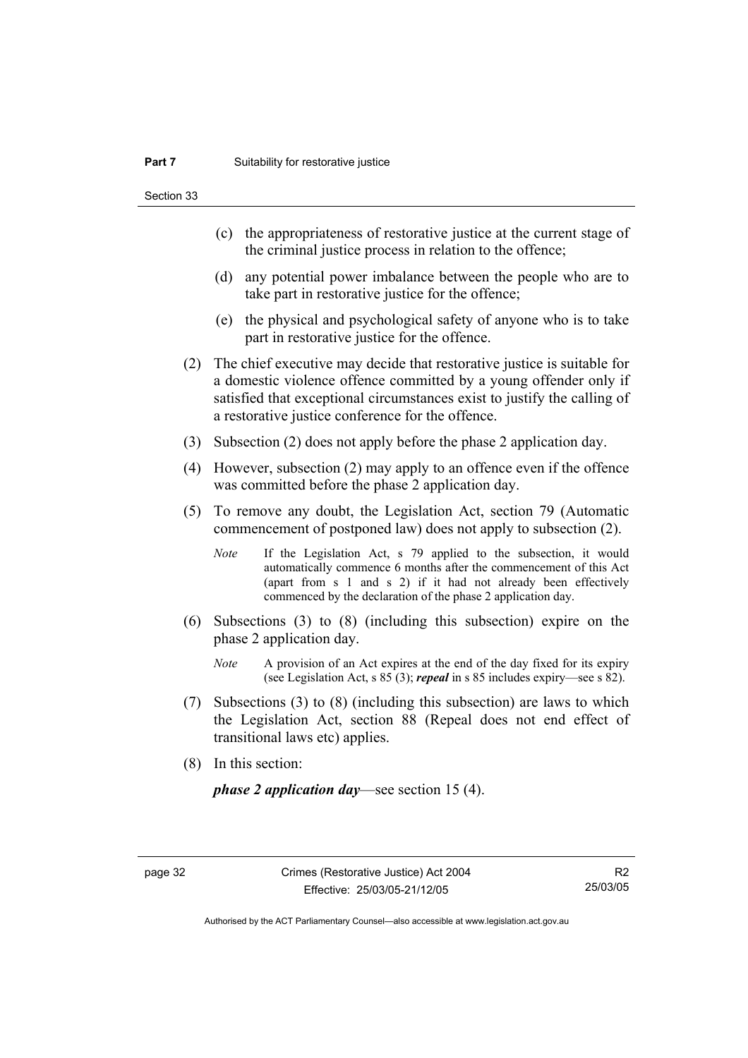(c) the appropriateness of restorative justice at the current stage of the criminal justice process in relation to the offence;

(d) any potential power imbalance between the people who are to take part in restorative justice for the offence;

(e) the physical and psychological safety of anyone who is to take part in restorative justice for the offence.

(2) The chief executive may decide that restorative justice is suitable for a domestic violence offence committed by a young offender only if satisfied that exceptional circumstances exist to justify the calling of a restorative justice conference for the offence.

(3) Subsection (2) does not apply before the phase 2 application day.

(4) However, subsection (2) may apply to an offence even if the offence was committed before the phase 2 application day.

(5) To remove any doubt, the Legislation Act, section 79 (Automatic commencement of postponed law) does not apply to subsection (2).

*Note* If the Legislation Act, s 79 applied to the subsection, it would automatically commence 6 months after the commencement of this Act (apart from s 1 and s 2) if it had not already been effectively commenced by the declaration of the phase 2 application day.

(6) Subsections (3) to (8) (including this subsection) expire on the phase 2 application day.

*Note* A provision of an Act expires at the end of the day fixed for its expiry (see Legislation Act, s 85 (3); ***repeal*** in s 85 includes expiry—see s 82).

(7) Subsections (3) to (8) (including this subsection) are laws to which the Legislation Act, section 88 (Repeal does not end effect of transitional laws etc) applies.

(8) In this section:

***phase 2 application day***—see section 15 (4).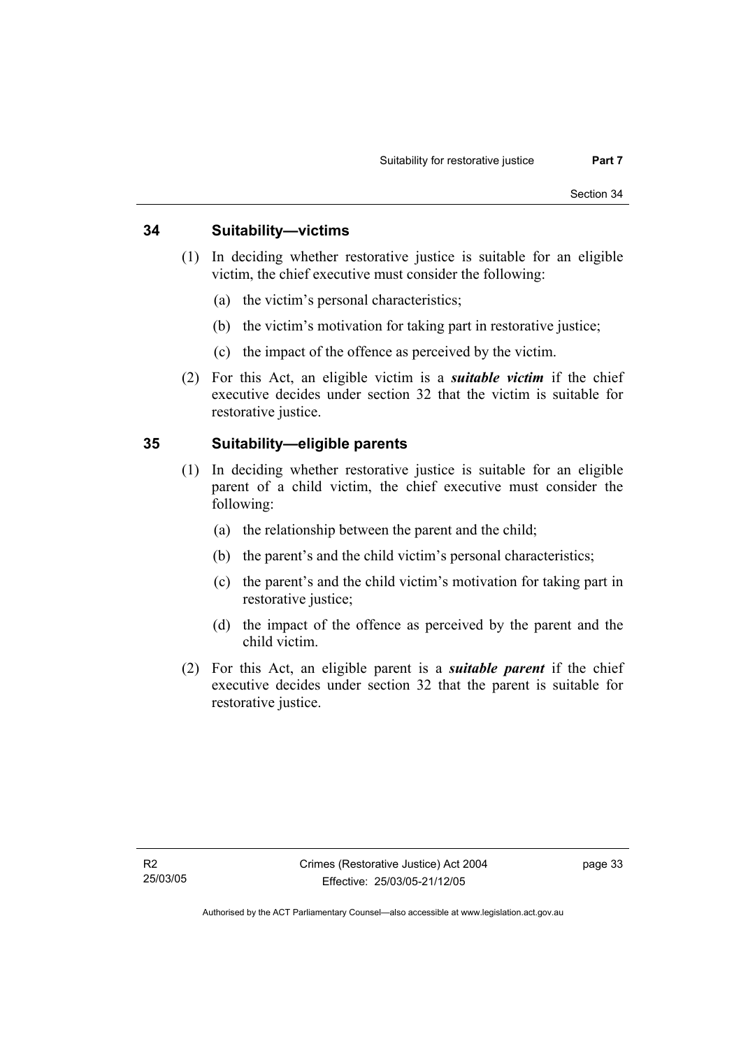## 34 Suitability—victims

(1) In deciding whether restorative justice is suitable for an eligible victim, the chief executive must consider the following:

(a) the victim's personal characteristics;

(b) the victim's motivation for taking part in restorative justice;

(c) the impact of the offence as perceived by the victim.

(2) For this Act, an eligible victim is a ***suitable victim*** if the chief executive decides under section 32 that the victim is suitable for restorative justice.

## 35 Suitability—eligible parents

(1) In deciding whether restorative justice is suitable for an eligible parent of a child victim, the chief executive must consider the following:

(a) the relationship between the parent and the child;

(b) the parent's and the child victim's personal characteristics;

(c) the parent's and the child victim's motivation for taking part in restorative justice;

(d) the impact of the offence as perceived by the parent and the child victim.

(2) For this Act, an eligible parent is a ***suitable parent*** if the chief executive decides under section 32 that the parent is suitable for restorative justice.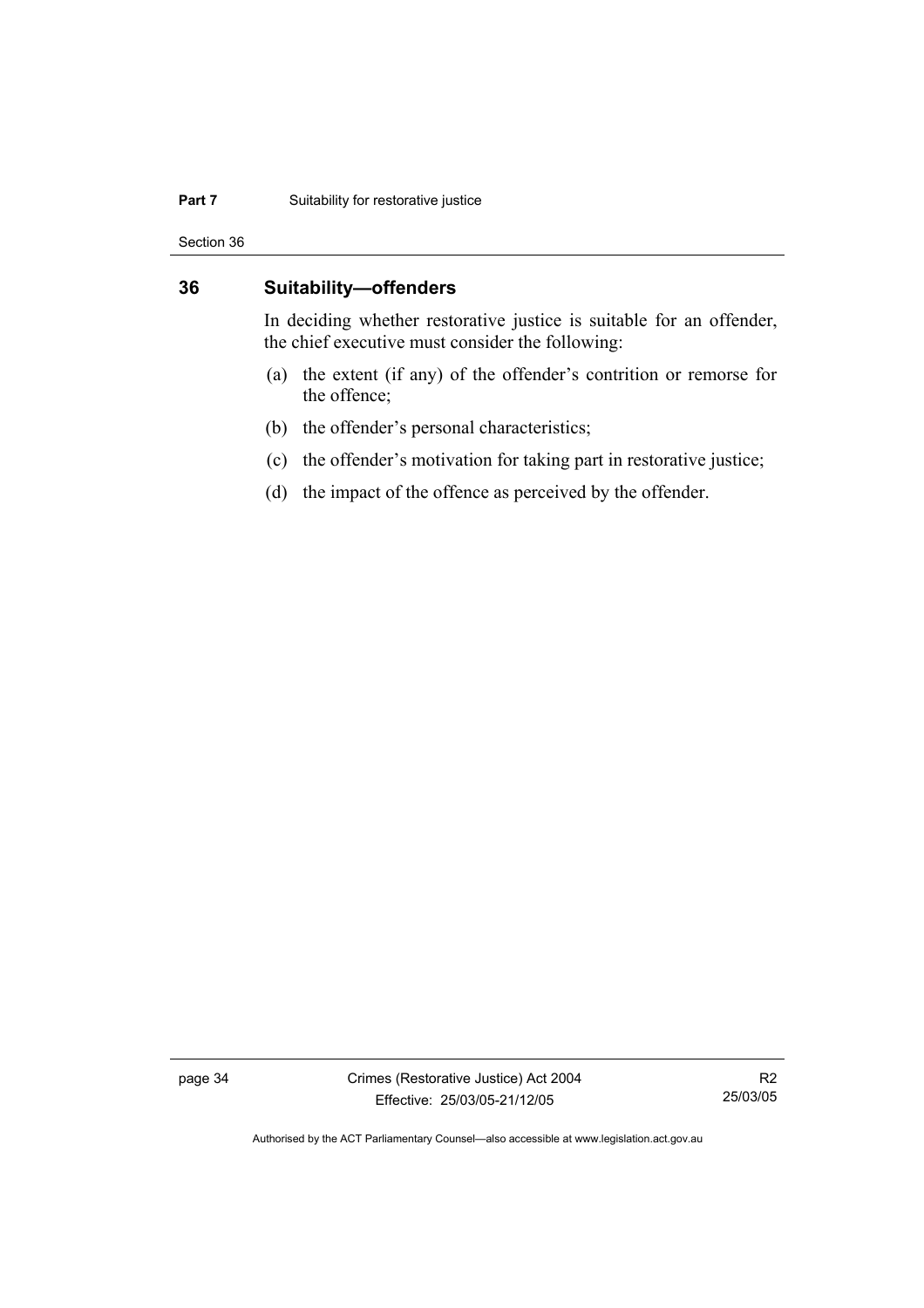## 36 Suitability—offenders

In deciding whether restorative justice is suitable for an offender, the chief executive must consider the following:

(a) the extent (if any) of the offender's contrition or remorse for the offence;

(b) the offender's personal characteristics;

(c) the offender's motivation for taking part in restorative justice;

(d) the impact of the offence as perceived by the offender.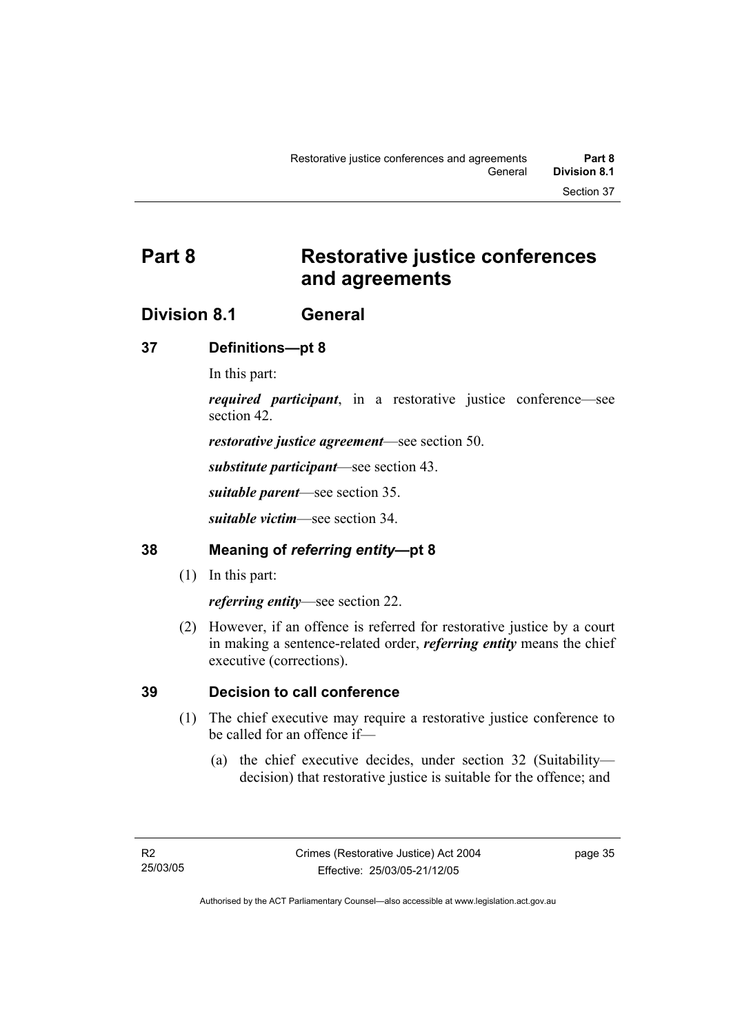# Part 8 Restorative justice conferences and agreements

## Division 8.1 General

### 37 Definitions—pt 8

In this part:

***required participant***, in a restorative justice conference—see section 42.

***restorative justice agreement***—see section 50.

***substitute participant***—see section 43.

***suitable parent***—see section 35.

***suitable victim***—see section 34.

### 38 Meaning of *referring entity*—pt 8

(1) In this part:

***referring entity***—see section 22.

(2) However, if an offence is referred for restorative justice by a court in making a sentence-related order, ***referring entity*** means the chief executive (corrections).

### 39 Decision to call conference

(1) The chief executive may require a restorative justice conference to be called for an offence if—

(a) the chief executive decides, under section 32 (Suitability—decision) that restorative justice is suitable for the offence; and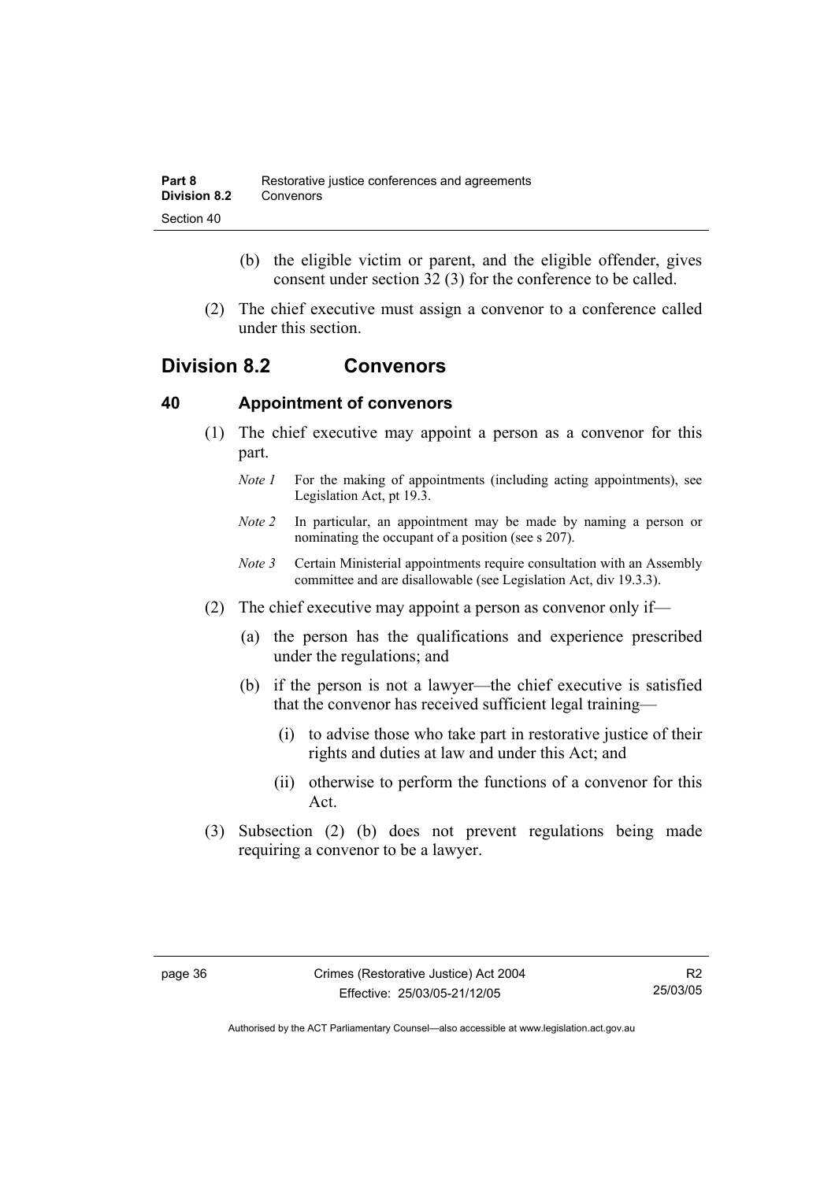(b) the eligible victim or parent, and the eligible offender, gives consent under section 32 (3) for the conference to be called.

(2) The chief executive must assign a convenor to a conference called under this section.

## Division 8.2 Convenors

### 40 Appointment of convenors

(1) The chief executive may appoint a person as a convenor for this part.

*Note 1* For the making of appointments (including acting appointments), see Legislation Act, pt 19.3.

*Note 2* In particular, an appointment may be made by naming a person or nominating the occupant of a position (see s 207).

*Note 3* Certain Ministerial appointments require consultation with an Assembly committee and are disallowable (see Legislation Act, div 19.3.3).

(2) The chief executive may appoint a person as convenor only if—

(a) the person has the qualifications and experience prescribed under the regulations; and

(b) if the person is not a lawyer—the chief executive is satisfied that the convenor has received sufficient legal training—

(i) to advise those who take part in restorative justice of their rights and duties at law and under this Act; and

(ii) otherwise to perform the functions of a convenor for this Act.

(3) Subsection (2) (b) does not prevent regulations being made requiring a convenor to be a lawyer.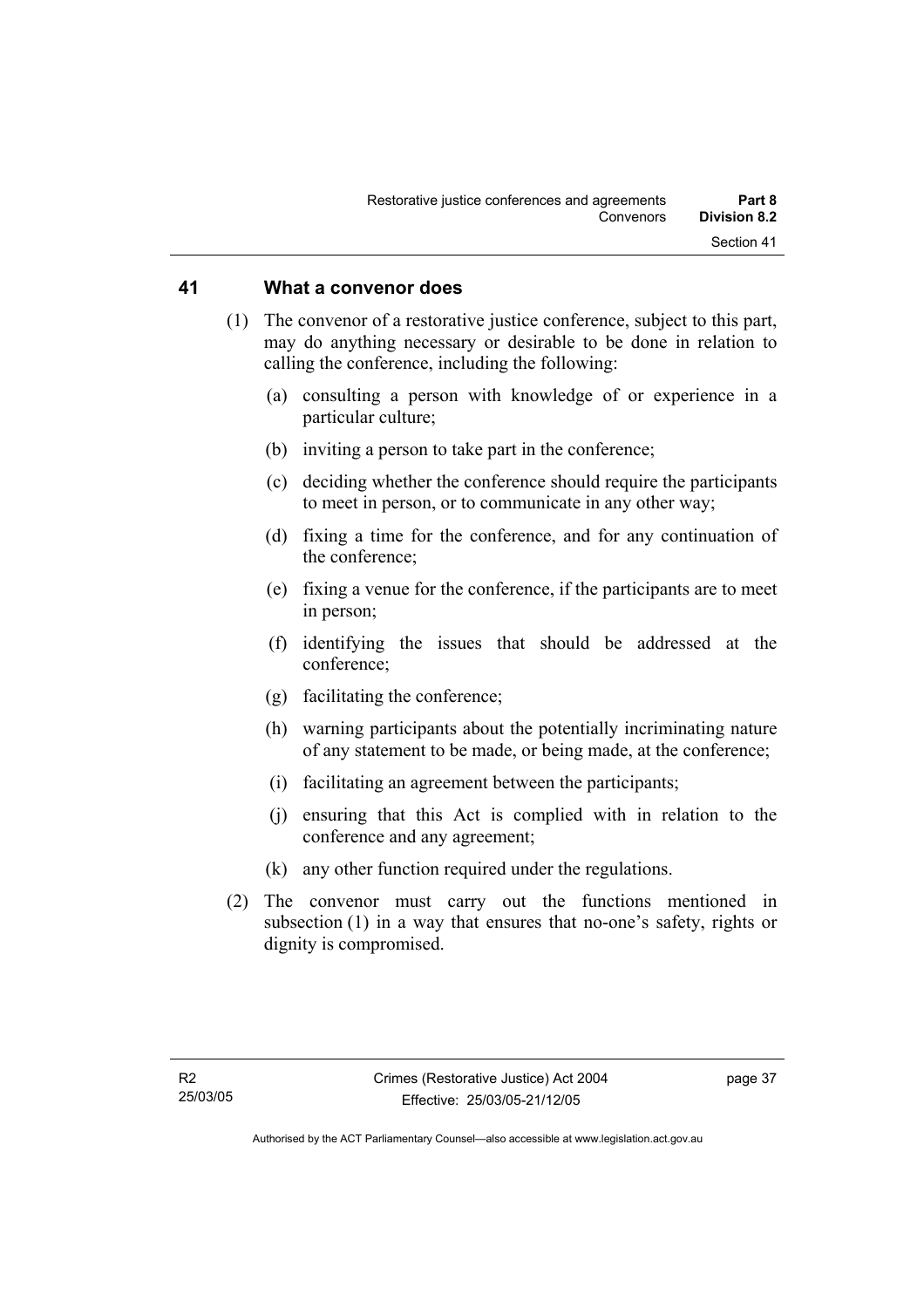## 41 What a convenor does

(1) The convenor of a restorative justice conference, subject to this part, may do anything necessary or desirable to be done in relation to calling the conference, including the following:

(a) consulting a person with knowledge of or experience in a particular culture;

(b) inviting a person to take part in the conference;

(c) deciding whether the conference should require the participants to meet in person, or to communicate in any other way;

(d) fixing a time for the conference, and for any continuation of the conference;

(e) fixing a venue for the conference, if the participants are to meet in person;

(f) identifying the issues that should be addressed at the conference;

(g) facilitating the conference;

(h) warning participants about the potentially incriminating nature of any statement to be made, or being made, at the conference;

(i) facilitating an agreement between the participants;

(j) ensuring that this Act is complied with in relation to the conference and any agreement;

(k) any other function required under the regulations.

(2) The convenor must carry out the functions mentioned in subsection (1) in a way that ensures that no-one's safety, rights or dignity is compromised.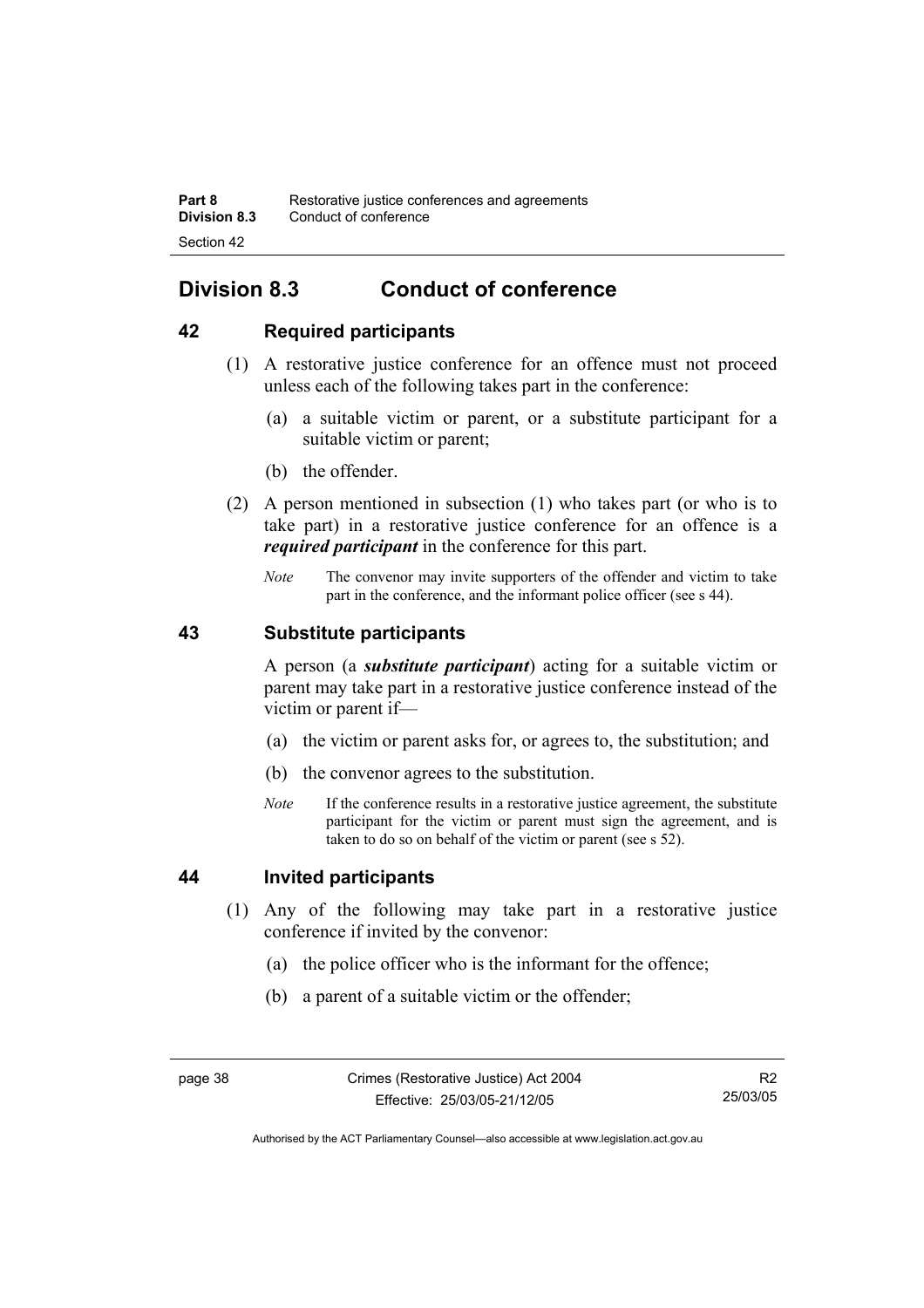## Division 8.3 Conduct of conference

### 42 Required participants

(1) A restorative justice conference for an offence must not proceed unless each of the following takes part in the conference:

(a) a suitable victim or parent, or a substitute participant for a suitable victim or parent;

(b) the offender.

(2) A person mentioned in subsection (1) who takes part (or who is to take part) in a restorative justice conference for an offence is a ***required participant*** in the conference for this part.

*Note* The convenor may invite supporters of the offender and victim to take part in the conference, and the informant police officer (see s 44).

### 43 Substitute participants

A person (a ***substitute participant***) acting for a suitable victim or parent may take part in a restorative justice conference instead of the victim or parent if—

(a) the victim or parent asks for, or agrees to, the substitution; and

(b) the convenor agrees to the substitution.

*Note* If the conference results in a restorative justice agreement, the substitute participant for the victim or parent must sign the agreement, and is taken to do so on behalf of the victim or parent (see s 52).

### 44 Invited participants

(1) Any of the following may take part in a restorative justice conference if invited by the convenor:

(a) the police officer who is the informant for the offence;

(b) a parent of a suitable victim or the offender;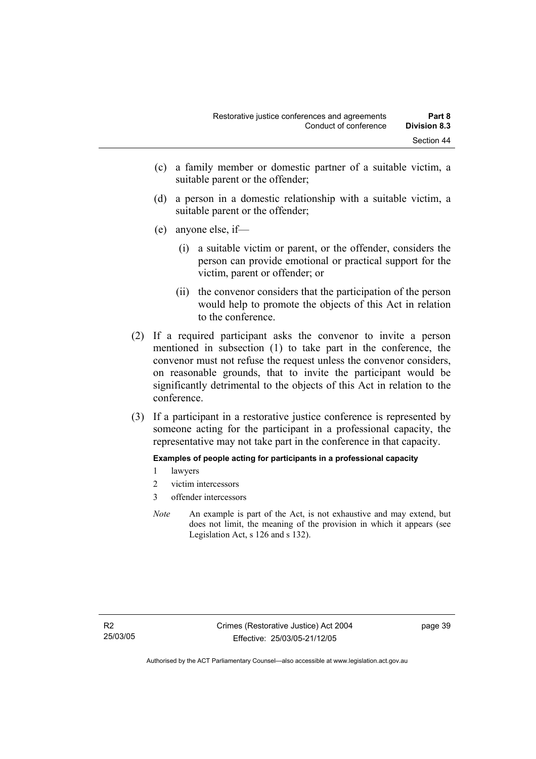(c) a family member or domestic partner of a suitable victim, a suitable parent or the offender;

(d) a person in a domestic relationship with a suitable victim, a suitable parent or the offender;

(e) anyone else, if—

(i) a suitable victim or parent, or the offender, considers the person can provide emotional or practical support for the victim, parent or offender; or

(ii) the convenor considers that the participation of the person would help to promote the objects of this Act in relation to the conference.

(2) If a required participant asks the convenor to invite a person mentioned in subsection (1) to take part in the conference, the convenor must not refuse the request unless the convenor considers, on reasonable grounds, that to invite the participant would be significantly detrimental to the objects of this Act in relation to the conference.

(3) If a participant in a restorative justice conference is represented by someone acting for the participant in a professional capacity, the representative may not take part in the conference in that capacity.

**Examples of people acting for participants in a professional capacity**

1 lawyers

2 victim intercessors

3 offender intercessors

*Note* An example is part of the Act, is not exhaustive and may extend, but does not limit, the meaning of the provision in which it appears (see Legislation Act, s 126 and s 132).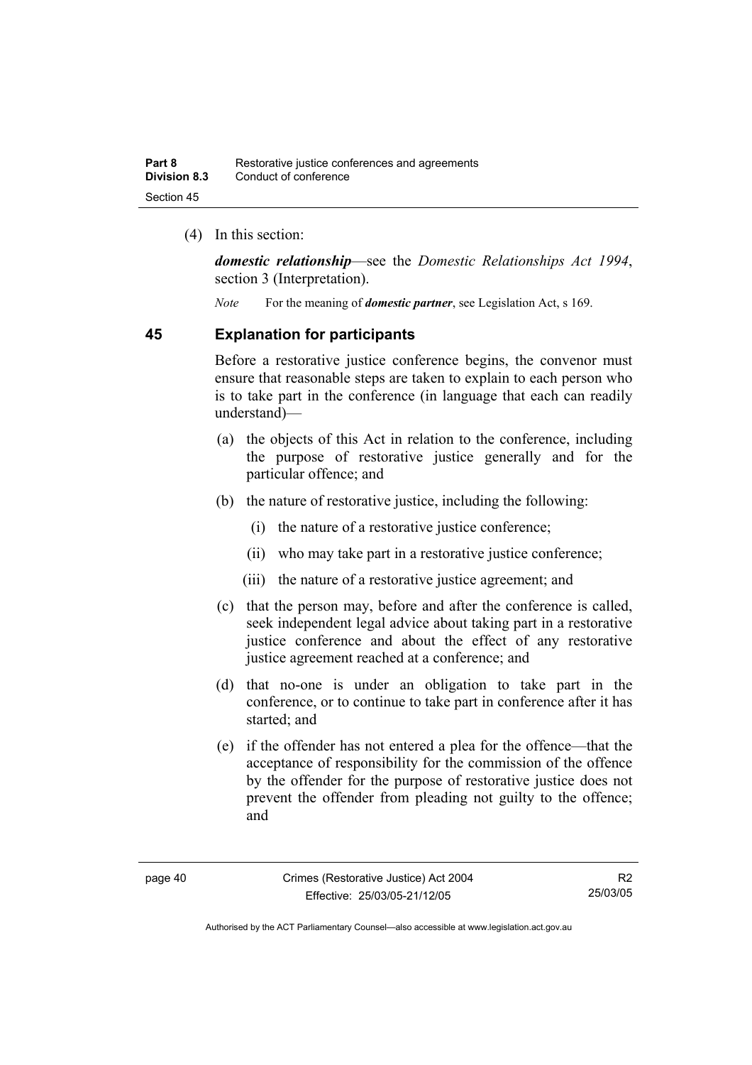(4) In this section:

***domestic relationship***—see the *Domestic Relationships Act 1994*, section 3 (Interpretation).

*Note* For the meaning of ***domestic partner***, see Legislation Act, s 169.

## 45 Explanation for participants

Before a restorative justice conference begins, the convenor must ensure that reasonable steps are taken to explain to each person who is to take part in the conference (in language that each can readily understand)—

(a) the objects of this Act in relation to the conference, including the purpose of restorative justice generally and for the particular offence; and

(b) the nature of restorative justice, including the following:

  (i) the nature of a restorative justice conference;

  (ii) who may take part in a restorative justice conference;

  (iii) the nature of a restorative justice agreement; and

(c) that the person may, before and after the conference is called, seek independent legal advice about taking part in a restorative justice conference and about the effect of any restorative justice agreement reached at a conference; and

(d) that no-one is under an obligation to take part in the conference, or to continue to take part in conference after it has started; and

(e) if the offender has not entered a plea for the offence—that the acceptance of responsibility for the commission of the offence by the offender for the purpose of restorative justice does not prevent the offender from pleading not guilty to the offence; and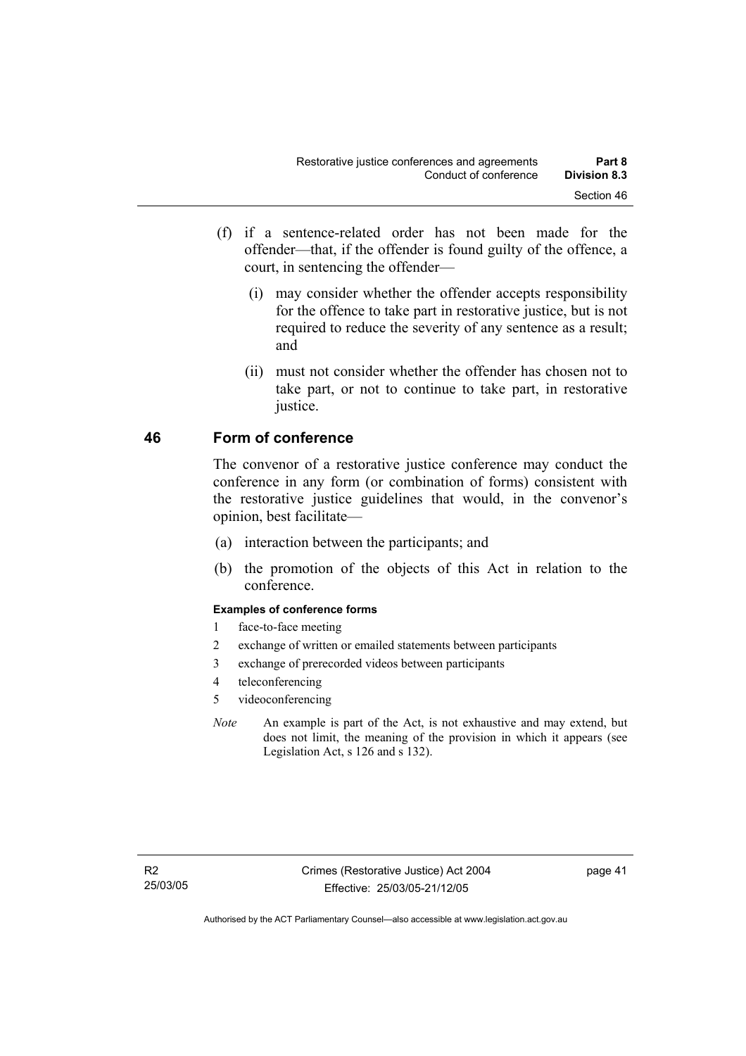(f) if a sentence-related order has not been made for the offender—that, if the offender is found guilty of the offence, a court, in sentencing the offender—

   (i) may consider whether the offender accepts responsibility for the offence to take part in restorative justice, but is not required to reduce the severity of any sentence as a result; and

   (ii) must not consider whether the offender has chosen not to take part, or not to continue to take part, in restorative justice.

## 46 Form of conference

The convenor of a restorative justice conference may conduct the conference in any form (or combination of forms) consistent with the restorative justice guidelines that would, in the convenor's opinion, best facilitate—

(a) interaction between the participants; and

(b) the promotion of the objects of this Act in relation to the conference.

**Examples of conference forms**

1 face-to-face meeting

2 exchange of written or emailed statements between participants

3 exchange of prerecorded videos between participants

4 teleconferencing

5 videoconferencing

*Note* An example is part of the Act, is not exhaustive and may extend, but does not limit, the meaning of the provision in which it appears (see Legislation Act, s 126 and s 132).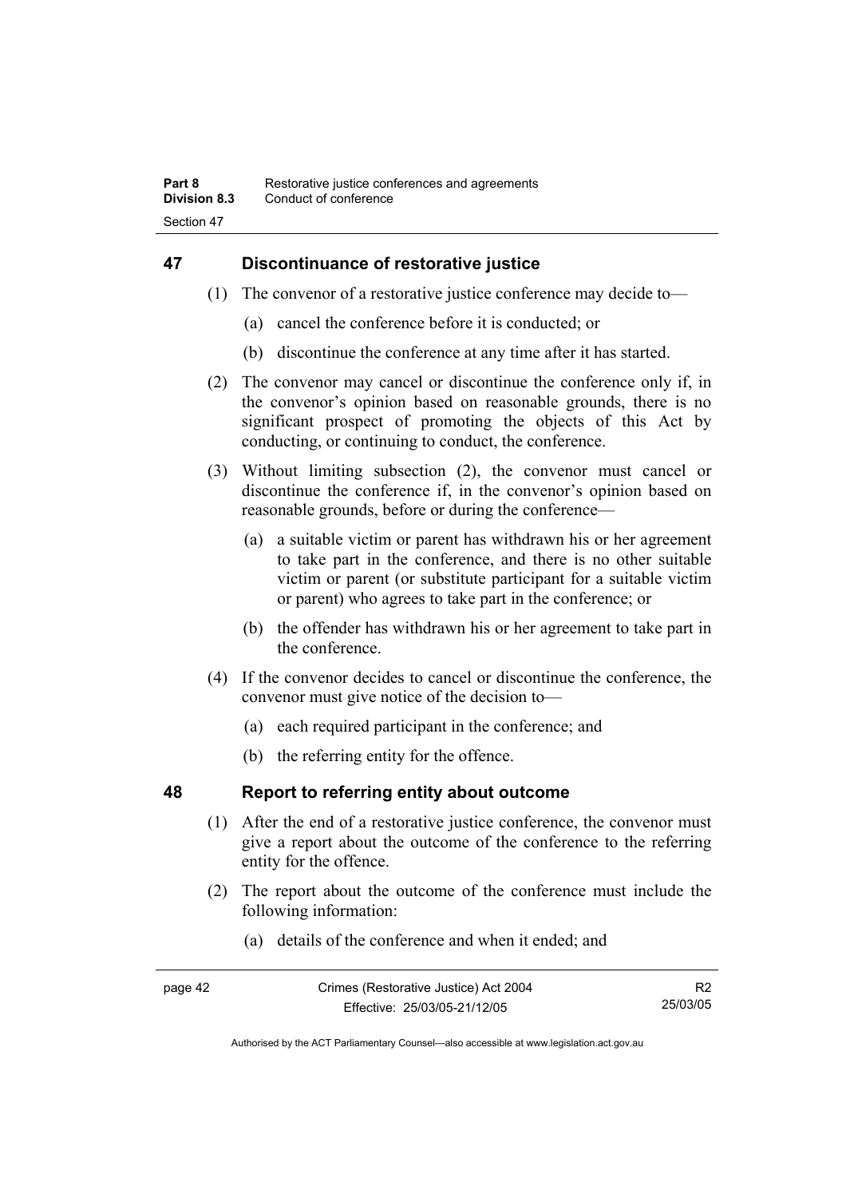## 47 Discontinuance of restorative justice

(1) The convenor of a restorative justice conference may decide to—

(a) cancel the conference before it is conducted; or

(b) discontinue the conference at any time after it has started.

(2) The convenor may cancel or discontinue the conference only if, in the convenor's opinion based on reasonable grounds, there is no significant prospect of promoting the objects of this Act by conducting, or continuing to conduct, the conference.

(3) Without limiting subsection (2), the convenor must cancel or discontinue the conference if, in the convenor's opinion based on reasonable grounds, before or during the conference—

(a) a suitable victim or parent has withdrawn his or her agreement to take part in the conference, and there is no other suitable victim or parent (or substitute participant for a suitable victim or parent) who agrees to take part in the conference; or

(b) the offender has withdrawn his or her agreement to take part in the conference.

(4) If the convenor decides to cancel or discontinue the conference, the convenor must give notice of the decision to—

(a) each required participant in the conference; and

(b) the referring entity for the offence.

## 48 Report to referring entity about outcome

(1) After the end of a restorative justice conference, the convenor must give a report about the outcome of the conference to the referring entity for the offence.

(2) The report about the outcome of the conference must include the following information:

(a) details of the conference and when it ended; and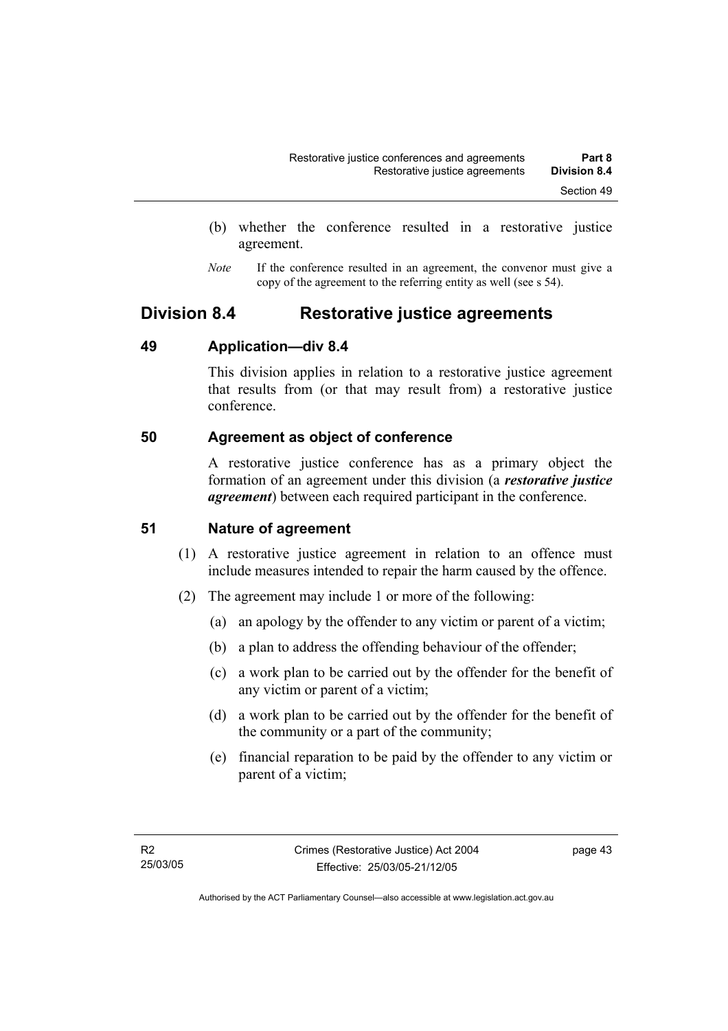(b) whether the conference resulted in a restorative justice agreement.

*Note* If the conference resulted in an agreement, the convenor must give a copy of the agreement to the referring entity as well (see s 54).

## Division 8.4 Restorative justice agreements

### 49 Application—div 8.4

This division applies in relation to a restorative justice agreement that results from (or that may result from) a restorative justice conference.

### 50 Agreement as object of conference

A restorative justice conference has as a primary object the formation of an agreement under this division (a ***restorative justice agreement***) between each required participant in the conference.

### 51 Nature of agreement

(1) A restorative justice agreement in relation to an offence must include measures intended to repair the harm caused by the offence.

(2) The agreement may include 1 or more of the following:

(a) an apology by the offender to any victim or parent of a victim;

(b) a plan to address the offending behaviour of the offender;

(c) a work plan to be carried out by the offender for the benefit of any victim or parent of a victim;

(d) a work plan to be carried out by the offender for the benefit of the community or a part of the community;

(e) financial reparation to be paid by the offender to any victim or parent of a victim;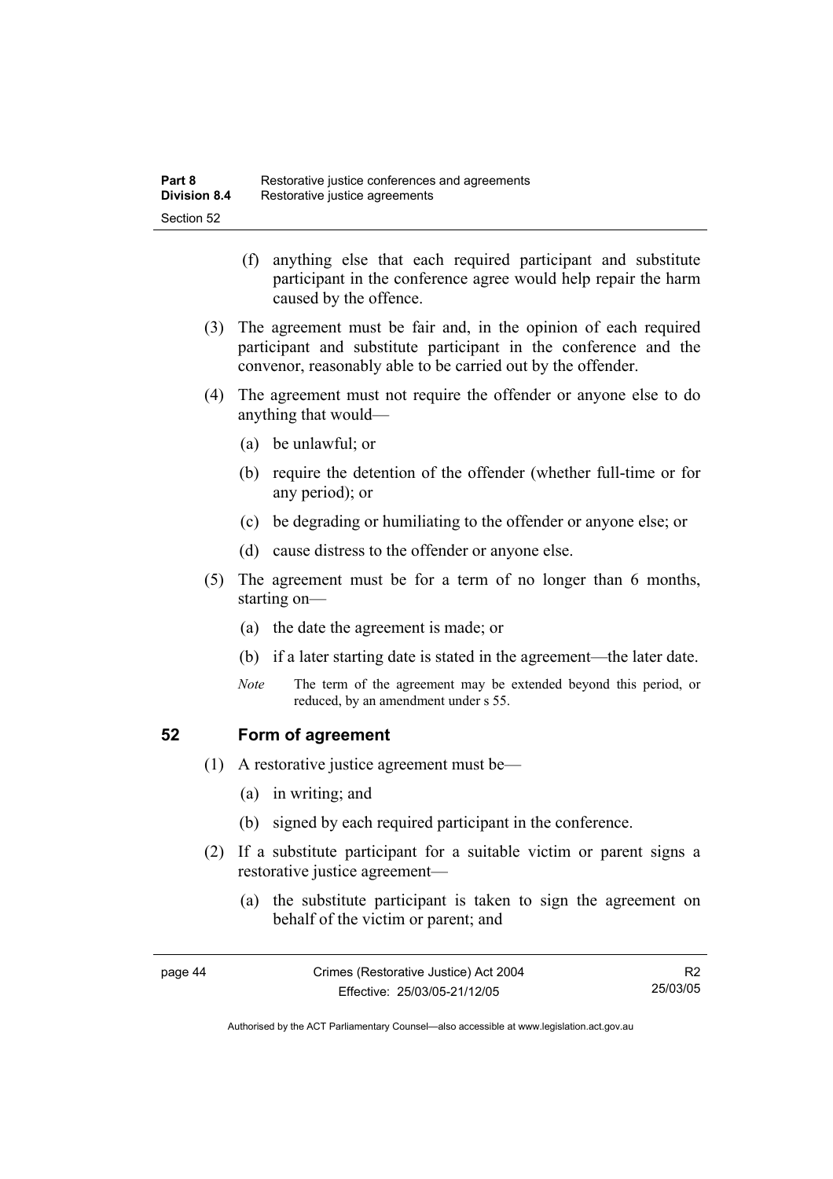(f) anything else that each required participant and substitute participant in the conference agree would help repair the harm caused by the offence.

(3) The agreement must be fair and, in the opinion of each required participant and substitute participant in the conference and the convenor, reasonably able to be carried out by the offender.

(4) The agreement must not require the offender or anyone else to do anything that would—

(a) be unlawful; or

(b) require the detention of the offender (whether full-time or for any period); or

(c) be degrading or humiliating to the offender or anyone else; or

(d) cause distress to the offender or anyone else.

(5) The agreement must be for a term of no longer than 6 months, starting on—

(a) the date the agreement is made; or

(b) if a later starting date is stated in the agreement—the later date.

*Note* The term of the agreement may be extended beyond this period, or reduced, by an amendment under s 55.

## 52 Form of agreement

(1) A restorative justice agreement must be—

(a) in writing; and

(b) signed by each required participant in the conference.

(2) If a substitute participant for a suitable victim or parent signs a restorative justice agreement—

(a) the substitute participant is taken to sign the agreement on behalf of the victim or parent; and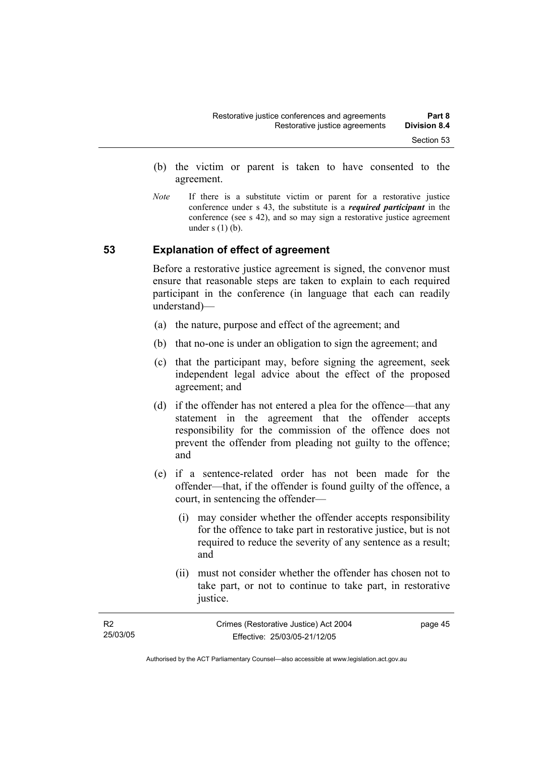(b) the victim or parent is taken to have consented to the agreement.

*Note* If there is a substitute victim or parent for a restorative justice conference under s 43, the substitute is a ***required participant*** in the conference (see s 42), and so may sign a restorative justice agreement under s (1) (b).

## 53 Explanation of effect of agreement

Before a restorative justice agreement is signed, the convenor must ensure that reasonable steps are taken to explain to each required participant in the conference (in language that each can readily understand)—

(a) the nature, purpose and effect of the agreement; and

(b) that no-one is under an obligation to sign the agreement; and

(c) that the participant may, before signing the agreement, seek independent legal advice about the effect of the proposed agreement; and

(d) if the offender has not entered a plea for the offence—that any statement in the agreement that the offender accepts responsibility for the commission of the offence does not prevent the offender from pleading not guilty to the offence; and

(e) if a sentence-related order has not been made for the offender—that, if the offender is found guilty of the offence, a court, in sentencing the offender—

(i) may consider whether the offender accepts responsibility for the offence to take part in restorative justice, but is not required to reduce the severity of any sentence as a result; and

(ii) must not consider whether the offender has chosen not to take part, or not to continue to take part, in restorative justice.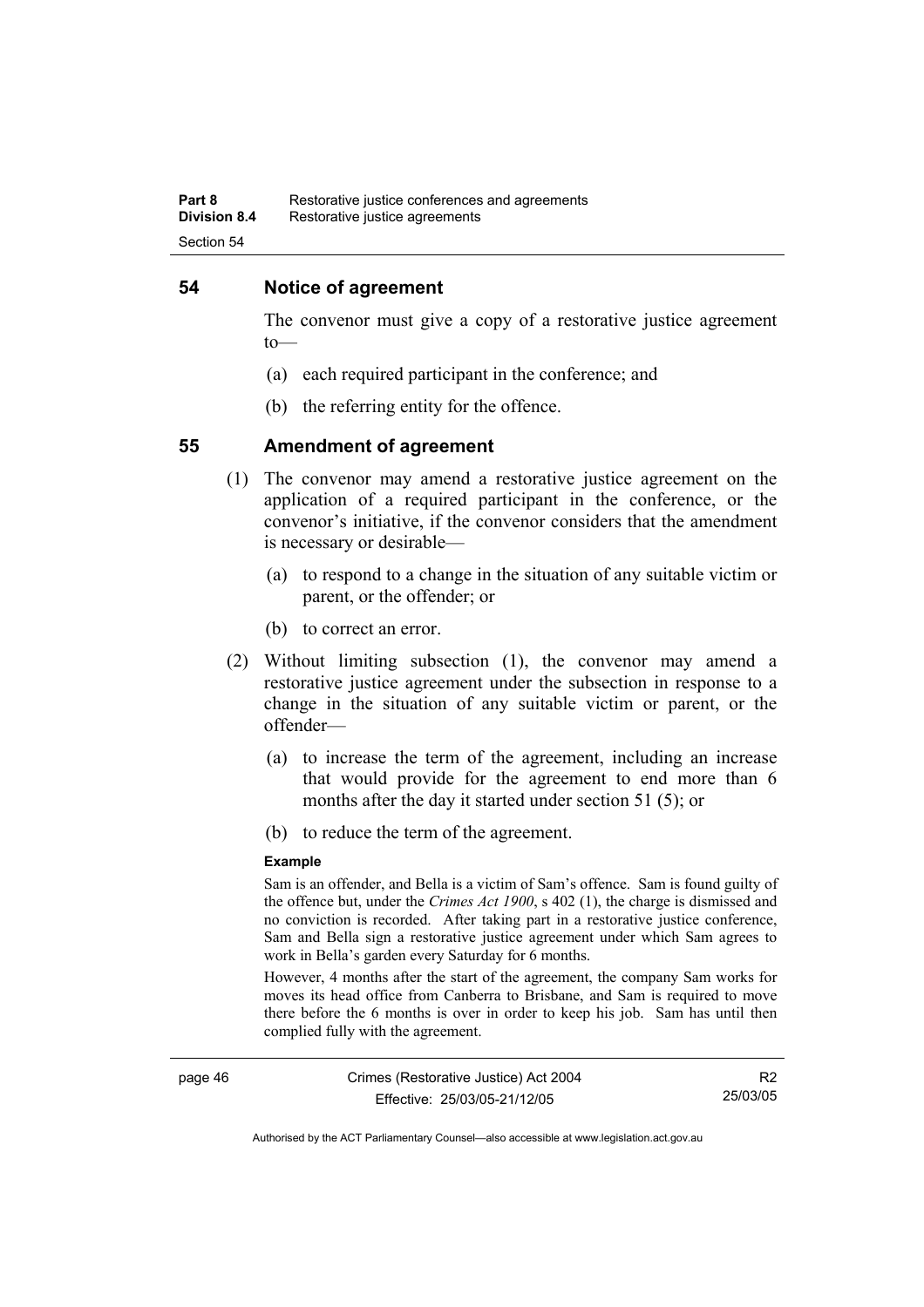## 54 Notice of agreement

The convenor must give a copy of a restorative justice agreement to—

(a) each required participant in the conference; and

(b) the referring entity for the offence.

## 55 Amendment of agreement

(1) The convenor may amend a restorative justice agreement on the application of a required participant in the conference, or the convenor's initiative, if the convenor considers that the amendment is necessary or desirable—

(a) to respond to a change in the situation of any suitable victim or parent, or the offender; or

(b) to correct an error.

(2) Without limiting subsection (1), the convenor may amend a restorative justice agreement under the subsection in response to a change in the situation of any suitable victim or parent, or the offender—

(a) to increase the term of the agreement, including an increase that would provide for the agreement to end more than 6 months after the day it started under section 51 (5); or

(b) to reduce the term of the agreement.

**Example**

Sam is an offender, and Bella is a victim of Sam's offence. Sam is found guilty of the offence but, under the *Crimes Act 1900*, s 402 (1), the charge is dismissed and no conviction is recorded. After taking part in a restorative justice conference, Sam and Bella sign a restorative justice agreement under which Sam agrees to work in Bella's garden every Saturday for 6 months.

However, 4 months after the start of the agreement, the company Sam works for moves its head office from Canberra to Brisbane, and Sam is required to move there before the 6 months is over in order to keep his job. Sam has until then complied fully with the agreement.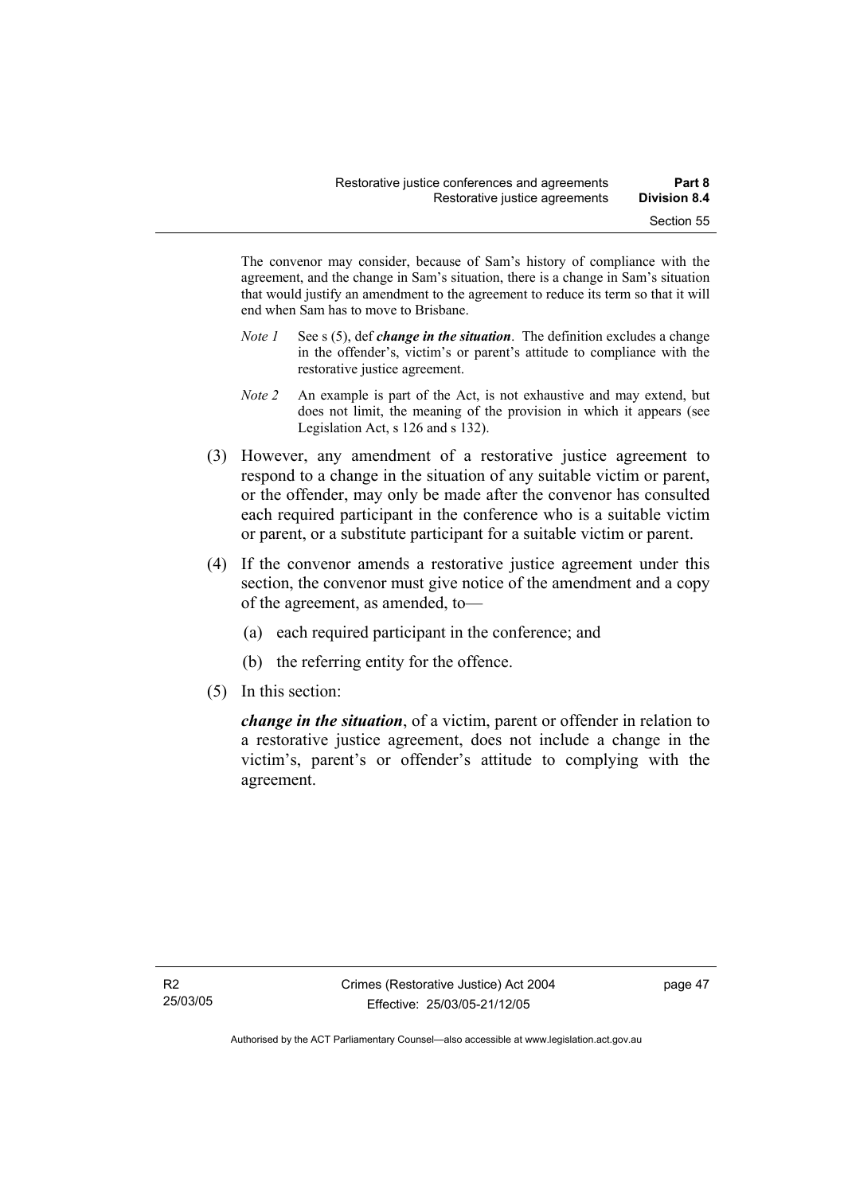The convenor may consider, because of Sam's history of compliance with the agreement, and the change in Sam's situation, there is a change in Sam's situation that would justify an amendment to the agreement to reduce its term so that it will end when Sam has to move to Brisbane.

*Note 1* See s (5), def ***change in the situation***. The definition excludes a change in the offender's, victim's or parent's attitude to compliance with the restorative justice agreement.

*Note 2* An example is part of the Act, is not exhaustive and may extend, but does not limit, the meaning of the provision in which it appears (see Legislation Act, s 126 and s 132).

(3) However, any amendment of a restorative justice agreement to respond to a change in the situation of any suitable victim or parent, or the offender, may only be made after the convenor has consulted each required participant in the conference who is a suitable victim or parent, or a substitute participant for a suitable victim or parent.

(4) If the convenor amends a restorative justice agreement under this section, the convenor must give notice of the amendment and a copy of the agreement, as amended, to—

(a) each required participant in the conference; and

(b) the referring entity for the offence.

(5) In this section:

***change in the situation***, of a victim, parent or offender in relation to a restorative justice agreement, does not include a change in the victim's, parent's or offender's attitude to complying with the agreement.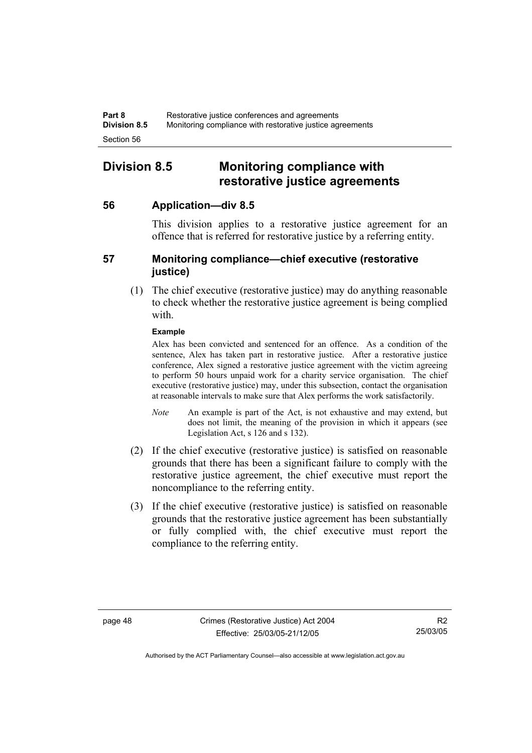## Division 8.5 Monitoring compliance with restorative justice agreements

### 56 Application—div 8.5

This division applies to a restorative justice agreement for an offence that is referred for restorative justice by a referring entity.

### 57 Monitoring compliance—chief executive (restorative justice)

(1) The chief executive (restorative justice) may do anything reasonable to check whether the restorative justice agreement is being complied with.

**Example**

Alex has been convicted and sentenced for an offence. As a condition of the sentence, Alex has taken part in restorative justice. After a restorative justice conference, Alex signed a restorative justice agreement with the victim agreeing to perform 50 hours unpaid work for a charity service organisation. The chief executive (restorative justice) may, under this subsection, contact the organisation at reasonable intervals to make sure that Alex performs the work satisfactorily.

*Note* An example is part of the Act, is not exhaustive and may extend, but does not limit, the meaning of the provision in which it appears (see Legislation Act, s 126 and s 132).

(2) If the chief executive (restorative justice) is satisfied on reasonable grounds that there has been a significant failure to comply with the restorative justice agreement, the chief executive must report the noncompliance to the referring entity.

(3) If the chief executive (restorative justice) is satisfied on reasonable grounds that the restorative justice agreement has been substantially or fully complied with, the chief executive must report the compliance to the referring entity.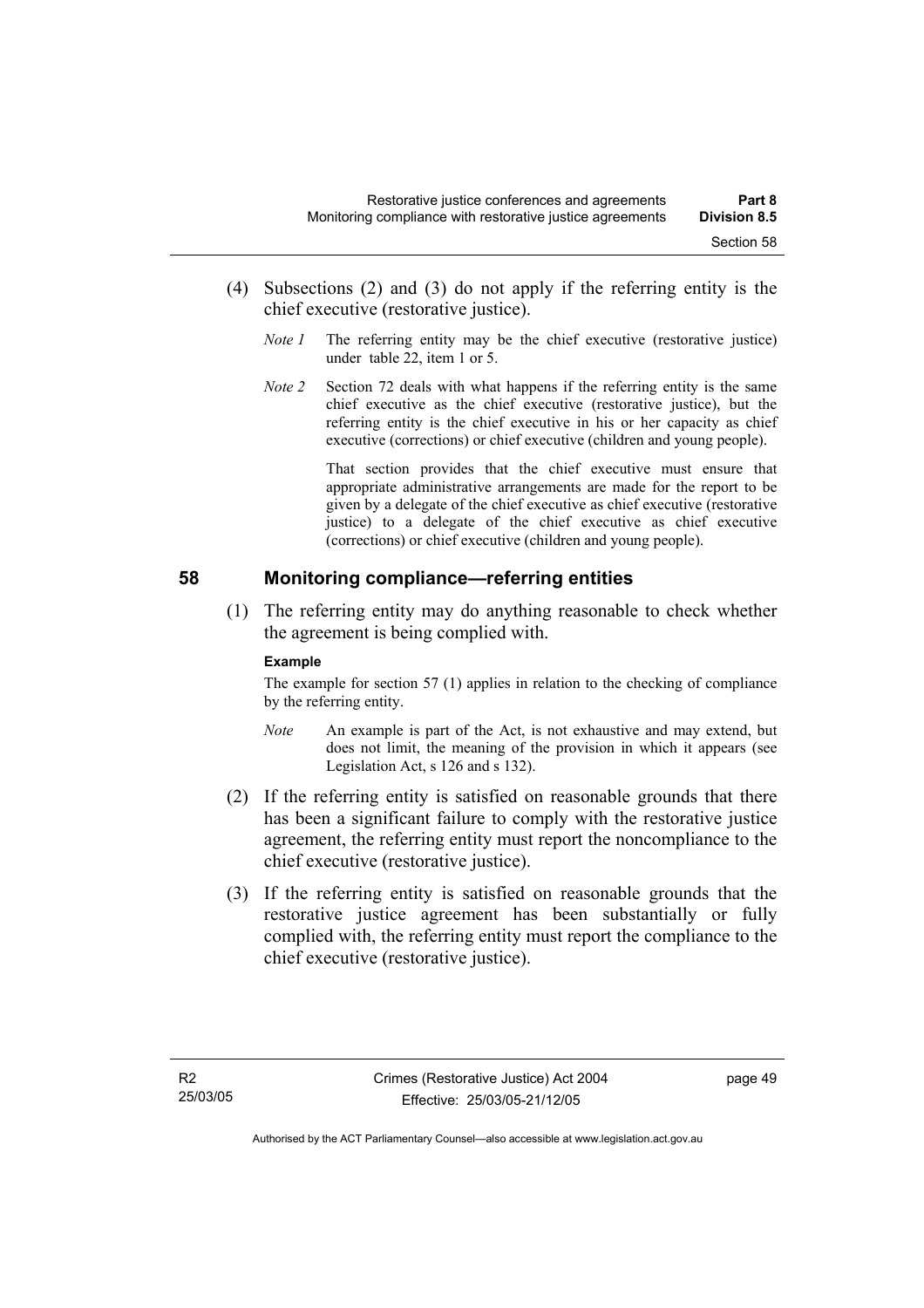(4) Subsections (2) and (3) do not apply if the referring entity is the chief executive (restorative justice).

*Note 1* The referring entity may be the chief executive (restorative justice) under table 22, item 1 or 5.

*Note 2* Section 72 deals with what happens if the referring entity is the same chief executive as the chief executive (restorative justice), but the referring entity is the chief executive in his or her capacity as chief executive (corrections) or chief executive (children and young people).

That section provides that the chief executive must ensure that appropriate administrative arrangements are made for the report to be given by a delegate of the chief executive as chief executive (restorative justice) to a delegate of the chief executive as chief executive (corrections) or chief executive (children and young people).

## 58 Monitoring compliance—referring entities

(1) The referring entity may do anything reasonable to check whether the agreement is being complied with.

**Example**

The example for section 57 (1) applies in relation to the checking of compliance by the referring entity.

*Note* An example is part of the Act, is not exhaustive and may extend, but does not limit, the meaning of the provision in which it appears (see Legislation Act, s 126 and s 132).

(2) If the referring entity is satisfied on reasonable grounds that there has been a significant failure to comply with the restorative justice agreement, the referring entity must report the noncompliance to the chief executive (restorative justice).

(3) If the referring entity is satisfied on reasonable grounds that the restorative justice agreement has been substantially or fully complied with, the referring entity must report the compliance to the chief executive (restorative justice).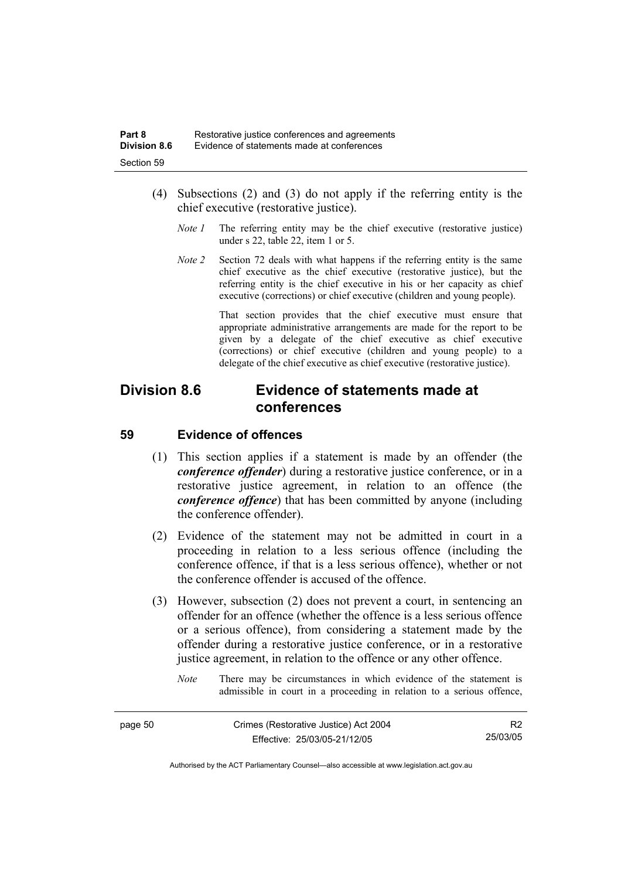(4) Subsections (2) and (3) do not apply if the referring entity is the chief executive (restorative justice).

*Note 1* The referring entity may be the chief executive (restorative justice) under s 22, table 22, item 1 or 5.

*Note 2* Section 72 deals with what happens if the referring entity is the same chief executive as the chief executive (restorative justice), but the referring entity is the chief executive in his or her capacity as chief executive (corrections) or chief executive (children and young people).

That section provides that the chief executive must ensure that appropriate administrative arrangements are made for the report to be given by a delegate of the chief executive as chief executive (corrections) or chief executive (children and young people) to a delegate of the chief executive as chief executive (restorative justice).

## Division 8.6 Evidence of statements made at conferences

### 59 Evidence of offences

(1) This section applies if a statement is made by an offender (the ***conference offender***) during a restorative justice conference, or in a restorative justice agreement, in relation to an offence (the ***conference offence***) that has been committed by anyone (including the conference offender).

(2) Evidence of the statement may not be admitted in court in a proceeding in relation to a less serious offence (including the conference offence, if that is a less serious offence), whether or not the conference offender is accused of the offence.

(3) However, subsection (2) does not prevent a court, in sentencing an offender for an offence (whether the offence is a less serious offence or a serious offence), from considering a statement made by the offender during a restorative justice conference, or in a restorative justice agreement, in relation to the offence or any other offence.

*Note* There may be circumstances in which evidence of the statement is admissible in court in a proceeding in relation to a serious offence,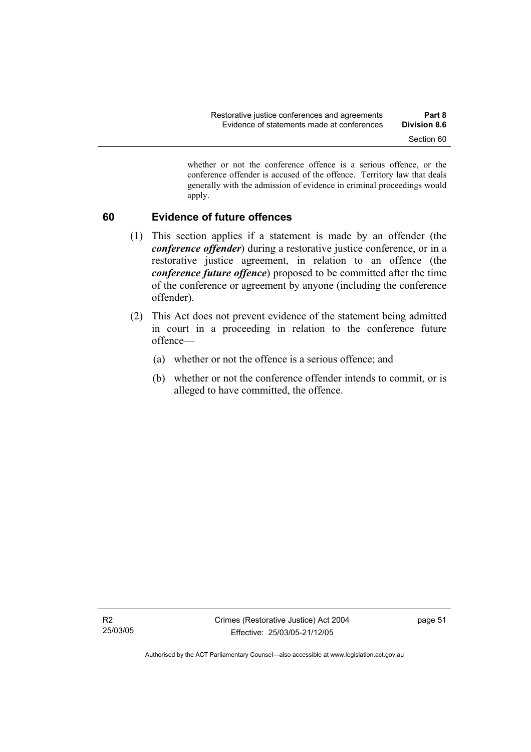whether or not the conference offence is a serious offence, or the conference offender is accused of the offence. Territory law that deals generally with the admission of evidence in criminal proceedings would apply.

## 60 Evidence of future offences

(1) This section applies if a statement is made by an offender (the ***conference offender***) during a restorative justice conference, or in a restorative justice agreement, in relation to an offence (the ***conference future offence***) proposed to be committed after the time of the conference or agreement by anyone (including the conference offender).

(2) This Act does not prevent evidence of the statement being admitted in court in a proceeding in relation to the conference future offence—

(a) whether or not the offence is a serious offence; and

(b) whether or not the conference offender intends to commit, or is alleged to have committed, the offence.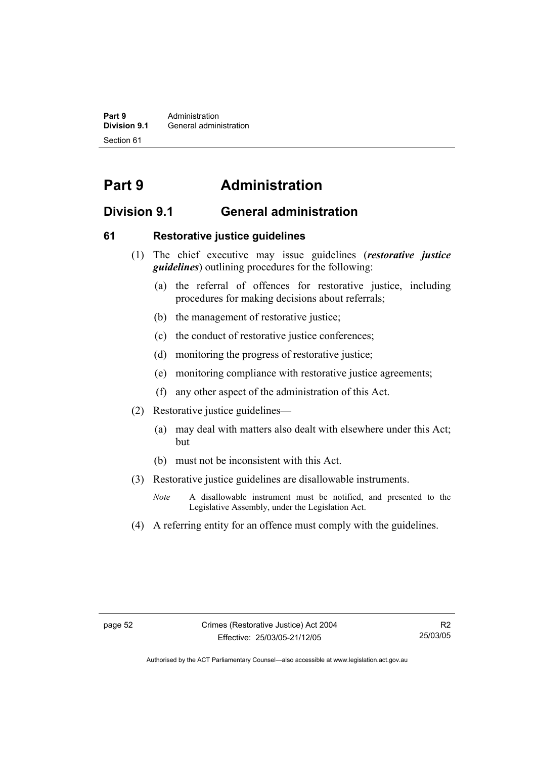# Part 9 Administration

## Division 9.1 General administration

### 61 Restorative justice guidelines

(1) The chief executive may issue guidelines (***restorative justice guidelines***) outlining procedures for the following:

(a) the referral of offences for restorative justice, including procedures for making decisions about referrals;

(b) the management of restorative justice;

(c) the conduct of restorative justice conferences;

(d) monitoring the progress of restorative justice;

(e) monitoring compliance with restorative justice agreements;

(f) any other aspect of the administration of this Act.

(2) Restorative justice guidelines—

(a) may deal with matters also dealt with elsewhere under this Act; but

(b) must not be inconsistent with this Act.

(3) Restorative justice guidelines are disallowable instruments.

*Note* A disallowable instrument must be notified, and presented to the Legislative Assembly, under the Legislation Act.

(4) A referring entity for an offence must comply with the guidelines.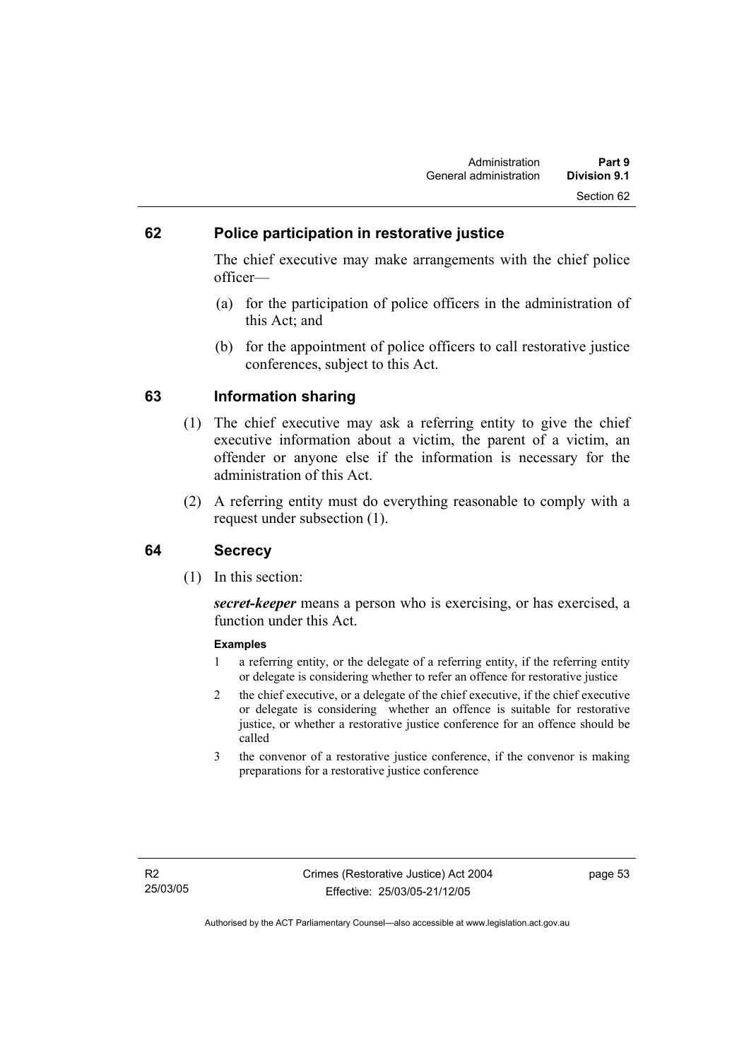## 62 Police participation in restorative justice

The chief executive may make arrangements with the chief police officer—

(a) for the participation of police officers in the administration of this Act; and

(b) for the appointment of police officers to call restorative justice conferences, subject to this Act.

## 63 Information sharing

(1) The chief executive may ask a referring entity to give the chief executive information about a victim, the parent of a victim, an offender or anyone else if the information is necessary for the administration of this Act.

(2) A referring entity must do everything reasonable to comply with a request under subsection (1).

## 64 Secrecy

(1) In this section:

***secret-keeper*** means a person who is exercising, or has exercised, a function under this Act.

**Examples**

1 a referring entity, or the delegate of a referring entity, if the referring entity or delegate is considering whether to refer an offence for restorative justice

2 the chief executive, or a delegate of the chief executive, if the chief executive or delegate is considering whether an offence is suitable for restorative justice, or whether a restorative justice conference for an offence should be called

3 the convenor of a restorative justice conference, if the convenor is making preparations for a restorative justice conference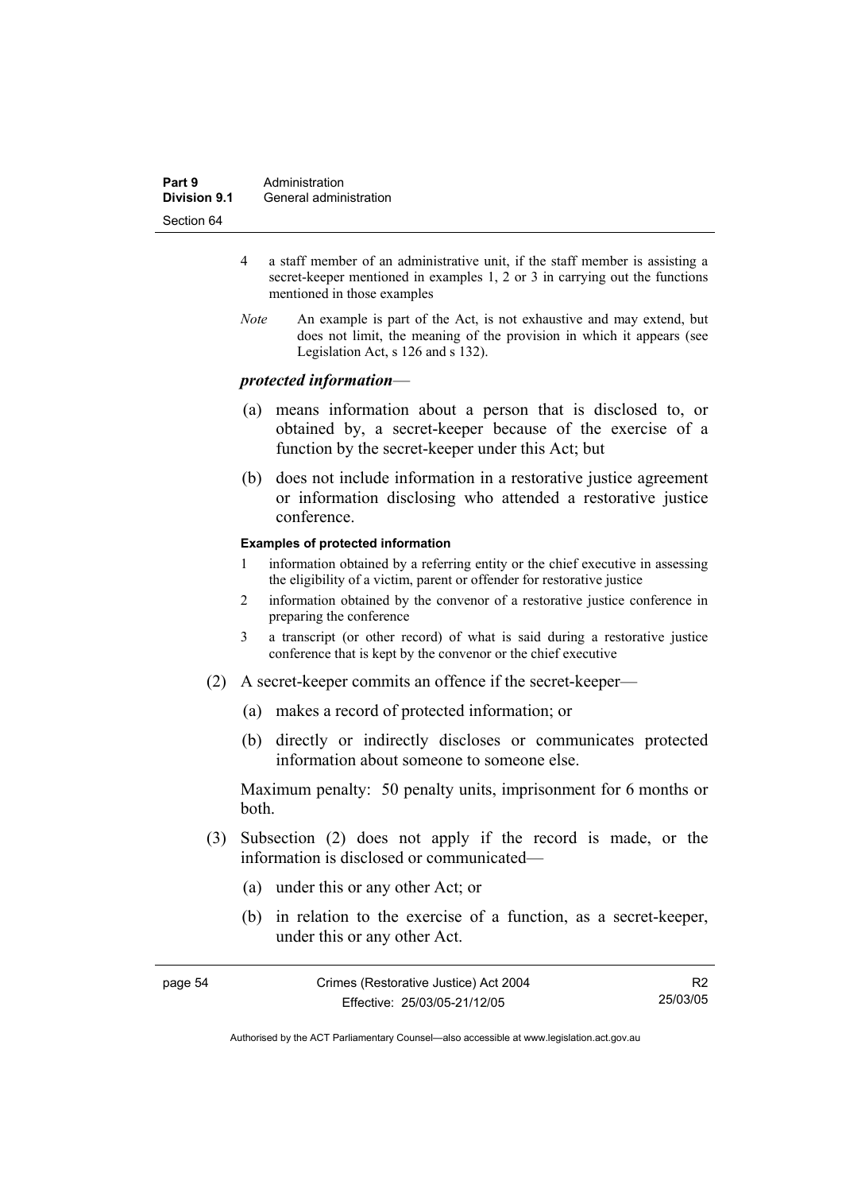4 a staff member of an administrative unit, if the staff member is assisting a secret-keeper mentioned in examples 1, 2 or 3 in carrying out the functions mentioned in those examples

*Note* An example is part of the Act, is not exhaustive and may extend, but does not limit, the meaning of the provision in which it appears (see Legislation Act, s 126 and s 132).

***protected information***—

(a) means information about a person that is disclosed to, or obtained by, a secret-keeper because of the exercise of a function by the secret-keeper under this Act; but

(b) does not include information in a restorative justice agreement or information disclosing who attended a restorative justice conference.

**Examples of protected information**

1 information obtained by a referring entity or the chief executive in assessing the eligibility of a victim, parent or offender for restorative justice

2 information obtained by the convenor of a restorative justice conference in preparing the conference

3 a transcript (or other record) of what is said during a restorative justice conference that is kept by the convenor or the chief executive

(2) A secret-keeper commits an offence if the secret-keeper—

(a) makes a record of protected information; or

(b) directly or indirectly discloses or communicates protected information about someone to someone else.

Maximum penalty: 50 penalty units, imprisonment for 6 months or both.

(3) Subsection (2) does not apply if the record is made, or the information is disclosed or communicated—

(a) under this or any other Act; or

(b) in relation to the exercise of a function, as a secret-keeper, under this or any other Act.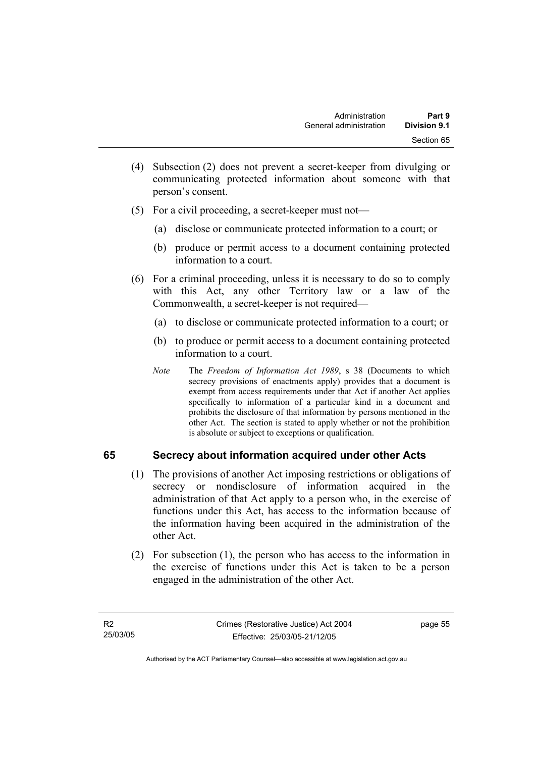(4) Subsection (2) does not prevent a secret-keeper from divulging or communicating protected information about someone with that person's consent.

(5) For a civil proceeding, a secret-keeper must not—

(a) disclose or communicate protected information to a court; or

(b) produce or permit access to a document containing protected information to a court.

(6) For a criminal proceeding, unless it is necessary to do so to comply with this Act, any other Territory law or a law of the Commonwealth, a secret-keeper is not required—

(a) to disclose or communicate protected information to a court; or

(b) to produce or permit access to a document containing protected information to a court.

*Note* The *Freedom of Information Act 1989*, s 38 (Documents to which secrecy provisions of enactments apply) provides that a document is exempt from access requirements under that Act if another Act applies specifically to information of a particular kind in a document and prohibits the disclosure of that information by persons mentioned in the other Act. The section is stated to apply whether or not the prohibition is absolute or subject to exceptions or qualification.

## 65 Secrecy about information acquired under other Acts

(1) The provisions of another Act imposing restrictions or obligations of secrecy or nondisclosure of information acquired in the administration of that Act apply to a person who, in the exercise of functions under this Act, has access to the information because of the information having been acquired in the administration of the other Act.

(2) For subsection (1), the person who has access to the information in the exercise of functions under this Act is taken to be a person engaged in the administration of the other Act.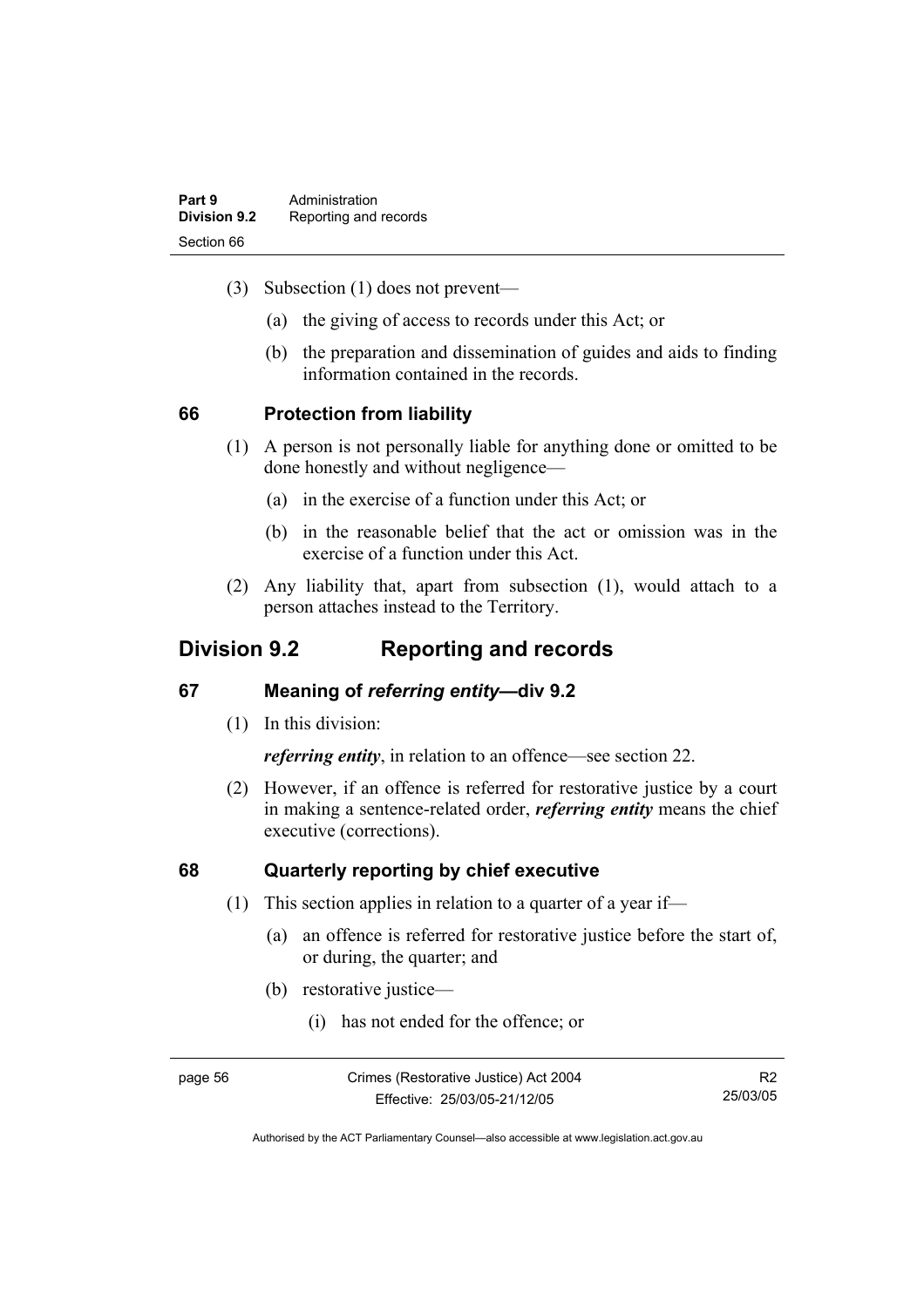(3) Subsection (1) does not prevent—

(a) the giving of access to records under this Act; or

(b) the preparation and dissemination of guides and aids to finding information contained in the records.

### 66 Protection from liability

(1) A person is not personally liable for anything done or omitted to be done honestly and without negligence—

(a) in the exercise of a function under this Act; or

(b) in the reasonable belief that the act or omission was in the exercise of a function under this Act.

(2) Any liability that, apart from subsection (1), would attach to a person attaches instead to the Territory.

## Division 9.2 Reporting and records

### 67 Meaning of *referring entity*—div 9.2

(1) In this division:

***referring entity***, in relation to an offence—see section 22.

(2) However, if an offence is referred for restorative justice by a court in making a sentence-related order, ***referring entity*** means the chief executive (corrections).

### 68 Quarterly reporting by chief executive

(1) This section applies in relation to a quarter of a year if—

(a) an offence is referred for restorative justice before the start of, or during, the quarter; and

(b) restorative justice—

(i) has not ended for the offence; or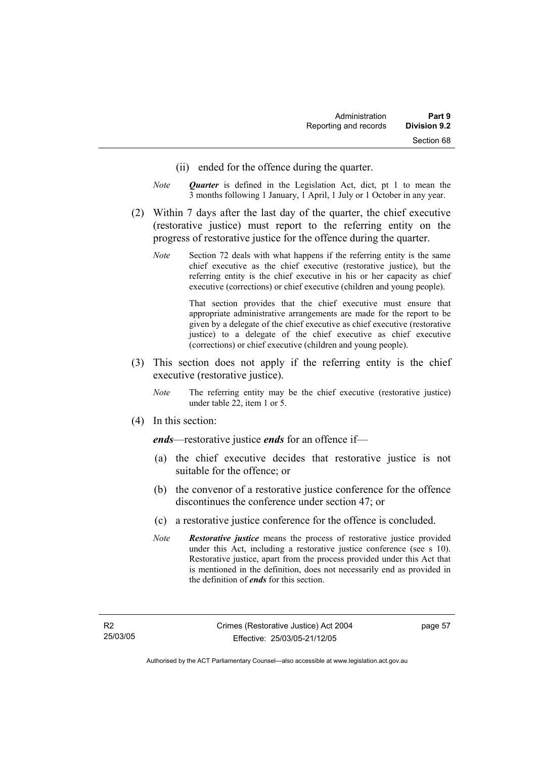(ii) ended for the offence during the quarter.

*Note* ***Quarter*** is defined in the Legislation Act, dict, pt 1 to mean the 3 months following 1 January, 1 April, 1 July or 1 October in any year.

(2) Within 7 days after the last day of the quarter, the chief executive (restorative justice) must report to the referring entity on the progress of restorative justice for the offence during the quarter.

*Note* Section 72 deals with what happens if the referring entity is the same chief executive as the chief executive (restorative justice), but the referring entity is the chief executive in his or her capacity as chief executive (corrections) or chief executive (children and young people).

That section provides that the chief executive must ensure that appropriate administrative arrangements are made for the report to be given by a delegate of the chief executive as chief executive (restorative justice) to a delegate of the chief executive as chief executive (corrections) or chief executive (children and young people).

(3) This section does not apply if the referring entity is the chief executive (restorative justice).

*Note* The referring entity may be the chief executive (restorative justice) under table 22, item 1 or 5.

(4) In this section:

***ends***—restorative justice ***ends*** for an offence if—

(a) the chief executive decides that restorative justice is not suitable for the offence; or

(b) the convenor of a restorative justice conference for the offence discontinues the conference under section 47; or

(c) a restorative justice conference for the offence is concluded.

*Note* ***Restorative justice*** means the process of restorative justice provided under this Act, including a restorative justice conference (see s 10). Restorative justice, apart from the process provided under this Act that is mentioned in the definition, does not necessarily end as provided in the definition of ***ends*** for this section.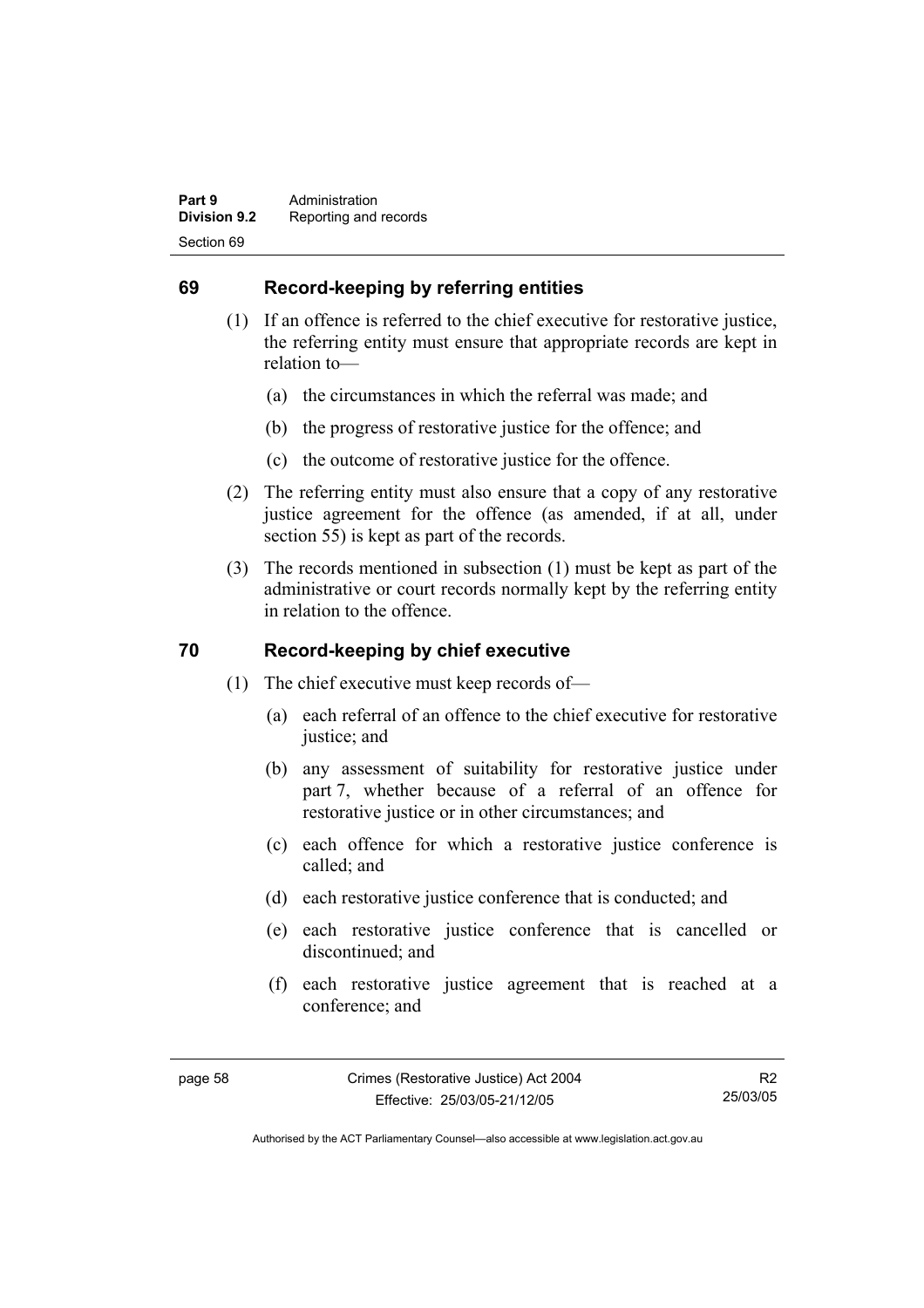## 69 Record-keeping by referring entities

(1) If an offence is referred to the chief executive for restorative justice, the referring entity must ensure that appropriate records are kept in relation to—

(a) the circumstances in which the referral was made; and

(b) the progress of restorative justice for the offence; and

(c) the outcome of restorative justice for the offence.

(2) The referring entity must also ensure that a copy of any restorative justice agreement for the offence (as amended, if at all, under section 55) is kept as part of the records.

(3) The records mentioned in subsection (1) must be kept as part of the administrative or court records normally kept by the referring entity in relation to the offence.

## 70 Record-keeping by chief executive

(1) The chief executive must keep records of—

(a) each referral of an offence to the chief executive for restorative justice; and

(b) any assessment of suitability for restorative justice under part 7, whether because of a referral of an offence for restorative justice or in other circumstances; and

(c) each offence for which a restorative justice conference is called; and

(d) each restorative justice conference that is conducted; and

(e) each restorative justice conference that is cancelled or discontinued; and

(f) each restorative justice agreement that is reached at a conference; and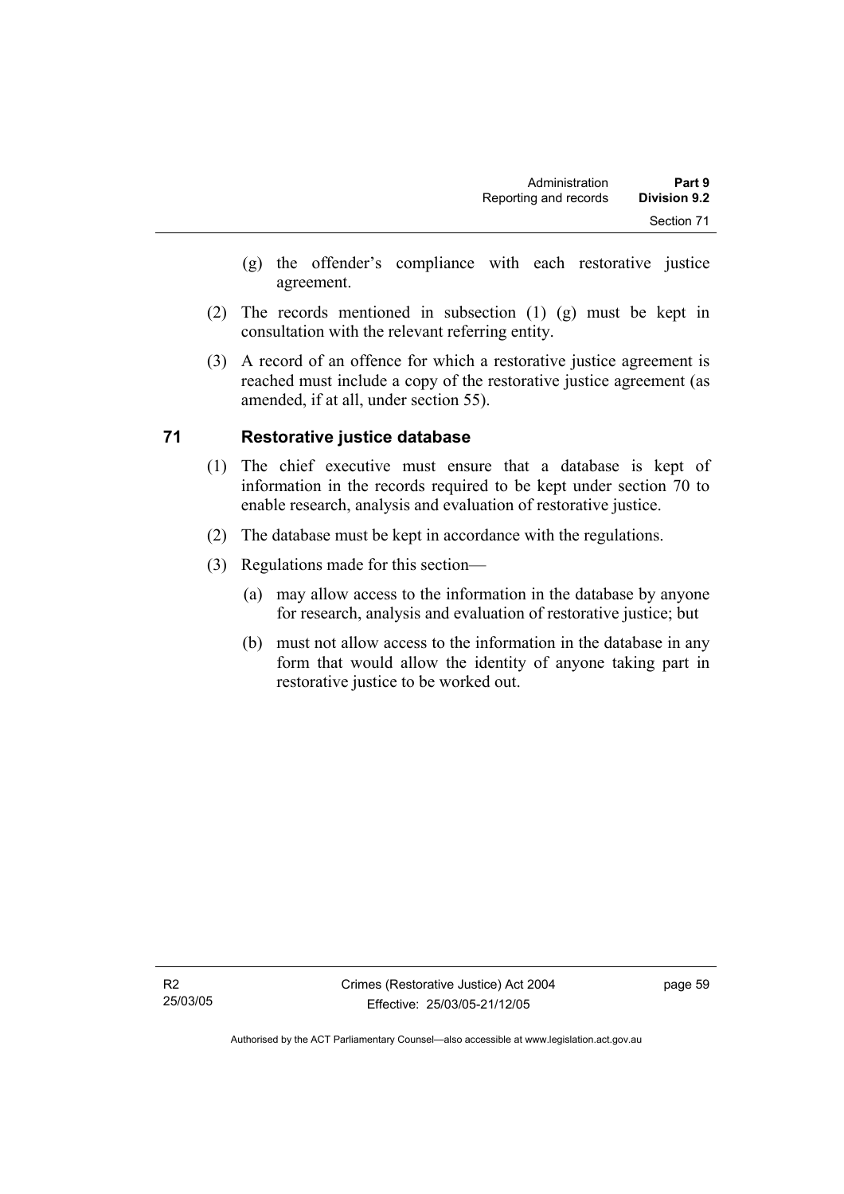(g) the offender's compliance with each restorative justice agreement.

(2) The records mentioned in subsection (1) (g) must be kept in consultation with the relevant referring entity.

(3) A record of an offence for which a restorative justice agreement is reached must include a copy of the restorative justice agreement (as amended, if at all, under section 55).

## 71 Restorative justice database

(1) The chief executive must ensure that a database is kept of information in the records required to be kept under section 70 to enable research, analysis and evaluation of restorative justice.

(2) The database must be kept in accordance with the regulations.

(3) Regulations made for this section—

(a) may allow access to the information in the database by anyone for research, analysis and evaluation of restorative justice; but

(b) must not allow access to the information in the database in any form that would allow the identity of anyone taking part in restorative justice to be worked out.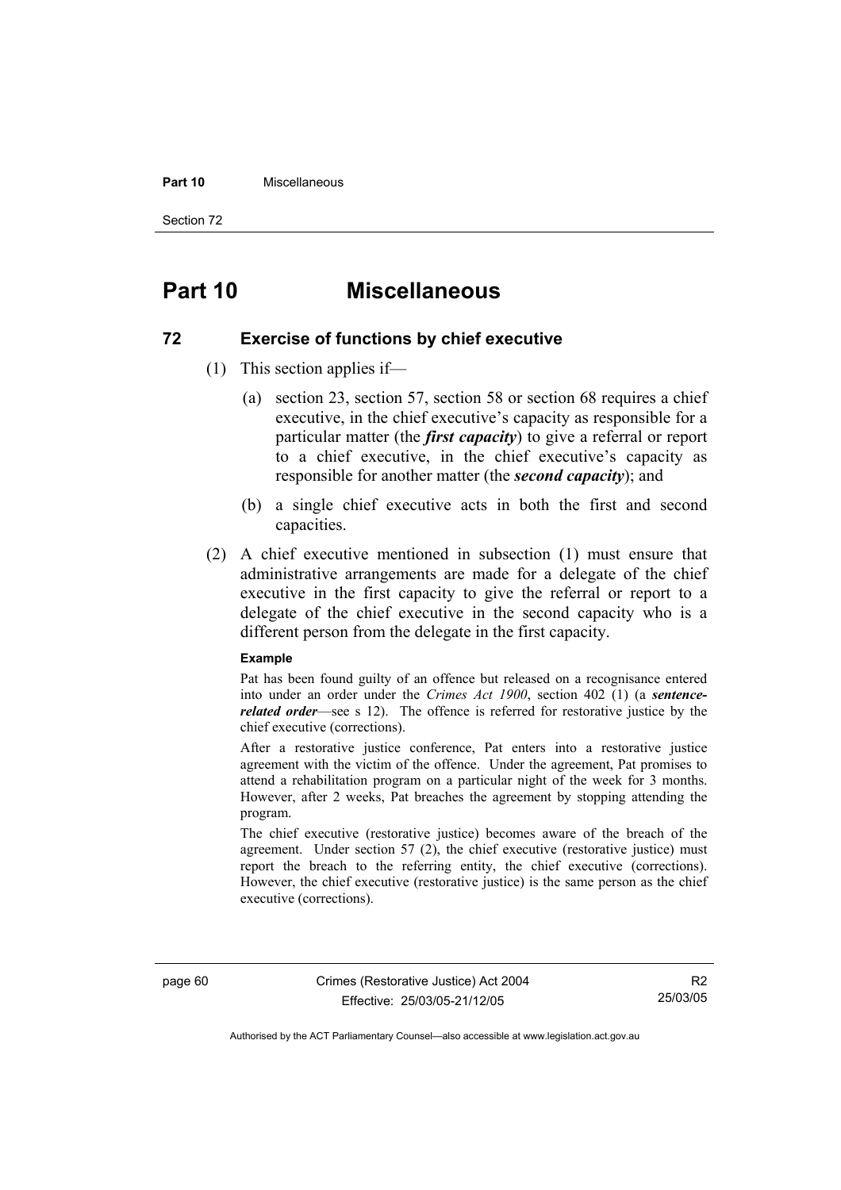# Part 10 Miscellaneous

## 72 Exercise of functions by chief executive

(1) This section applies if—

(a) section 23, section 57, section 58 or section 68 requires a chief executive, in the chief executive's capacity as responsible for a particular matter (the ***first capacity***) to give a referral or report to a chief executive, in the chief executive's capacity as responsible for another matter (the ***second capacity***); and

(b) a single chief executive acts in both the first and second capacities.

(2) A chief executive mentioned in subsection (1) must ensure that administrative arrangements are made for a delegate of the chief executive in the first capacity to give the referral or report to a delegate of the chief executive in the second capacity who is a different person from the delegate in the first capacity.

**Example**

Pat has been found guilty of an offence but released on a recognisance entered into under an order under the *Crimes Act 1900*, section 402 (1) (a ***sentence-related order***—see s 12). The offence is referred for restorative justice by the chief executive (corrections).

After a restorative justice conference, Pat enters into a restorative justice agreement with the victim of the offence. Under the agreement, Pat promises to attend a rehabilitation program on a particular night of the week for 3 months. However, after 2 weeks, Pat breaches the agreement by stopping attending the program.

The chief executive (restorative justice) becomes aware of the breach of the agreement. Under section 57 (2), the chief executive (restorative justice) must report the breach to the referring entity, the chief executive (corrections). However, the chief executive (restorative justice) is the same person as the chief executive (corrections).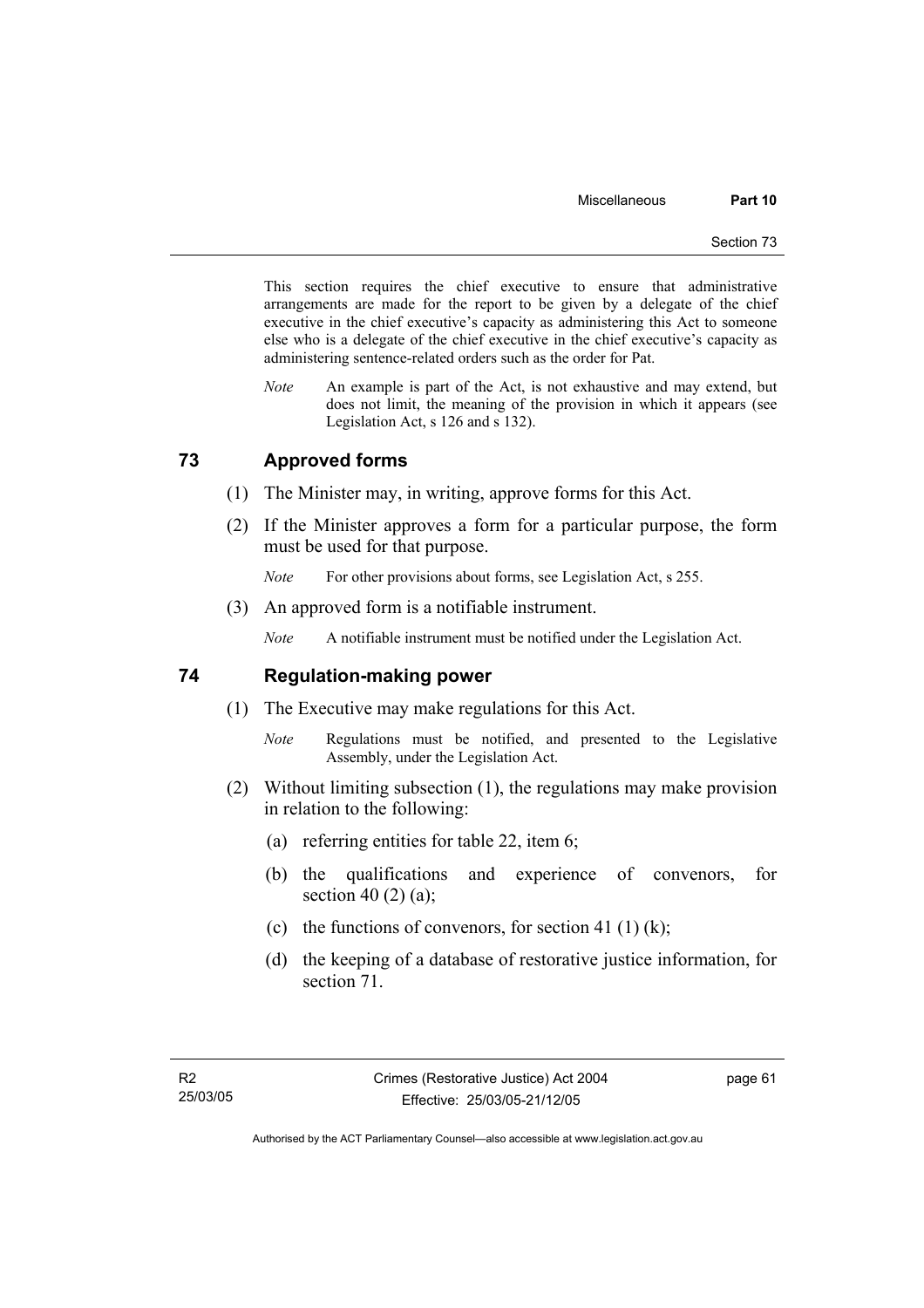This section requires the chief executive to ensure that administrative arrangements are made for the report to be given by a delegate of the chief executive in the chief executive's capacity as administering this Act to someone else who is a delegate of the chief executive in the chief executive's capacity as administering sentence-related orders such as the order for Pat.

*Note* An example is part of the Act, is not exhaustive and may extend, but does not limit, the meaning of the provision in which it appears (see Legislation Act, s 126 and s 132).

## 73 Approved forms

(1) The Minister may, in writing, approve forms for this Act.

(2) If the Minister approves a form for a particular purpose, the form must be used for that purpose.

*Note* For other provisions about forms, see Legislation Act, s 255.

(3) An approved form is a notifiable instrument.

*Note* A notifiable instrument must be notified under the Legislation Act.

## 74 Regulation-making power

(1) The Executive may make regulations for this Act.

*Note* Regulations must be notified, and presented to the Legislative Assembly, under the Legislation Act.

(2) Without limiting subsection (1), the regulations may make provision in relation to the following:

(a) referring entities for table 22, item 6;

(b) the qualifications and experience of convenors, for section 40 (2) (a);

(c) the functions of convenors, for section 41 (1) (k);

(d) the keeping of a database of restorative justice information, for section 71.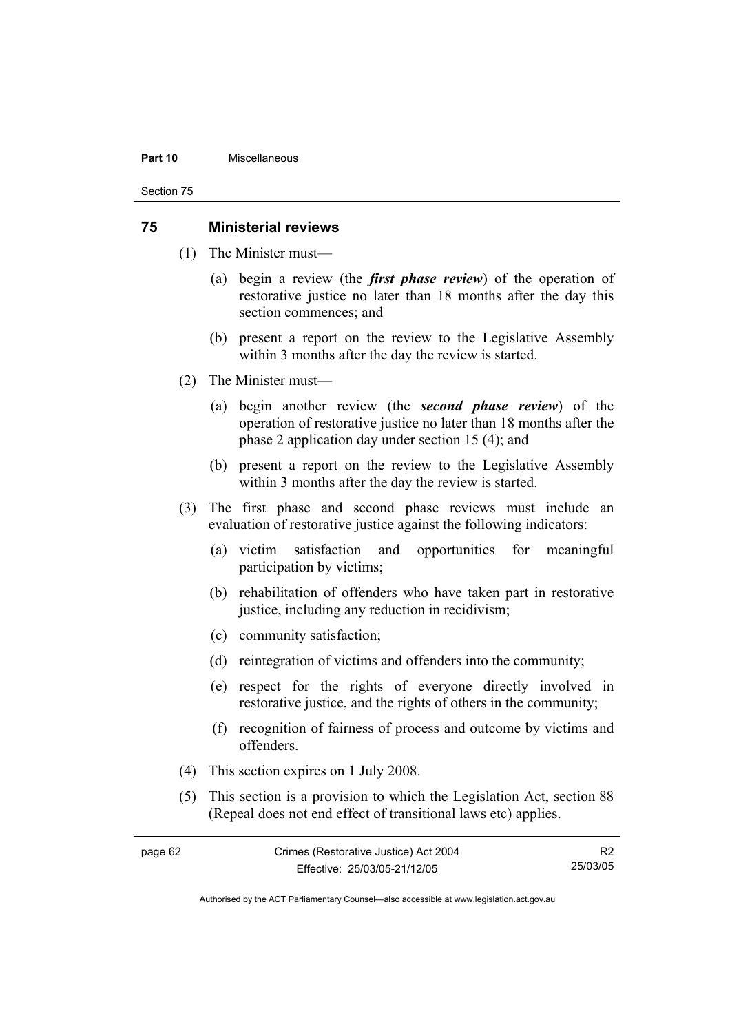## 75 Ministerial reviews

(1) The Minister must—

(a) begin a review (the ***first phase review***) of the operation of restorative justice no later than 18 months after the day this section commences; and

(b) present a report on the review to the Legislative Assembly within 3 months after the day the review is started.

(2) The Minister must—

(a) begin another review (the ***second phase review***) of the operation of restorative justice no later than 18 months after the phase 2 application day under section 15 (4); and

(b) present a report on the review to the Legislative Assembly within 3 months after the day the review is started.

(3) The first phase and second phase reviews must include an evaluation of restorative justice against the following indicators:

(a) victim satisfaction and opportunities for meaningful participation by victims;

(b) rehabilitation of offenders who have taken part in restorative justice, including any reduction in recidivism;

(c) community satisfaction;

(d) reintegration of victims and offenders into the community;

(e) respect for the rights of everyone directly involved in restorative justice, and the rights of others in the community;

(f) recognition of fairness of process and outcome by victims and offenders.

(4) This section expires on 1 July 2008.

(5) This section is a provision to which the Legislation Act, section 88 (Repeal does not end effect of transitional laws etc) applies.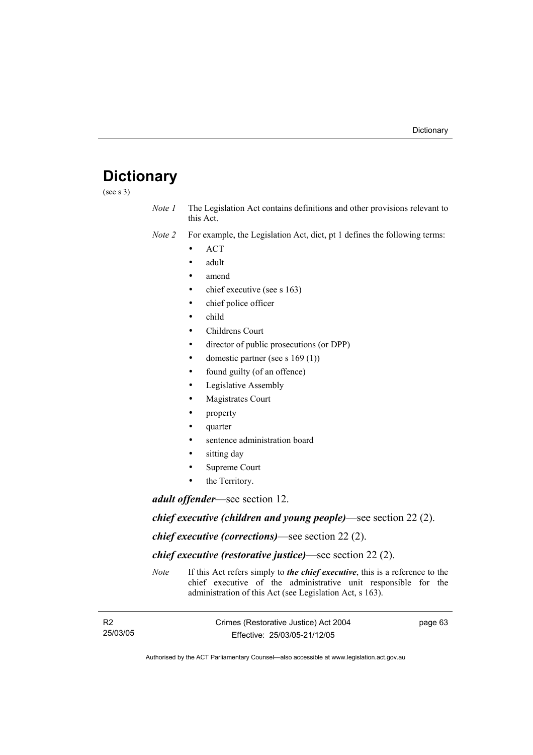# Dictionary

(see s 3)

*Note 1* The Legislation Act contains definitions and other provisions relevant to this Act.

*Note 2* For example, the Legislation Act, dict, pt 1 defines the following terms:

- ACT
- adult
- amend
- chief executive (see s 163)
- chief police officer
- child
- Childrens Court
- director of public prosecutions (or DPP)
- domestic partner (see s 169 (1))
- found guilty (of an offence)
- Legislative Assembly
- Magistrates Court
- property
- quarter
- sentence administration board
- sitting day
- Supreme Court
- the Territory.

***adult offender***—see section 12.

***chief executive (children and young people)***—see section 22 (2).

***chief executive (corrections)***—see section 22 (2).

***chief executive (restorative justice)***—see section 22 (2).

*Note* If this Act refers simply to ***the chief executive***, this is a reference to the chief executive of the administrative unit responsible for the administration of this Act (see Legislation Act, s 163).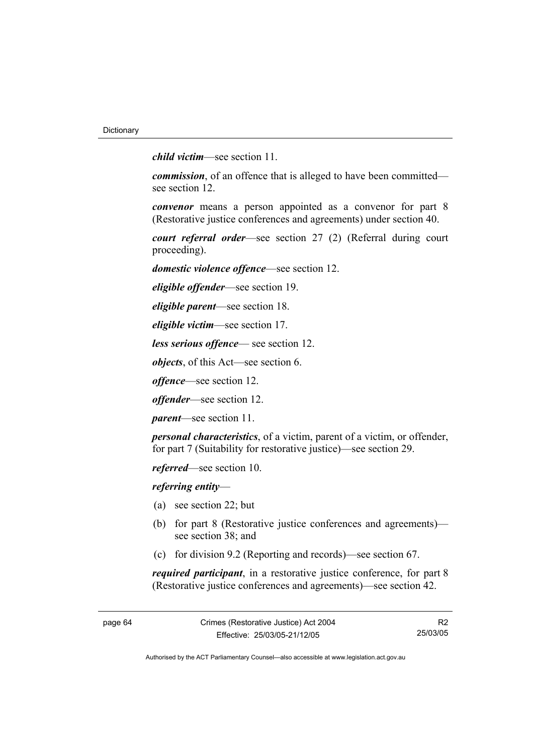***child victim***—see section 11.

***commission***, of an offence that is alleged to have been committed—see section 12.

***convenor*** means a person appointed as a convenor for part 8 (Restorative justice conferences and agreements) under section 40.

***court referral order***—see section 27 (2) (Referral during court proceeding).

***domestic violence offence***—see section 12.

***eligible offender***—see section 19.

***eligible parent***—see section 18.

***eligible victim***—see section 17.

***less serious offence***— see section 12.

***objects***, of this Act—see section 6.

***offence***—see section 12.

***offender***—see section 12.

***parent***—see section 11.

***personal characteristics***, of a victim, parent of a victim, or offender, for part 7 (Suitability for restorative justice)—see section 29.

***referred***—see section 10.

***referring entity***—

(a) see section 22; but

(b) for part 8 (Restorative justice conferences and agreements)—see section 38; and

(c) for division 9.2 (Reporting and records)—see section 67.

***required participant***, in a restorative justice conference, for part 8 (Restorative justice conferences and agreements)—see section 42.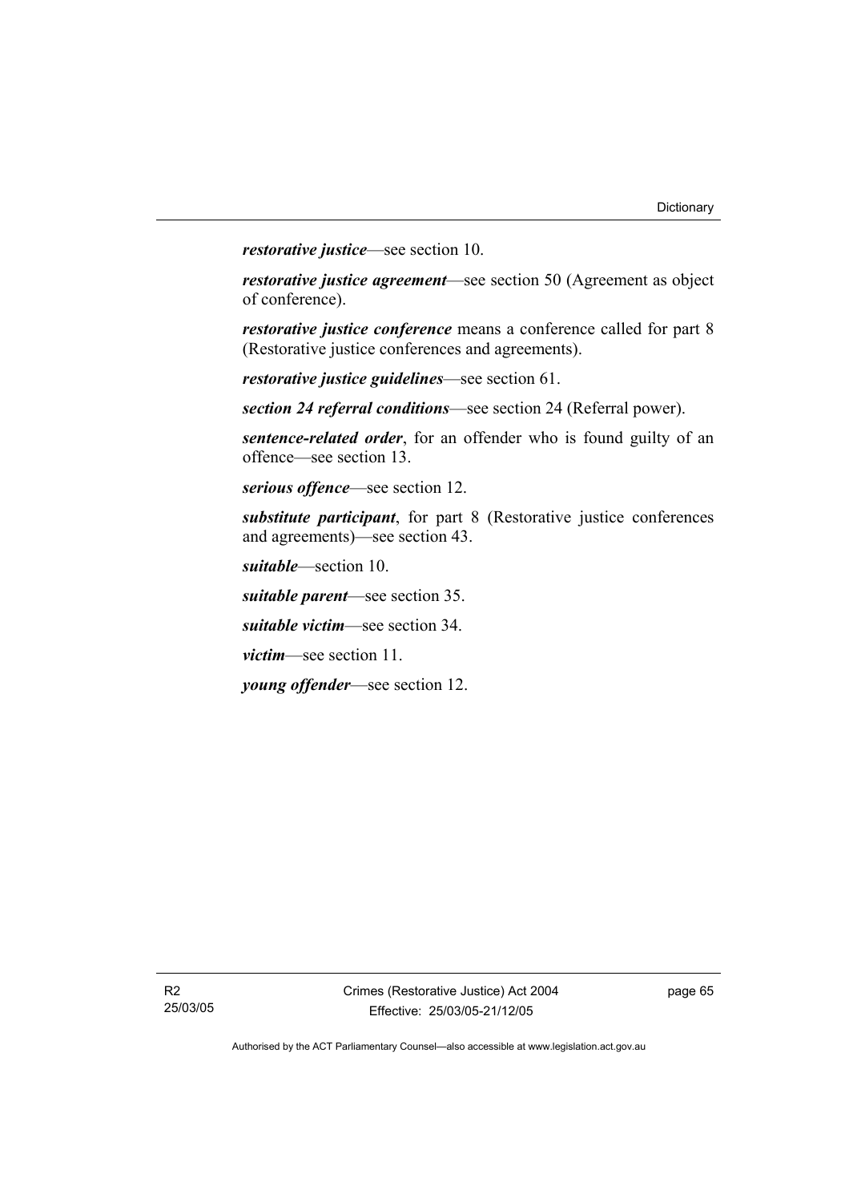***restorative justice***—see section 10.

***restorative justice agreement***—see section 50 (Agreement as object of conference).

***restorative justice conference*** means a conference called for part 8 (Restorative justice conferences and agreements).

***restorative justice guidelines***—see section 61.

***section 24 referral conditions***—see section 24 (Referral power).

***sentence-related order***, for an offender who is found guilty of an offence—see section 13.

***serious offence***—see section 12.

***substitute participant***, for part 8 (Restorative justice conferences and agreements)—see section 43.

***suitable***—section 10.

***suitable parent***—see section 35.

***suitable victim***—see section 34.

***victim***—see section 11.

***young offender***—see section 12.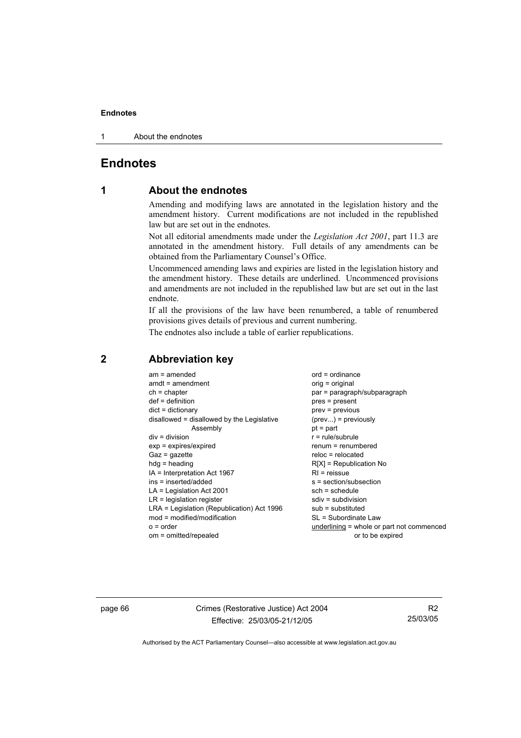# Endnotes

## 1 About the endnotes

Amending and modifying laws are annotated in the legislation history and the amendment history. Current modifications are not included in the republished law but are set out in the endnotes.

Not all editorial amendments made under the *Legislation Act 2001*, part 11.3 are annotated in the amendment history. Full details of any amendments can be obtained from the Parliamentary Counsel's Office.

Uncommenced amending laws and expiries are listed in the legislation history and the amendment history. These details are underlined. Uncommenced provisions and amendments are not included in the republished law but are set out in the last endnote.

If all the provisions of the law have been renumbered, a table of renumbered provisions gives details of previous and current numbering.

The endnotes also include a table of earlier republications.

## 2 Abbreviation key

am = amended
amdt = amendment
ch = chapter
def = definition
dict = dictionary
disallowed = disallowed by the Legislative Assembly
div = division
exp = expires/expired
Gaz = gazette
hdg = heading
IA = Interpretation Act 1967
ins = inserted/added
LA = Legislation Act 2001
LR = legislation register
LRA = Legislation (Republication) Act 1996
mod = modified/modification
o = order
om = omitted/repealed
ord = ordinance
orig = original
par = paragraph/subparagraph
pres = present
prev = previous
(prev...) = previously
pt = part
r = rule/subrule
renum = renumbered
reloc = relocated
R[X] = Republication No
RI = reissue
s = section/subsection
sch = schedule
sdiv = subdivision
sub = substituted
SL = Subordinate Law
underlining = whole or part not commenced or to be expired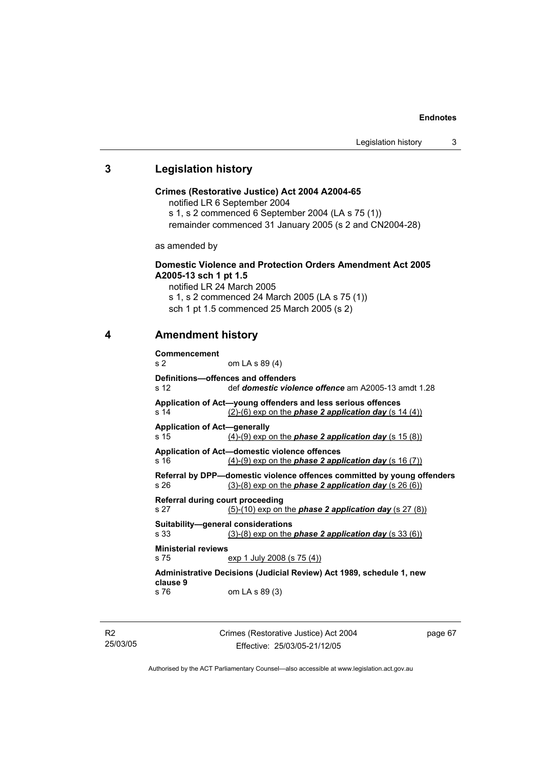## 3 Legislation history

**Crimes (Restorative Justice) Act 2004 A2004-65**

notified LR 6 September 2004

s 1, s 2 commenced 6 September 2004 (LA s 75 (1))

remainder commenced 31 January 2005 (s 2 and CN2004-28)

as amended by

**Domestic Violence and Protection Orders Amendment Act 2005 A2005-13 sch 1 pt 1.5**

notified LR 24 March 2005

s 1, s 2 commenced 24 March 2005 (LA s 75 (1))

sch 1 pt 1.5 commenced 25 March 2005 (s 2)

## 4 Amendment history

**Commencement**

s 2 om LA s 89 (4)

**Definitions—offences and offenders**

s 12 def ***domestic violence offence*** am A2005-13 amdt 1.28

**Application of Act—young offenders and less serious offences**

s 14 (2)-(6) exp on the ***phase 2 application day*** (s 14 (4))

**Application of Act—generally**

s 15 (4)-(9) exp on the ***phase 2 application day*** (s 15 (8))

**Application of Act—domestic violence offences**

s 16 (4)-(9) exp on the ***phase 2 application day*** (s 16 (7))

**Referral by DPP—domestic violence offences committed by young offenders**

s 26 (3)-(8) exp on the ***phase 2 application day*** (s 26 (6))

**Referral during court proceeding**

s 27 (5)-(10) exp on the ***phase 2 application day*** (s 27 (8))

**Suitability—general considerations**

s 33 (3)-(8) exp on the ***phase 2 application day*** (s 33 (6))

**Ministerial reviews**

s 75 exp 1 July 2008 (s 75 (4))

**Administrative Decisions (Judicial Review) Act 1989, schedule 1, new clause 9**

s 76 om LA s 89 (3)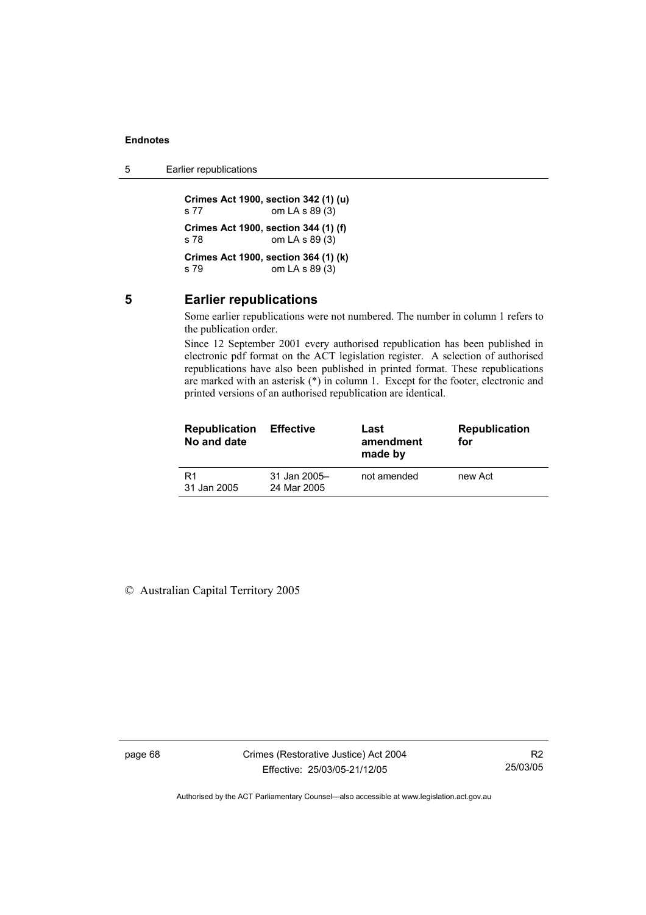**Crimes Act 1900, section 342 (1) (u)**
s 77 om LA s 89 (3)

**Crimes Act 1900, section 344 (1) (f)**
s 78 om LA s 89 (3)

**Crimes Act 1900, section 364 (1) (k)**
s 79 om LA s 89 (3)

## 5 Earlier republications

Some earlier republications were not numbered. The number in column 1 refers to the publication order.

Since 12 September 2001 every authorised republication has been published in electronic pdf format on the ACT legislation register. A selection of authorised republications have also been published in printed format. These republications are marked with an asterisk (*) in column 1. Except for the footer, electronic and printed versions of an authorised republication are identical.

| Republication No and date | Effective | Last amendment made by | Republication for |
|---|---|---|---|
| R1<br>31 Jan 2005 | 31 Jan 2005–<br>24 Mar 2005 | not amended | new Act |

© Australian Capital Territory 2005